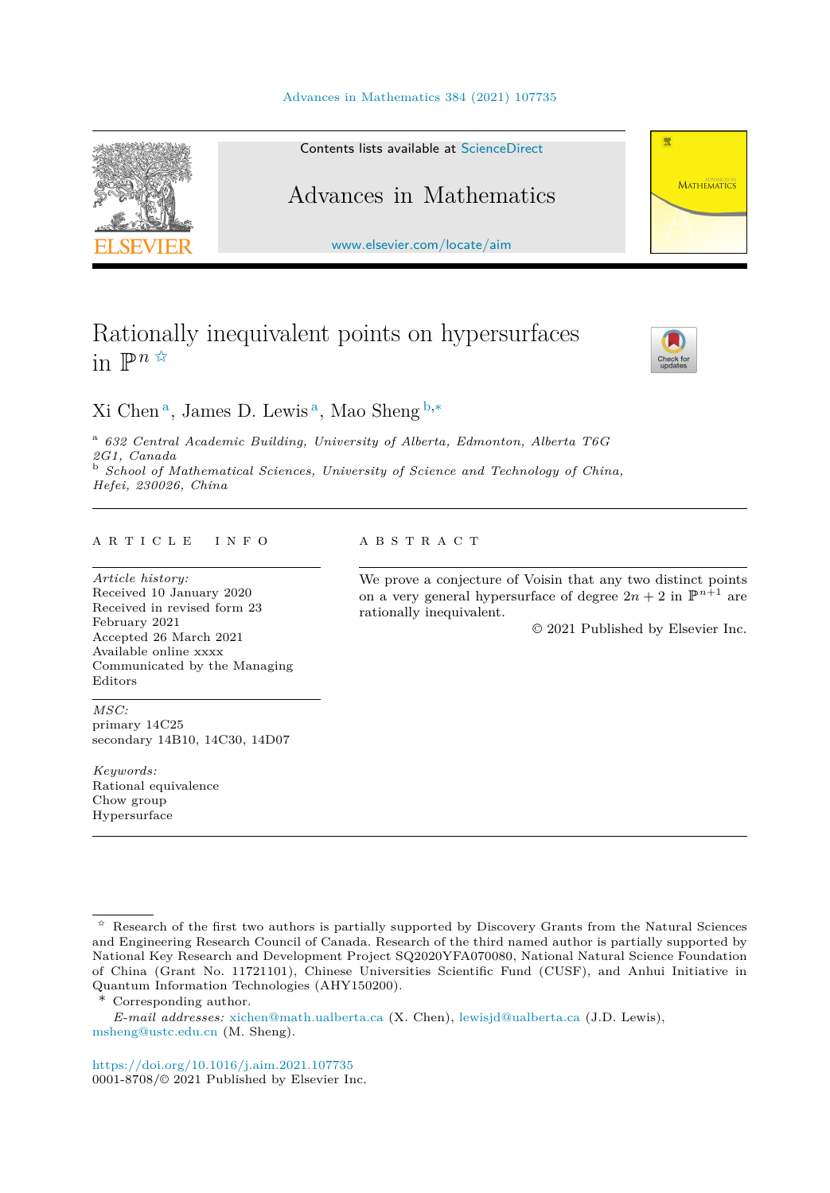# Rationally inequivalent points on hypersurfaces in $\mathbb{P}^n$ ☆

Xi Chen [a], James D. Lewis [a], Mao Sheng [b,*]

[a] 632 Central Academic Building, University of Alberta, Edmonton, Alberta T6G 2G1, Canada

[b] School of Mathematical Sciences, University of Science and Technology of China, Hefei, 230026, China

## ARTICLE INFO

*Article history:*
Received 10 January 2020
Received in revised form 23 February 2021
Accepted 26 March 2021
Available online xxxx
Communicated by the Managing Editors

*MSC:*
primary 14C25
secondary 14B10, 14C30, 14D07

*Keywords:*
Rational equivalence
Chow group
Hypersurface

## ABSTRACT

We prove a conjecture of Voisin that any two distinct points on a very general hypersurface of degree $2n + 2$ in $\mathbb{P}^{n+1}$ are rationally inequivalent.

© 2021 Published by Elsevier Inc.

---

☆ Research of the first two authors is partially supported by Discovery Grants from the Natural Sciences and Engineering Research Council of Canada. Research of the third named author is partially supported by National Key Research and Development Project SQ2020YFA070080, National Natural Science Foundation of China (Grant No. 11721101), Chinese Universities Scientific Fund (CUSF), and Anhui Initiative in Quantum Information Technologies (AHY150200).

\* Corresponding author.

*E-mail addresses:* xichen@math.ualberta.ca (X. Chen), lewisjd@ualberta.ca (J.D. Lewis), msheng@ustc.edu.cn (M. Sheng).

https://doi.org/10.1016/j.aim.2021.107735
0001-8708/© 2021 Published by Elsevier Inc.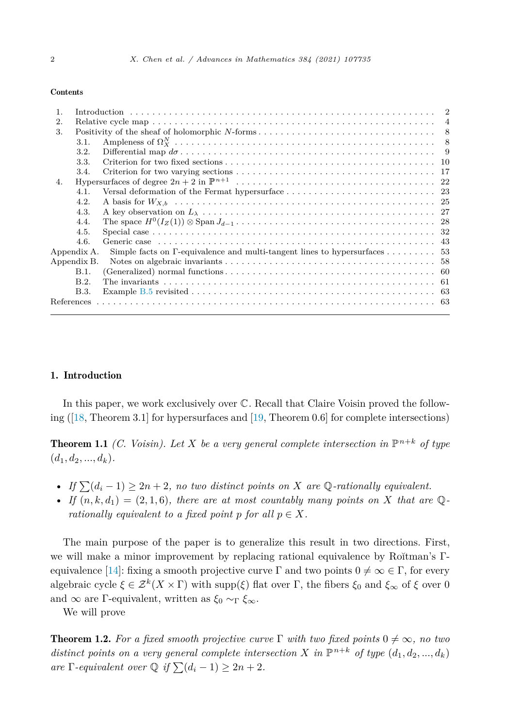**Contents**

| | | |
|---|---|---|
| 1. | Introduction | 2 |
| 2. | Relative cycle map | 4 |
| 3. | Positivity of the sheaf of holomorphic $N$-forms | 8 |
| | 3.1. Ampleness of $\Omega_X^N$ | 8 |
| | 3.2. Differential map $d\sigma$ | 9 |
| | 3.3. Criterion for two fixed sections | 10 |
| | 3.4. Criterion for two varying sections | 17 |
| 4. | Hypersurfaces of degree $2n+2$ in $\mathbb{P}^{n+1}$ | 22 |
| | 4.1. Versal deformation of the Fermat hypersurface | 23 |
| | 4.2. A basis for $W_{X,b}$ | 25 |
| | 4.3. A key observation on $L_\lambda$ | 27 |
| | 4.4. The space $H^0(I_Z(1)) \otimes \operatorname{Span} J_{d-1}$ | 28 |
| | 4.5. Special case | 32 |
| | 4.6. Generic case | 43 |
| Appendix A. | Simple facts on Γ-equivalence and multi-tangent lines to hypersurfaces | 53 |
| Appendix B. | Notes on algebraic invariants | 58 |
| | B.1. (Generalized) normal functions | 60 |
| | B.2. The invariants | 61 |
| | B.3. Example B.5 revisited | 63 |
| References | | 63 |

## 1. Introduction

In this paper, we work exclusively over $\mathbb{C}$. Recall that Claire Voisin proved the following ([18, Theorem 3.1] for hypersurfaces and [19, Theorem 0.6] for complete intersections)

**Theorem 1.1** *(C. Voisin). Let $X$ be a very general complete intersection in $\mathbb{P}^{n+k}$ of type $(d_1, d_2, ..., d_k)$.*

- *If $\sum(d_i - 1) \geq 2n + 2$, no two distinct points on $X$ are $\mathbb{Q}$-rationally equivalent.*
- *If $(n, k, d_1) = (2, 1, 6)$, there are at most countably many points on $X$ that are $\mathbb{Q}$-rationally equivalent to a fixed point $p$ for all $p \in X$.*

The main purpose of the paper is to generalize this result in two directions. First, we will make a minor improvement by replacing rational equivalence by Roĭtman's Γ-equivalence [14]: fixing a smooth projective curve $\Gamma$ and two points $0 \neq \infty \in \Gamma$, for every algebraic cycle $\xi \in \mathcal{Z}^k(X \times \Gamma)$ with $\operatorname{supp}(\xi)$ flat over $\Gamma$, the fibers $\xi_0$ and $\xi_\infty$ of $\xi$ over $0$ and $\infty$ are Γ-equivalent, written as $\xi_0 \sim_\Gamma \xi_\infty$.

We will prove

**Theorem 1.2.** *For a fixed smooth projective curve $\Gamma$ with two fixed points $0 \neq \infty$, no two distinct points on a very general complete intersection $X$ in $\mathbb{P}^{n+k}$ of type $(d_1, d_2, ..., d_k)$ are Γ-equivalent over $\mathbb{Q}$ if $\sum(d_i - 1) \geq 2n + 2$.*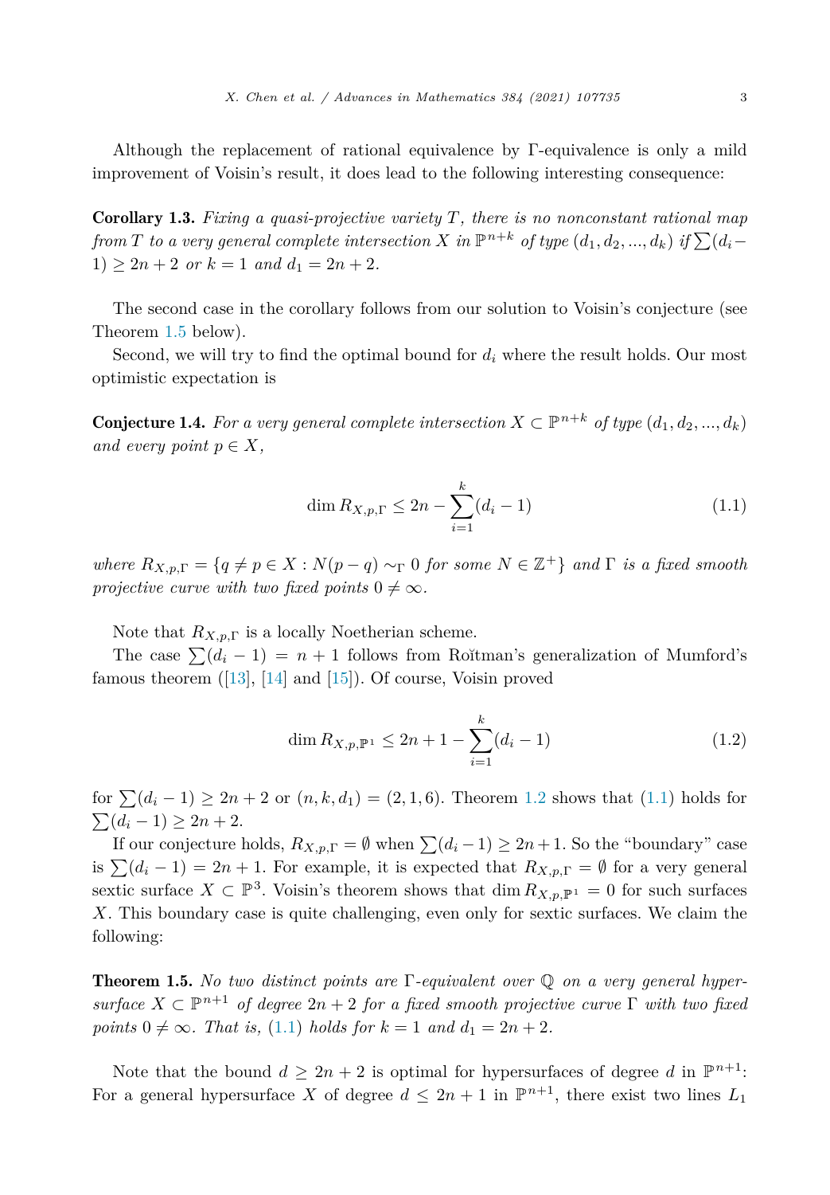Although the replacement of rational equivalence by Γ-equivalence is only a mild improvement of Voisin's result, it does lead to the following interesting consequence:

**Corollary 1.3.** *Fixing a quasi-projective variety $T$, there is no nonconstant rational map from $T$ to a very general complete intersection $X$ in $\mathbb{P}^{n+k}$ of type $(d_1, d_2, ..., d_k)$ if $\sum(d_i - 1) \geq 2n+2$ or $k=1$ and $d_1 = 2n+2$.*

The second case in the corollary follows from our solution to Voisin's conjecture (see Theorem 1.5 below).

Second, we will try to find the optimal bound for $d_i$ where the result holds. Our most optimistic expectation is

**Conjecture 1.4.** *For a very general complete intersection $X \subset \mathbb{P}^{n+k}$ of type $(d_1, d_2, ..., d_k)$ and every point $p \in X$,*

$$\dim R_{X,p,\Gamma} \leq 2n - \sum_{i=1}^{k}(d_i - 1) \tag{1.1}$$

*where $R_{X,p,\Gamma} = \{q \neq p \in X : N(p-q) \sim_\Gamma 0 \text{ for some } N \in \mathbb{Z}^+\}$ and $\Gamma$ is a fixed smooth projective curve with two fixed points $0 \neq \infty$.*

Note that $R_{X,p,\Gamma}$ is a locally Noetherian scheme.

The case $\sum(d_i - 1) = n+1$ follows from Roĭtman's generalization of Mumford's famous theorem ([13], [14] and [15]). Of course, Voisin proved

$$\dim R_{X,p,\mathbb{P}^1} \leq 2n + 1 - \sum_{i=1}^{k}(d_i - 1) \tag{1.2}$$

for $\sum(d_i - 1) \geq 2n+2$ or $(n, k, d_1) = (2, 1, 6)$. Theorem 1.2 shows that (1.1) holds for $\sum(d_i - 1) \geq 2n+2$.

If our conjecture holds, $R_{X,p,\Gamma} = \emptyset$ when $\sum(d_i - 1) \geq 2n+1$. So the "boundary" case is $\sum(d_i - 1) = 2n+1$. For example, it is expected that $R_{X,p,\Gamma} = \emptyset$ for a very general sextic surface $X \subset \mathbb{P}^3$. Voisin's theorem shows that $\dim R_{X,p,\mathbb{P}^1} = 0$ for such surfaces $X$. This boundary case is quite challenging, even only for sextic surfaces. We claim the following:

**Theorem 1.5.** *No two distinct points are Γ-equivalent over $\mathbb{Q}$ on a very general hypersurface $X \subset \mathbb{P}^{n+1}$ of degree $2n+2$ for a fixed smooth projective curve $\Gamma$ with two fixed points $0 \neq \infty$. That is, (1.1) holds for $k=1$ and $d_1 = 2n+2$.*

Note that the bound $d \geq 2n+2$ is optimal for hypersurfaces of degree $d$ in $\mathbb{P}^{n+1}$: For a general hypersurface $X$ of degree $d \leq 2n+1$ in $\mathbb{P}^{n+1}$, there exist two lines $L_1$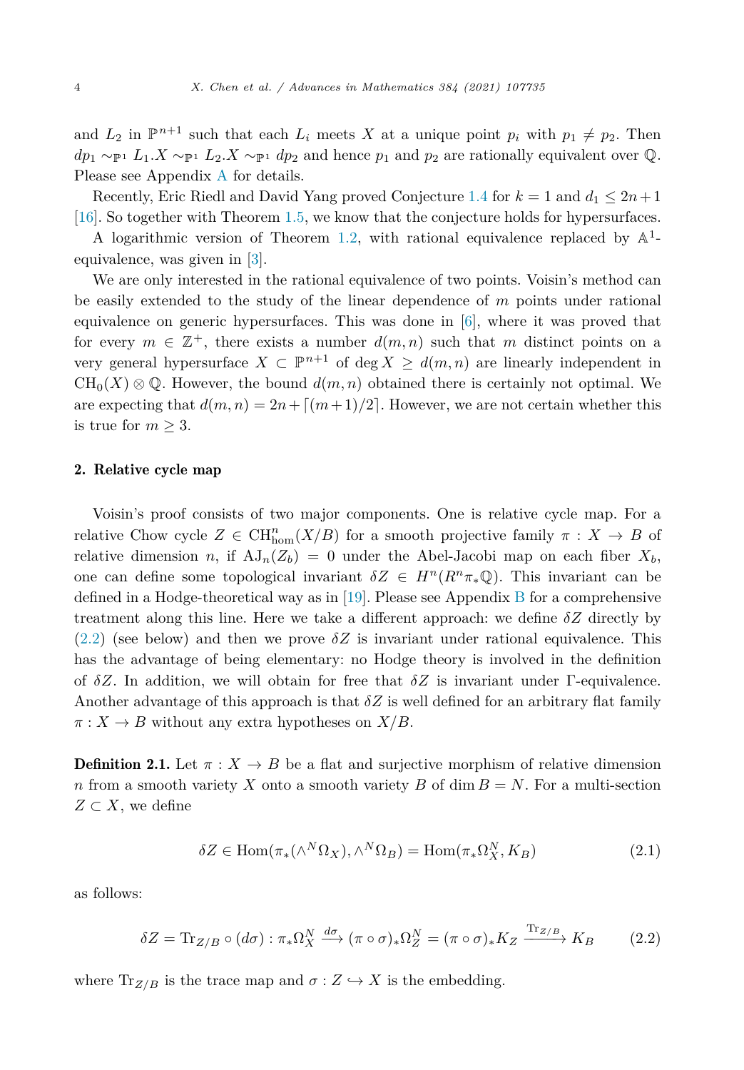and $L_2$ in $\mathbb{P}^{n+1}$ such that each $L_i$ meets $X$ at a unique point $p_i$ with $p_1 \neq p_2$. Then $dp_1 \sim_{\mathbb{P}^1} L_1.X \sim_{\mathbb{P}^1} L_2.X \sim_{\mathbb{P}^1} dp_2$ and hence $p_1$ and $p_2$ are rationally equivalent over $\mathbb{Q}$. Please see Appendix A for details.

Recently, Eric Riedl and David Yang proved Conjecture 1.4 for $k = 1$ and $d_1 \le 2n+1$ [16]. So together with Theorem 1.5, we know that the conjecture holds for hypersurfaces.

A logarithmic version of Theorem 1.2, with rational equivalence replaced by $\mathbb{A}^1$-equivalence, was given in [3].

We are only interested in the rational equivalence of two points. Voisin's method can be easily extended to the study of the linear dependence of $m$ points under rational equivalence on generic hypersurfaces. This was done in [6], where it was proved that for every $m \in \mathbb{Z}^+$, there exists a number $d(m,n)$ such that $m$ distinct points on a very general hypersurface $X \subset \mathbb{P}^{n+1}$ of $\deg X \ge d(m,n)$ are linearly independent in $\mathrm{CH}_0(X) \otimes \mathbb{Q}$. However, the bound $d(m,n)$ obtained there is certainly not optimal. We are expecting that $d(m,n) = 2n + \lceil (m+1)/2 \rceil$. However, we are not certain whether this is true for $m \ge 3$.

## 2. Relative cycle map

Voisin's proof consists of two major components. One is relative cycle map. For a relative Chow cycle $Z \in \mathrm{CH}^n_{\mathrm{hom}}(X/B)$ for a smooth projective family $\pi : X \to B$ of relative dimension $n$, if $\mathrm{AJ}_n(Z_b) = 0$ under the Abel-Jacobi map on each fiber $X_b$, one can define some topological invariant $\delta Z \in H^n(R^n\pi_*\mathbb{Q})$. This invariant can be defined in a Hodge-theoretical way as in [19]. Please see Appendix B for a comprehensive treatment along this line. Here we take a different approach: we define $\delta Z$ directly by (2.2) (see below) and then we prove $\delta Z$ is invariant under rational equivalence. This has the advantage of being elementary: no Hodge theory is involved in the definition of $\delta Z$. In addition, we will obtain for free that $\delta Z$ is invariant under $\Gamma$-equivalence. Another advantage of this approach is that $\delta Z$ is well defined for an arbitrary flat family $\pi : X \to B$ without any extra hypotheses on $X/B$.

**Definition 2.1.** Let $\pi : X \to B$ be a flat and surjective morphism of relative dimension $n$ from a smooth variety $X$ onto a smooth variety $B$ of $\dim B = N$. For a multi-section $Z \subset X$, we define

$$\delta Z \in \mathrm{Hom}(\pi_*(\wedge^N \Omega_X), \wedge^N \Omega_B) = \mathrm{Hom}(\pi_* \Omega_X^N, K_B) \tag{2.1}$$

as follows:

$$\delta Z = \mathrm{Tr}_{Z/B} \circ (d\sigma) : \pi_* \Omega_X^N \xrightarrow{d\sigma} (\pi \circ \sigma)_* \Omega_Z^N = (\pi \circ \sigma)_* K_Z \xrightarrow{\mathrm{Tr}_{Z/B}} K_B \tag{2.2}$$

where $\mathrm{Tr}_{Z/B}$ is the trace map and $\sigma : Z \hookrightarrow X$ is the embedding.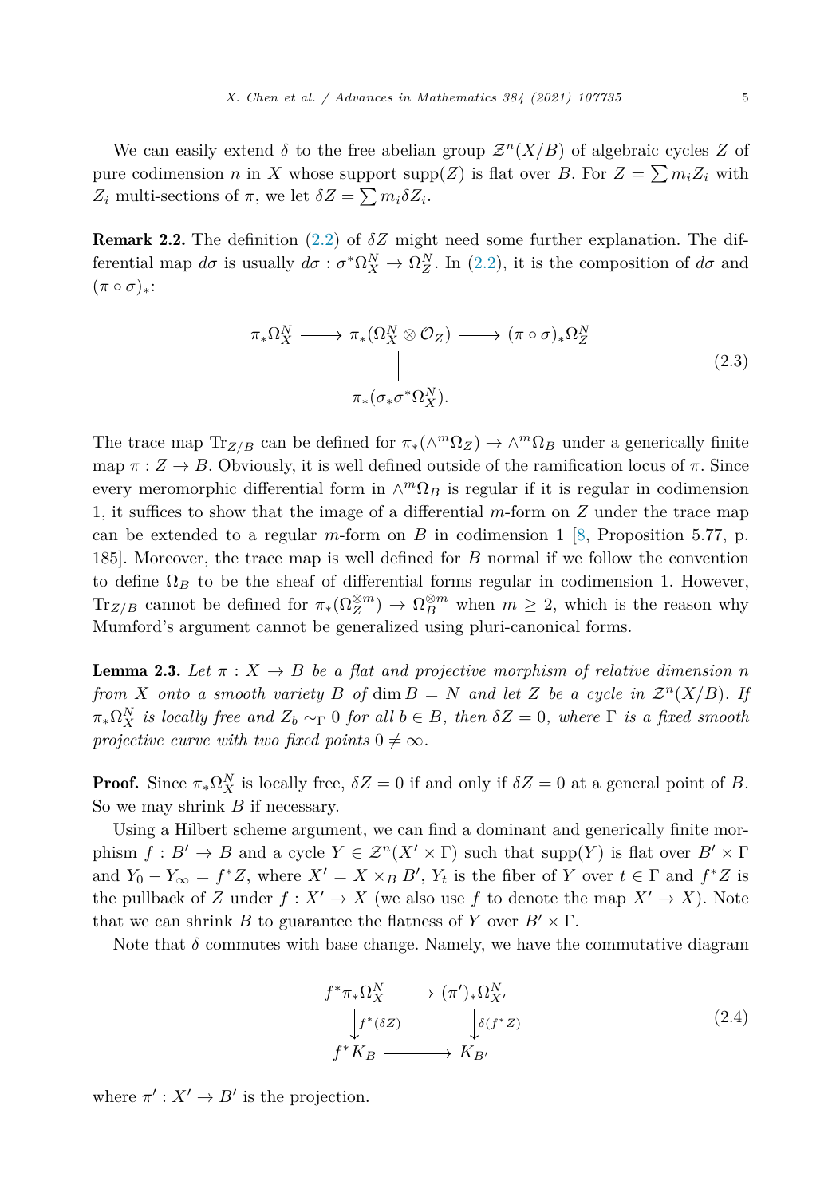We can easily extend $\delta$ to the free abelian group $\mathcal{Z}^n(X/B)$ of algebraic cycles $Z$ of pure codimension $n$ in $X$ whose support $\operatorname{supp}(Z)$ is flat over $B$. For $Z = \sum m_i Z_i$ with $Z_i$ multi-sections of $\pi$, we let $\delta Z = \sum m_i \delta Z_i$.

**Remark 2.2.** The definition (2.2) of $\delta Z$ might need some further explanation. The differential map $d\sigma$ is usually $d\sigma : \sigma^* \Omega_X^N \to \Omega_Z^N$. In (2.2), it is the composition of $d\sigma$ and $(\pi \circ \sigma)_*$:

$$
\begin{array}{ccccc}
\pi_* \Omega_X^N & \longrightarrow & \pi_*(\Omega_X^N \otimes \mathcal{O}_Z) & \longrightarrow & (\pi \circ \sigma)_* \Omega_Z^N \\
 & & \Big| & & \\
 & & \pi_*(\sigma_* \sigma^* \Omega_X^N). & &
\end{array}
\tag{2.3}
$$

The trace map $\operatorname{Tr}_{Z/B}$ can be defined for $\pi_*(\wedge^m \Omega_Z) \to \wedge^m \Omega_B$ under a generically finite map $\pi : Z \to B$. Obviously, it is well defined outside of the ramification locus of $\pi$. Since every meromorphic differential form in $\wedge^m \Omega_B$ is regular if it is regular in codimension 1, it suffices to show that the image of a differential $m$-form on $Z$ under the trace map can be extended to a regular $m$-form on $B$ in codimension 1 [8, Proposition 5.77, p. 185]. Moreover, the trace map is well defined for $B$ normal if we follow the convention to define $\Omega_B$ to be the sheaf of differential forms regular in codimension 1. However, $\operatorname{Tr}_{Z/B}$ cannot be defined for $\pi_*(\Omega_Z^{\otimes m}) \to \Omega_B^{\otimes m}$ when $m \geq 2$, which is the reason why Mumford's argument cannot be generalized using pluri-canonical forms.

**Lemma 2.3.** *Let $\pi : X \to B$ be a flat and projective morphism of relative dimension $n$ from $X$ onto a smooth variety $B$ of $\dim B = N$ and let $Z$ be a cycle in $\mathcal{Z}^n(X/B)$. If $\pi_* \Omega_X^N$ is locally free and $Z_b \sim_\Gamma 0$ for all $b \in B$, then $\delta Z = 0$, where $\Gamma$ is a fixed smooth projective curve with two fixed points $0 \neq \infty$.*

**Proof.** Since $\pi_* \Omega_X^N$ is locally free, $\delta Z = 0$ if and only if $\delta Z = 0$ at a general point of $B$. So we may shrink $B$ if necessary.

Using a Hilbert scheme argument, we can find a dominant and generically finite morphism $f : B' \to B$ and a cycle $Y \in \mathcal{Z}^n(X' \times \Gamma)$ such that $\operatorname{supp}(Y)$ is flat over $B' \times \Gamma$ and $Y_0 - Y_\infty = f^* Z$, where $X' = X \times_B B'$, $Y_t$ is the fiber of $Y$ over $t \in \Gamma$ and $f^* Z$ is the pullback of $Z$ under $f : X' \to X$ (we also use $f$ to denote the map $X' \to X$). Note that we can shrink $B$ to guarantee the flatness of $Y$ over $B' \times \Gamma$.

Note that $\delta$ commutes with base change. Namely, we have the commutative diagram

$$
\begin{array}{ccc}
f^* \pi_* \Omega_X^N & \longrightarrow & (\pi')_* \Omega_{X'}^N \\
\Big\downarrow {\scriptstyle f^*(\delta Z)} & & \Big\downarrow {\scriptstyle \delta(f^* Z)} \\
f^* K_B & \longrightarrow & K_{B'}
\end{array}
\tag{2.4}
$$

where $\pi' : X' \to B'$ is the projection.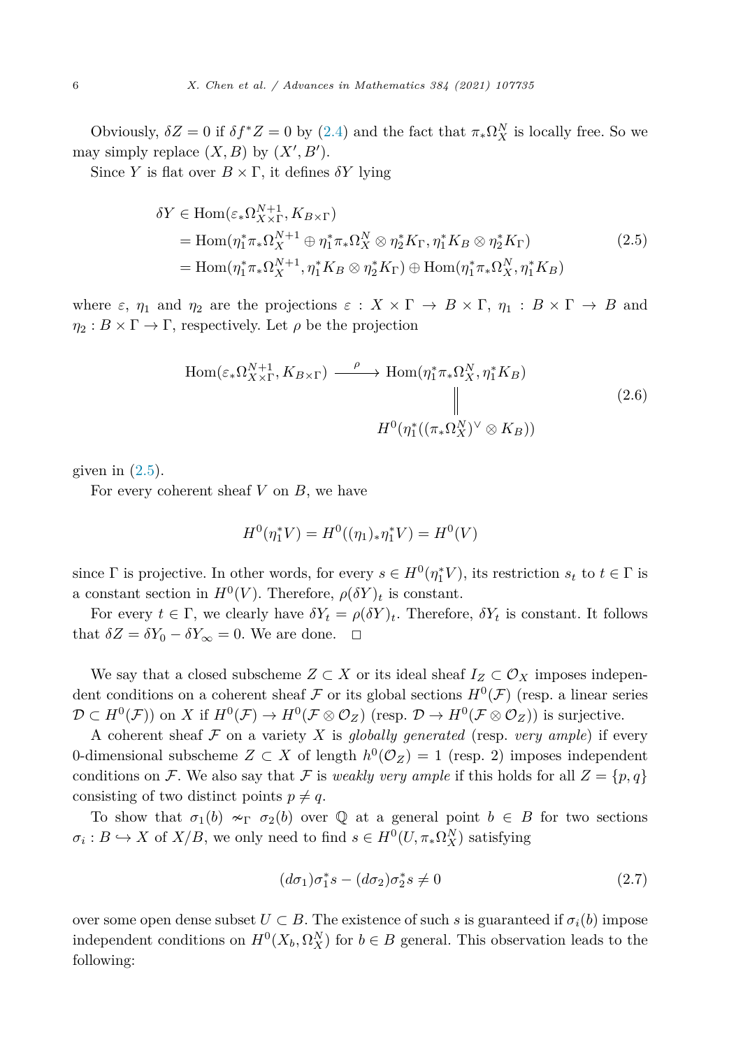Obviously, $\delta Z = 0$ if $\delta f^* Z = 0$ by (2.4) and the fact that $\pi_* \Omega_X^N$ is locally free. So we may simply replace $(X, B)$ by $(X', B')$.

Since $Y$ is flat over $B \times \Gamma$, it defines $\delta Y$ lying

$$
\begin{aligned}
\delta Y &\in \operatorname{Hom}(\varepsilon_* \Omega_{X\times\Gamma}^{N+1}, K_{B\times\Gamma}) \\
&= \operatorname{Hom}(\eta_1^* \pi_* \Omega_X^{N+1} \oplus \eta_1^* \pi_* \Omega_X^N \otimes \eta_2^* K_\Gamma, \eta_1^* K_B \otimes \eta_2^* K_\Gamma) \\
&= \operatorname{Hom}(\eta_1^* \pi_* \Omega_X^{N+1}, \eta_1^* K_B \otimes \eta_2^* K_\Gamma) \oplus \operatorname{Hom}(\eta_1^* \pi_* \Omega_X^N, \eta_1^* K_B)
\end{aligned}
\tag{2.5}
$$

where $\varepsilon$, $\eta_1$ and $\eta_2$ are the projections $\varepsilon : X \times \Gamma \to B \times \Gamma$, $\eta_1 : B \times \Gamma \to B$ and $\eta_2 : B \times \Gamma \to \Gamma$, respectively. Let $\rho$ be the projection

$$
\begin{array}{ccc}
\operatorname{Hom}(\varepsilon_* \Omega_{X\times\Gamma}^{N+1}, K_{B\times\Gamma}) & \xrightarrow{\ \rho\ } & \operatorname{Hom}(\eta_1^* \pi_* \Omega_X^N, \eta_1^* K_B) \\
& & \| \\
& & H^0(\eta_1^*((\pi_* \Omega_X^N)^\vee \otimes K_B))
\end{array}
\tag{2.6}
$$

given in (2.5).

For every coherent sheaf $V$ on $B$, we have

$$
H^0(\eta_1^* V) = H^0((\eta_1)_* \eta_1^* V) = H^0(V)
$$

since $\Gamma$ is projective. In other words, for every $s \in H^0(\eta_1^* V)$, its restriction $s_t$ to $t \in \Gamma$ is a constant section in $H^0(V)$. Therefore, $\rho(\delta Y)_t$ is constant.

For every $t \in \Gamma$, we clearly have $\delta Y_t = \rho(\delta Y)_t$. Therefore, $\delta Y_t$ is constant. It follows that $\delta Z = \delta Y_0 - \delta Y_\infty = 0$. We are done. $\square$

We say that a closed subscheme $Z \subset X$ or its ideal sheaf $I_Z \subset \mathcal{O}_X$ imposes independent conditions on a coherent sheaf $\mathcal{F}$ or its global sections $H^0(\mathcal{F})$ (resp. a linear series $\mathcal{D} \subset H^0(\mathcal{F})$) on $X$ if $H^0(\mathcal{F}) \to H^0(\mathcal{F} \otimes \mathcal{O}_Z)$ (resp. $\mathcal{D} \to H^0(\mathcal{F} \otimes \mathcal{O}_Z)$) is surjective.

A coherent sheaf $\mathcal{F}$ on a variety $X$ is *globally generated* (resp. *very ample*) if every 0-dimensional subscheme $Z \subset X$ of length $h^0(\mathcal{O}_Z) = 1$ (resp. 2) imposes independent conditions on $\mathcal{F}$. We also say that $\mathcal{F}$ is *weakly very ample* if this holds for all $Z = \{p, q\}$ consisting of two distinct points $p \neq q$.

To show that $\sigma_1(b) \nsim_\Gamma \sigma_2(b)$ over $\mathbb{Q}$ at a general point $b \in B$ for two sections $\sigma_i : B \hookrightarrow X$ of $X/B$, we only need to find $s \in H^0(U, \pi_* \Omega_X^N)$ satisfying

$$
(d\sigma_1)\sigma_1^* s - (d\sigma_2)\sigma_2^* s \neq 0 \tag{2.7}
$$

over some open dense subset $U \subset B$. The existence of such $s$ is guaranteed if $\sigma_i(b)$ impose independent conditions on $H^0(X_b, \Omega_X^N)$ for $b \in B$ general. This observation leads to the following: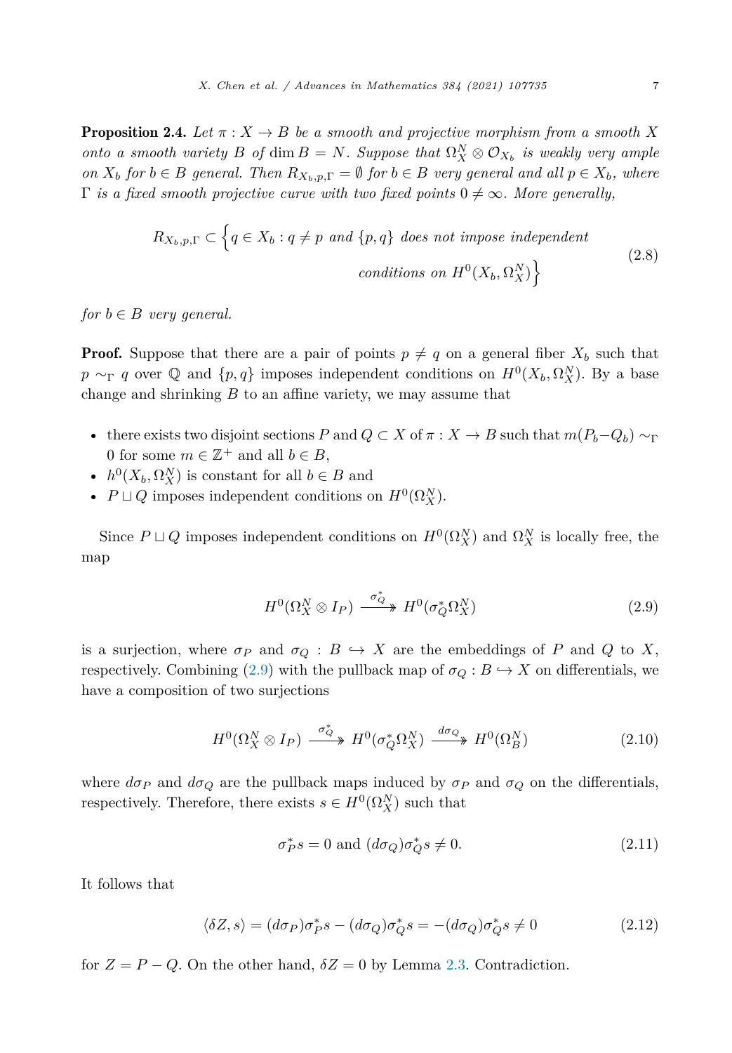**Proposition 2.4.** *Let $\pi : X \to B$ be a smooth and projective morphism from a smooth $X$ onto a smooth variety $B$ of $\dim B = N$. Suppose that $\Omega_X^N \otimes \mathcal{O}_{X_b}$ is weakly very ample on $X_b$ for $b \in B$ general. Then $R_{X_b,p,\Gamma} = \emptyset$ for $b \in B$ very general and all $p \in X_b$, where $\Gamma$ is a fixed smooth projective curve with two fixed points $0 \neq \infty$. More generally,*

$$R_{X_b,p,\Gamma} \subset \Big\{ q \in X_b : q \neq p \text{ and } \{p,q\} \text{ does not impose independent conditions on } H^0(X_b, \Omega_X^N) \Big\} \tag{2.8}$$

*for $b \in B$ very general.*

**Proof.** Suppose that there are a pair of points $p \neq q$ on a general fiber $X_b$ such that $p \sim_\Gamma q$ over $\mathbb{Q}$ and $\{p, q\}$ imposes independent conditions on $H^0(X_b, \Omega_X^N)$. By a base change and shrinking $B$ to an affine variety, we may assume that

- there exists two disjoint sections $P$ and $Q \subset X$ of $\pi : X \to B$ such that $m(P_b - Q_b) \sim_\Gamma 0$ for some $m \in \mathbb{Z}^+$ and all $b \in B$,
- $h^0(X_b, \Omega_X^N)$ is constant for all $b \in B$ and
- $P \sqcup Q$ imposes independent conditions on $H^0(\Omega_X^N)$.

Since $P \sqcup Q$ imposes independent conditions on $H^0(\Omega_X^N)$ and $\Omega_X^N$ is locally free, the map

$$H^0(\Omega_X^N \otimes I_P) \xrightarrow{\sigma_Q^*} H^0(\sigma_Q^* \Omega_X^N) \tag{2.9}$$

is a surjection, where $\sigma_P$ and $\sigma_Q : B \hookrightarrow X$ are the embeddings of $P$ and $Q$ to $X$, respectively. Combining (2.9) with the pullback map of $\sigma_Q : B \hookrightarrow X$ on differentials, we have a composition of two surjections

$$H^0(\Omega_X^N \otimes I_P) \xrightarrow{\sigma_Q^*} H^0(\sigma_Q^* \Omega_X^N) \xrightarrow{d\sigma_Q} H^0(\Omega_B^N) \tag{2.10}$$

where $d\sigma_P$ and $d\sigma_Q$ are the pullback maps induced by $\sigma_P$ and $\sigma_Q$ on the differentials, respectively. Therefore, there exists $s \in H^0(\Omega_X^N)$ such that

$$\sigma_P^* s = 0 \text{ and } (d\sigma_Q)\sigma_Q^* s \neq 0. \tag{2.11}$$

It follows that

$$\langle \delta Z, s \rangle = (d\sigma_P)\sigma_P^* s - (d\sigma_Q)\sigma_Q^* s = -(d\sigma_Q)\sigma_Q^* s \neq 0 \tag{2.12}$$

for $Z = P - Q$. On the other hand, $\delta Z = 0$ by Lemma 2.3. Contradiction.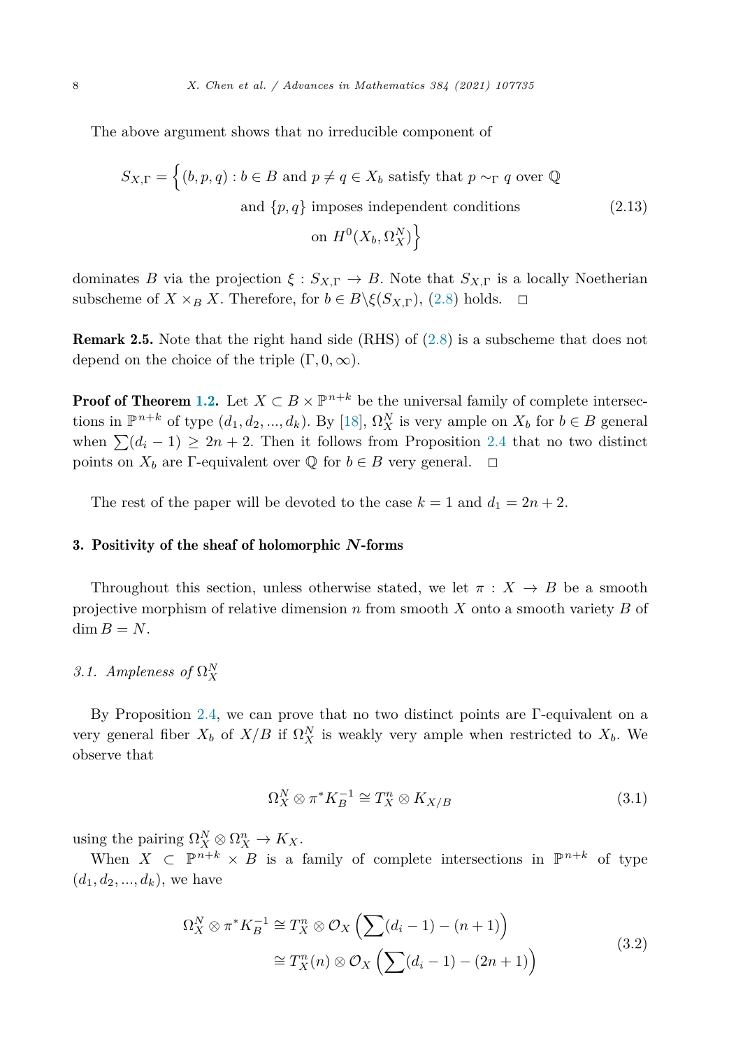The above argument shows that no irreducible component of

$$
\begin{aligned}
S_{X,\Gamma} = \Big\{ (b,p,q) : b \in B \text{ and } p \neq q \in X_b \text{ satisfy that } p \sim_\Gamma q \text{ over } \mathbb{Q} \\
\text{and } \{p,q\} \text{ imposes independent conditions} \\
\text{on } H^0(X_b, \Omega_X^N) \Big\}
\end{aligned}
\tag{2.13}
$$

dominates $B$ via the projection $\xi : S_{X,\Gamma} \to B$. Note that $S_{X,\Gamma}$ is a locally Noetherian subscheme of $X \times_B X$. Therefore, for $b \in B \backslash \xi(S_{X,\Gamma})$, (2.8) holds. $\square$

**Remark 2.5.** Note that the right hand side (RHS) of (2.8) is a subscheme that does not depend on the choice of the triple $(\Gamma, 0, \infty)$.

**Proof of Theorem 1.2.** Let $X \subset B \times \mathbb{P}^{n+k}$ be the universal family of complete intersections in $\mathbb{P}^{n+k}$ of type $(d_1, d_2, ..., d_k)$. By [18], $\Omega_X^N$ is very ample on $X_b$ for $b \in B$ general when $\sum(d_i - 1) \geq 2n + 2$. Then it follows from Proposition 2.4 that no two distinct points on $X_b$ are $\Gamma$-equivalent over $\mathbb{Q}$ for $b \in B$ very general. $\square$

The rest of the paper will be devoted to the case $k = 1$ and $d_1 = 2n + 2$.

## 3. Positivity of the sheaf of holomorphic $N$-forms

Throughout this section, unless otherwise stated, we let $\pi : X \to B$ be a smooth projective morphism of relative dimension $n$ from smooth $X$ onto a smooth variety $B$ of $\dim B = N$.

### *3.1. Ampleness of* $\Omega_X^N$

By Proposition 2.4, we can prove that no two distinct points are $\Gamma$-equivalent on a very general fiber $X_b$ of $X/B$ if $\Omega_X^N$ is weakly very ample when restricted to $X_b$. We observe that

$$
\Omega_X^N \otimes \pi^* K_B^{-1} \cong T_X^n \otimes K_{X/B} \tag{3.1}
$$

using the pairing $\Omega_X^N \otimes \Omega_X^n \to K_X$.

When $X \subset \mathbb{P}^{n+k} \times B$ is a family of complete intersections in $\mathbb{P}^{n+k}$ of type $(d_1, d_2, ..., d_k)$, we have

$$
\begin{aligned}
\Omega_X^N \otimes \pi^* K_B^{-1} &\cong T_X^n \otimes \mathcal{O}_X \left( \sum (d_i - 1) - (n+1) \right) \\
&\cong T_X^n(n) \otimes \mathcal{O}_X \left( \sum (d_i - 1) - (2n+1) \right)
\end{aligned}
\tag{3.2}
$$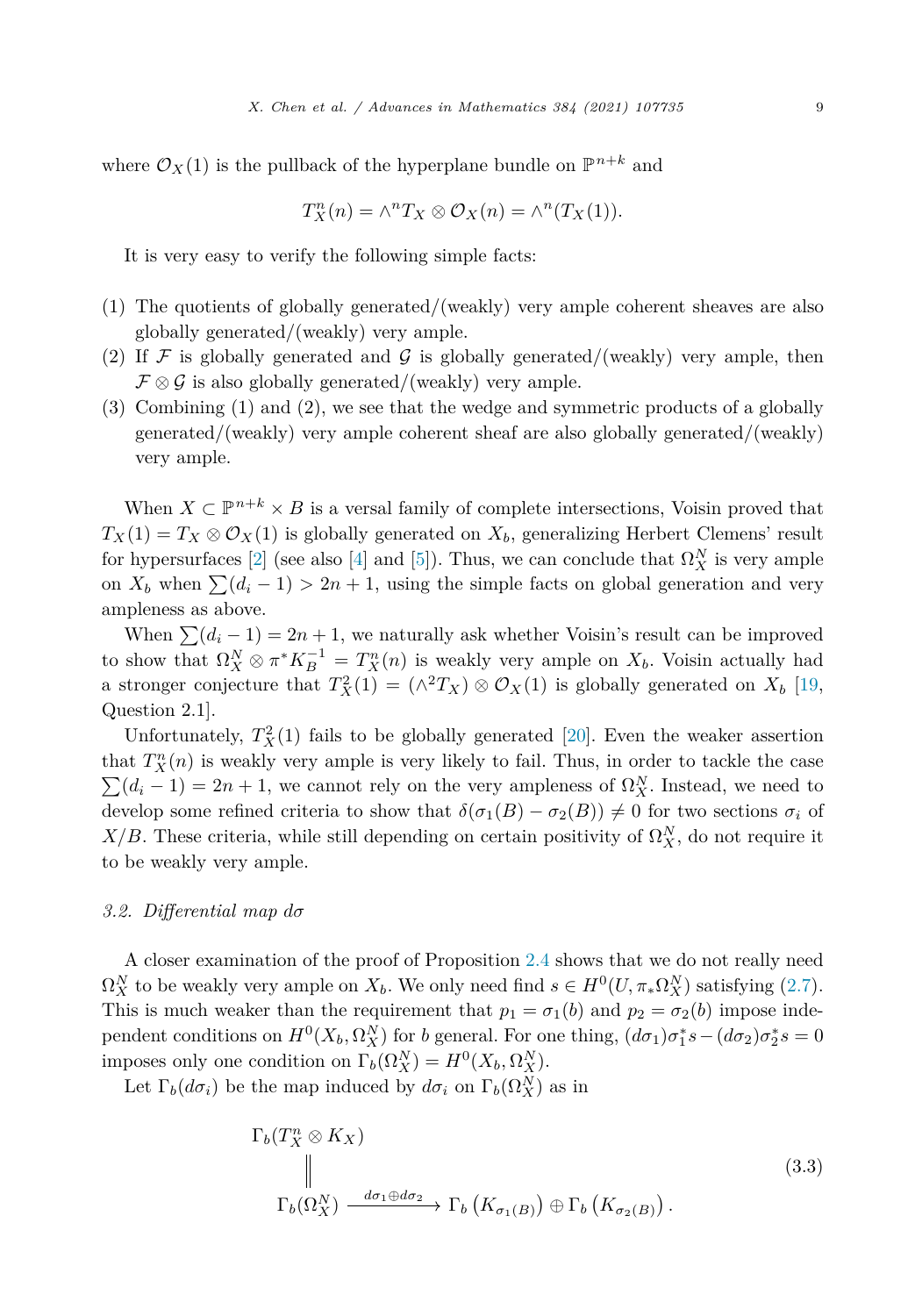where $\mathcal{O}_X(1)$ is the pullback of the hyperplane bundle on $\mathbb{P}^{n+k}$ and

$$T_X^n(n) = \wedge^n T_X \otimes \mathcal{O}_X(n) = \wedge^n(T_X(1)).$$

It is very easy to verify the following simple facts:

(1) The quotients of globally generated/(weakly) very ample coherent sheaves are also globally generated/(weakly) very ample.
(2) If $\mathcal{F}$ is globally generated and $\mathcal{G}$ is globally generated/(weakly) very ample, then $\mathcal{F} \otimes \mathcal{G}$ is also globally generated/(weakly) very ample.
(3) Combining (1) and (2), we see that the wedge and symmetric products of a globally generated/(weakly) very ample coherent sheaf are also globally generated/(weakly) very ample.

When $X \subset \mathbb{P}^{n+k} \times B$ is a versal family of complete intersections, Voisin proved that $T_X(1) = T_X \otimes \mathcal{O}_X(1)$ is globally generated on $X_b$, generalizing Herbert Clemens' result for hypersurfaces [2] (see also [4] and [5]). Thus, we can conclude that $\Omega_X^N$ is very ample on $X_b$ when $\sum(d_i - 1) > 2n + 1$, using the simple facts on global generation and very ampleness as above.

When $\sum(d_i - 1) = 2n + 1$, we naturally ask whether Voisin's result can be improved to show that $\Omega_X^N \otimes \pi^* K_B^{-1} = T_X^n(n)$ is weakly very ample on $X_b$. Voisin actually had a stronger conjecture that $T_X^2(1) = (\wedge^2 T_X) \otimes \mathcal{O}_X(1)$ is globally generated on $X_b$ [19, Question 2.1].

Unfortunately, $T_X^2(1)$ fails to be globally generated [20]. Even the weaker assertion that $T_X^n(n)$ is weakly very ample is very likely to fail. Thus, in order to tackle the case $\sum(d_i - 1) = 2n + 1$, we cannot rely on the very ampleness of $\Omega_X^N$. Instead, we need to develop some refined criteria to show that $\delta(\sigma_1(B) - \sigma_2(B)) \neq 0$ for two sections $\sigma_i$ of $X/B$. These criteria, while still depending on certain positivity of $\Omega_X^N$, do not require it to be weakly very ample.

### 3.2. *Differential map $d\sigma$*

A closer examination of the proof of Proposition 2.4 shows that we do not really need $\Omega_X^N$ to be weakly very ample on $X_b$. We only need find $s \in H^0(U, \pi_* \Omega_X^N)$ satisfying (2.7). This is much weaker than the requirement that $p_1 = \sigma_1(b)$ and $p_2 = \sigma_2(b)$ impose independent conditions on $H^0(X_b, \Omega_X^N)$ for $b$ general. For one thing, $(d\sigma_1)\sigma_1^* s - (d\sigma_2)\sigma_2^* s = 0$ imposes only one condition on $\Gamma_b(\Omega_X^N) = H^0(X_b, \Omega_X^N)$.

Let $\Gamma_b(d\sigma_i)$ be the map induced by $d\sigma_i$ on $\Gamma_b(\Omega_X^N)$ as in

$$\begin{array}{c} \Gamma_b(T_X^n \otimes K_X) \\ \| \\ \Gamma_b(\Omega_X^N) \xrightarrow{d\sigma_1 \oplus d\sigma_2} \Gamma_b\left(K_{\sigma_1(B)}\right) \oplus \Gamma_b\left(K_{\sigma_2(B)}\right). \end{array} \tag{3.3}$$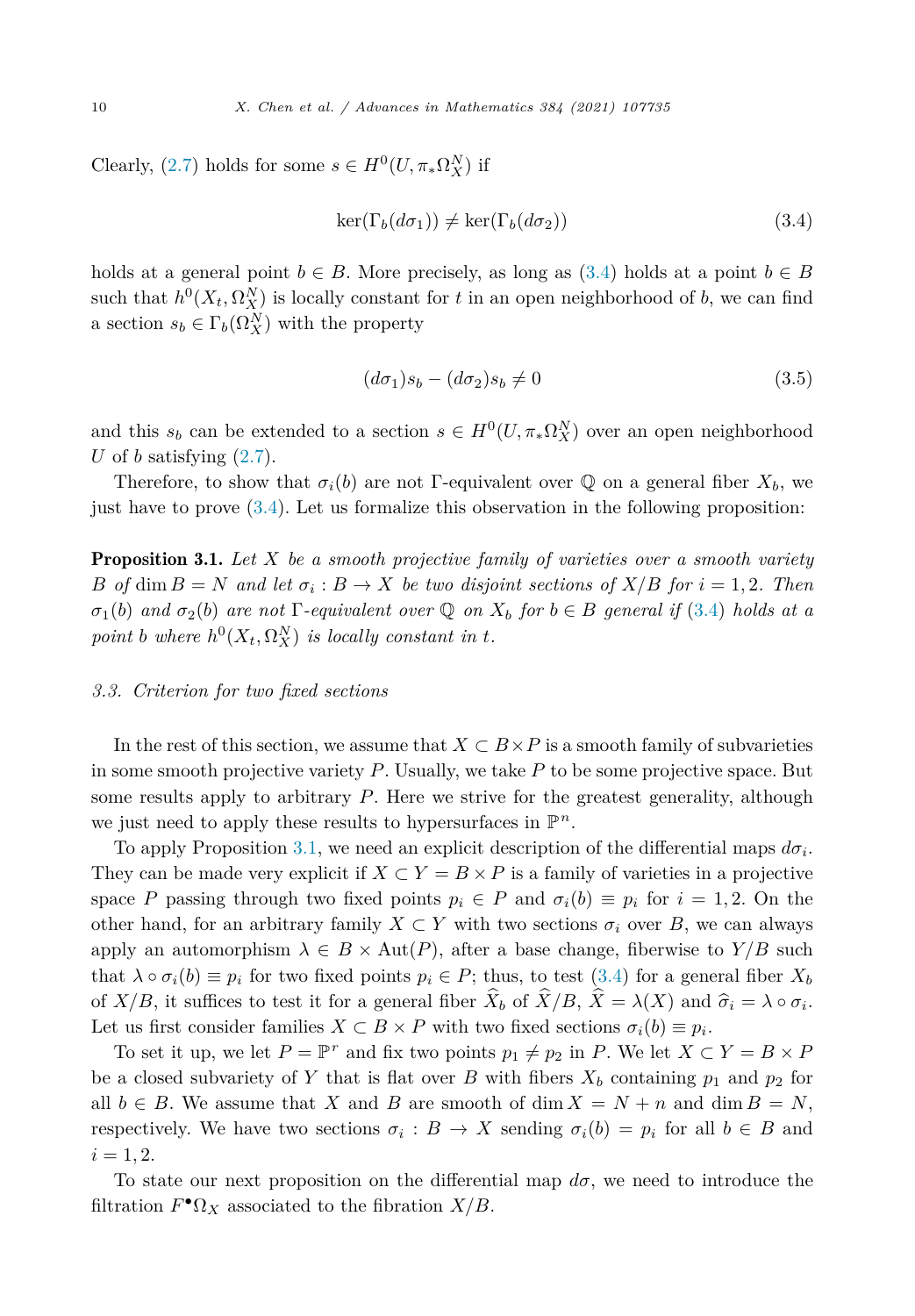Clearly, (2.7) holds for some $s \in H^0(U, \pi_* \Omega_X^N)$ if

$$\ker(\Gamma_b(d\sigma_1)) \neq \ker(\Gamma_b(d\sigma_2)) \tag{3.4}$$

holds at a general point $b \in B$. More precisely, as long as (3.4) holds at a point $b \in B$ such that $h^0(X_t, \Omega_X^N)$ is locally constant for $t$ in an open neighborhood of $b$, we can find a section $s_b \in \Gamma_b(\Omega_X^N)$ with the property

$$(d\sigma_1)s_b - (d\sigma_2)s_b \neq 0 \tag{3.5}$$

and this $s_b$ can be extended to a section $s \in H^0(U, \pi_* \Omega_X^N)$ over an open neighborhood $U$ of $b$ satisfying (2.7).

Therefore, to show that $\sigma_i(b)$ are not $\Gamma$-equivalent over $\mathbb{Q}$ on a general fiber $X_b$, we just have to prove (3.4). Let us formalize this observation in the following proposition:

**Proposition 3.1.** *Let $X$ be a smooth projective family of varieties over a smooth variety $B$ of $\dim B = N$ and let $\sigma_i : B \to X$ be two disjoint sections of $X/B$ for $i = 1, 2$. Then $\sigma_1(b)$ and $\sigma_2(b)$ are not $\Gamma$-equivalent over $\mathbb{Q}$ on $X_b$ for $b \in B$ general if (3.4) holds at a point $b$ where $h^0(X_t, \Omega_X^N)$ is locally constant in $t$.*

### 3.3. Criterion for two fixed sections

In the rest of this section, we assume that $X \subset B \times P$ is a smooth family of subvarieties in some smooth projective variety $P$. Usually, we take $P$ to be some projective space. But some results apply to arbitrary $P$. Here we strive for the greatest generality, although we just need to apply these results to hypersurfaces in $\mathbb{P}^n$.

To apply Proposition 3.1, we need an explicit description of the differential maps $d\sigma_i$. They can be made very explicit if $X \subset Y = B \times P$ is a family of varieties in a projective space $P$ passing through two fixed points $p_i \in P$ and $\sigma_i(b) \equiv p_i$ for $i = 1, 2$. On the other hand, for an arbitrary family $X \subset Y$ with two sections $\sigma_i$ over $B$, we can always apply an automorphism $\lambda \in B \times \mathrm{Aut}(P)$, after a base change, fiberwise to $Y/B$ such that $\lambda \circ \sigma_i(b) \equiv p_i$ for two fixed points $p_i \in P$; thus, to test (3.4) for a general fiber $X_b$ of $X/B$, it suffices to test it for a general fiber $\widehat{X}_b$ of $\widehat{X}/B$, $\widehat{X} = \lambda(X)$ and $\widehat{\sigma}_i = \lambda \circ \sigma_i$. Let us first consider families $X \subset B \times P$ with two fixed sections $\sigma_i(b) \equiv p_i$.

To set it up, we let $P = \mathbb{P}^r$ and fix two points $p_1 \neq p_2$ in $P$. We let $X \subset Y = B \times P$ be a closed subvariety of $Y$ that is flat over $B$ with fibers $X_b$ containing $p_1$ and $p_2$ for all $b \in B$. We assume that $X$ and $B$ are smooth of $\dim X = N + n$ and $\dim B = N$, respectively. We have two sections $\sigma_i : B \to X$ sending $\sigma_i(b) = p_i$ for all $b \in B$ and $i = 1, 2$.

To state our next proposition on the differential map $d\sigma$, we need to introduce the filtration $F^\bullet \Omega_X$ associated to the fibration $X/B$.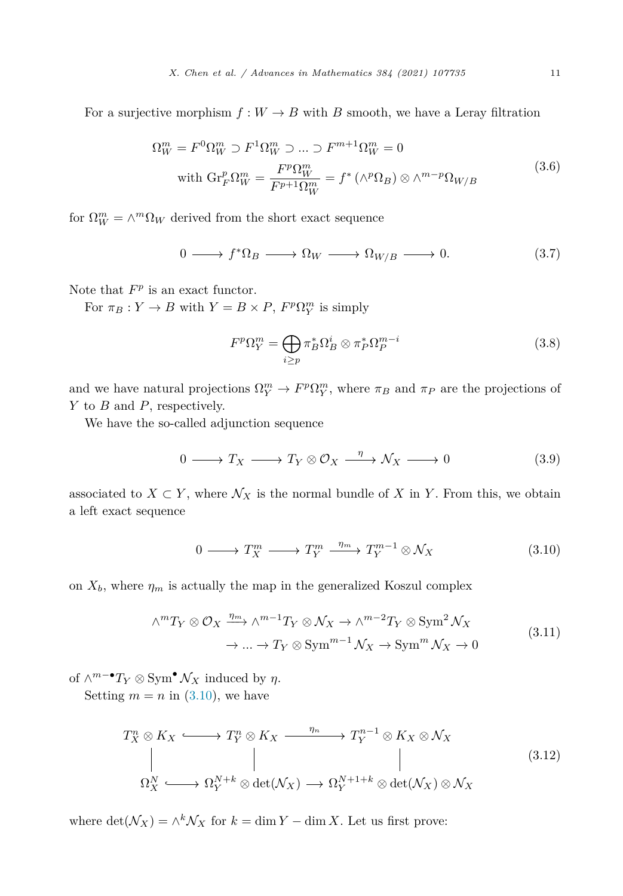For a surjective morphism $f : W \to B$ with $B$ smooth, we have a Leray filtration

$$
\begin{gathered}
\Omega_W^m = F^0\Omega_W^m \supset F^1\Omega_W^m \supset \ldots \supset F^{m+1}\Omega_W^m = 0 \\
\text{with } \mathrm{Gr}_F^p \Omega_W^m = \frac{F^p\Omega_W^m}{F^{p+1}\Omega_W^m} = f^*\left(\wedge^p \Omega_B\right) \otimes \wedge^{m-p}\Omega_{W/B}
\end{gathered}
\tag{3.6}
$$

for $\Omega_W^m = \wedge^m \Omega_W$ derived from the short exact sequence

$$
0 \longrightarrow f^*\Omega_B \longrightarrow \Omega_W \longrightarrow \Omega_{W/B} \longrightarrow 0. \tag{3.7}
$$

Note that $F^p$ is an exact functor.

For $\pi_B : Y \to B$ with $Y = B \times P$, $F^p\Omega_Y^m$ is simply

$$
F^p\Omega_Y^m = \bigoplus_{i \geq p} \pi_B^*\Omega_B^i \otimes \pi_P^*\Omega_P^{m-i} \tag{3.8}
$$

and we have natural projections $\Omega_Y^m \to F^p\Omega_Y^m$, where $\pi_B$ and $\pi_P$ are the projections of $Y$ to $B$ and $P$, respectively.

We have the so-called adjunction sequence

$$
0 \longrightarrow T_X \longrightarrow T_Y \otimes \mathcal{O}_X \xrightarrow{\ \eta\ } \mathcal{N}_X \longrightarrow 0 \tag{3.9}
$$

associated to $X \subset Y$, where $\mathcal{N}_X$ is the normal bundle of $X$ in $Y$. From this, we obtain a left exact sequence

$$
0 \longrightarrow T_X^m \longrightarrow T_Y^m \xrightarrow{\ \eta_m\ } T_Y^{m-1} \otimes \mathcal{N}_X \tag{3.10}
$$

on $X_b$, where $\eta_m$ is actually the map in the generalized Koszul complex

$$
\begin{gathered}
\wedge^m T_Y \otimes \mathcal{O}_X \xrightarrow{\eta_m} \wedge^{m-1} T_Y \otimes \mathcal{N}_X \to \wedge^{m-2} T_Y \otimes \mathrm{Sym}^2 \mathcal{N}_X \\
\to \ldots \to T_Y \otimes \mathrm{Sym}^{m-1} \mathcal{N}_X \to \mathrm{Sym}^m \mathcal{N}_X \to 0
\end{gathered}
\tag{3.11}
$$

of $\wedge^{m-\bullet} T_Y \otimes \mathrm{Sym}^\bullet \mathcal{N}_X$ induced by $\eta$.

Setting $m = n$ in (3.10), we have

$$
\begin{array}{ccccc}
T_X^n \otimes K_X & \hookrightarrow & T_Y^n \otimes K_X & \xrightarrow{\ \eta_n\ } & T_Y^{n-1} \otimes K_X \otimes \mathcal{N}_X \\
\Big| & & \Big| & & \Big| \\
\Omega_X^N & \hookrightarrow & \Omega_Y^{N+k} \otimes \det(\mathcal{N}_X) & \longrightarrow & \Omega_Y^{N+1+k} \otimes \det(\mathcal{N}_X) \otimes \mathcal{N}_X
\end{array}
\tag{3.12}
$$

where $\det(\mathcal{N}_X) = \wedge^k \mathcal{N}_X$ for $k = \dim Y - \dim X$. Let us first prove: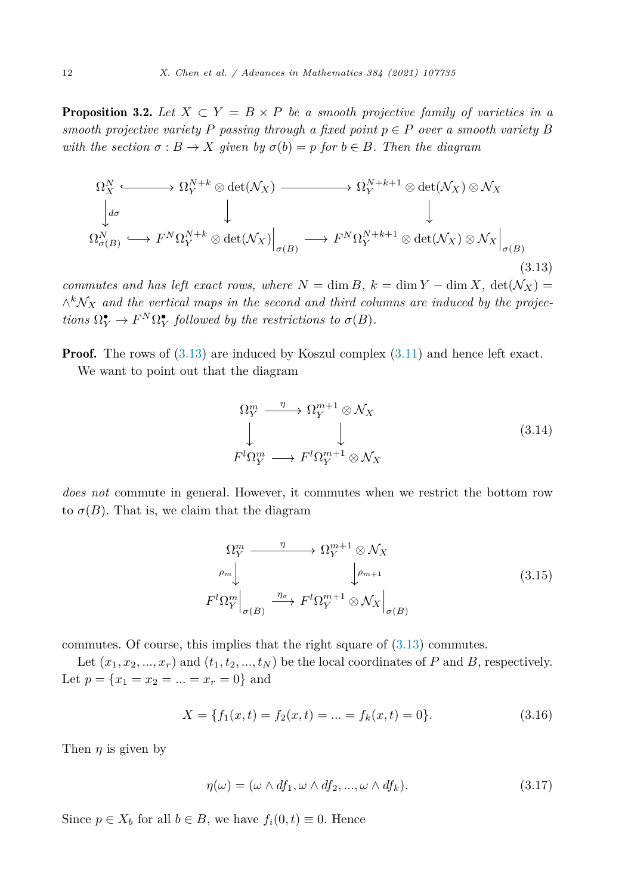**Proposition 3.2.** *Let $X \subset Y = B \times P$ be a smooth projective family of varieties in a smooth projective variety $P$ passing through a fixed point $p \in P$ over a smooth variety $B$ with the section $\sigma : B \to X$ given by $\sigma(b) = p$ for $b \in B$. Then the diagram*

$$\begin{array}{ccccc}
\Omega_X^N & \hookrightarrow & \Omega_Y^{N+k} \otimes \det(\mathcal{N}_X) & \longrightarrow & \Omega_Y^{N+k+1} \otimes \det(\mathcal{N}_X) \otimes \mathcal{N}_X \\
\downarrow {\scriptstyle d\sigma} & & \downarrow & & \downarrow \\
\Omega_{\sigma(B)}^N & \hookrightarrow & F^N\Omega_Y^{N+k} \otimes \det(\mathcal{N}_X)\Big|_{\sigma(B)} & \longrightarrow & F^N\Omega_Y^{N+k+1} \otimes \det(\mathcal{N}_X) \otimes \mathcal{N}_X\Big|_{\sigma(B)}
\end{array} \tag{3.13}$$

*commutes and has left exact rows, where $N = \dim B$, $k = \dim Y - \dim X$, $\det(\mathcal{N}_X) = \wedge^k \mathcal{N}_X$ and the vertical maps in the second and third columns are induced by the projections $\Omega_Y^\bullet \to F^N\Omega_Y^\bullet$ followed by the restrictions to $\sigma(B)$.*

**Proof.** The rows of (3.13) are induced by Koszul complex (3.11) and hence left exact.

We want to point out that the diagram

$$\begin{array}{ccc}
\Omega_Y^m & \xrightarrow{\eta} & \Omega_Y^{m+1} \otimes \mathcal{N}_X \\
\downarrow & & \downarrow \\
F^l\Omega_Y^m & \longrightarrow & F^l\Omega_Y^{m+1} \otimes \mathcal{N}_X
\end{array} \tag{3.14}$$

*does not* commute in general. However, it commutes when we restrict the bottom row to $\sigma(B)$. That is, we claim that the diagram

$$\begin{array}{ccc}
\Omega_Y^m & \xrightarrow{\eta} & \Omega_Y^{m+1} \otimes \mathcal{N}_X \\
{\scriptstyle \rho_m}\downarrow & & \downarrow{\scriptstyle \rho_{m+1}} \\
F^l\Omega_Y^m\Big|_{\sigma(B)} & \xrightarrow{\eta_\sigma} & F^l\Omega_Y^{m+1} \otimes \mathcal{N}_X\Big|_{\sigma(B)}
\end{array} \tag{3.15}$$

commutes. Of course, this implies that the right square of (3.13) commutes.

Let $(x_1, x_2, ..., x_r)$ and $(t_1, t_2, ..., t_N)$ be the local coordinates of $P$ and $B$, respectively. Let $p = \{x_1 = x_2 = ... = x_r = 0\}$ and

$$X = \{f_1(x,t) = f_2(x,t) = ... = f_k(x,t) = 0\}. \tag{3.16}$$

Then $\eta$ is given by

$$\eta(\omega) = (\omega \wedge df_1, \omega \wedge df_2, ..., \omega \wedge df_k). \tag{3.17}$$

Since $p \in X_b$ for all $b \in B$, we have $f_i(0,t) \equiv 0$. Hence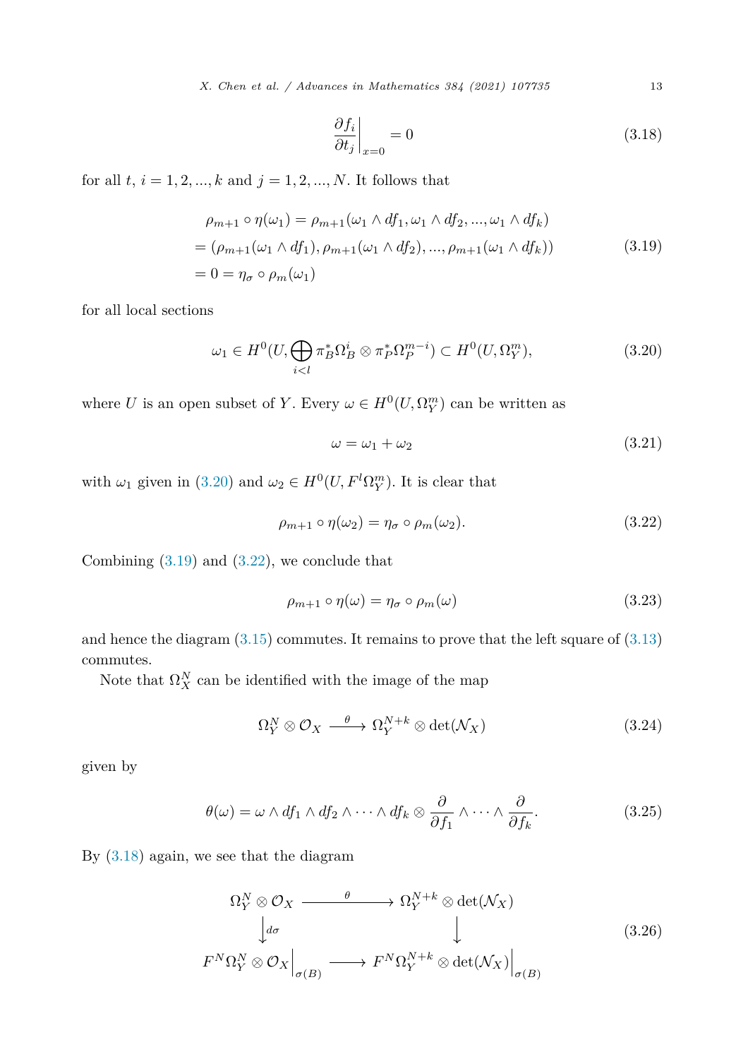$$\left.\frac{\partial f_i}{\partial t_j}\right|_{x=0} = 0 \tag{3.18}$$

for all $t$, $i = 1, 2, ..., k$ and $j = 1, 2, ..., N$. It follows that

$$\begin{aligned}
&\rho_{m+1} \circ \eta(\omega_1) = \rho_{m+1}(\omega_1 \wedge df_1, \omega_1 \wedge df_2, ..., \omega_1 \wedge df_k) \\
&= (\rho_{m+1}(\omega_1 \wedge df_1), \rho_{m+1}(\omega_1 \wedge df_2), ..., \rho_{m+1}(\omega_1 \wedge df_k)) \\
&= 0 = \eta_\sigma \circ \rho_m(\omega_1)
\end{aligned} \tag{3.19}$$

for all local sections

$$\omega_1 \in H^0(U, \bigoplus_{i<l} \pi_B^* \Omega_B^i \otimes \pi_P^* \Omega_P^{m-i}) \subset H^0(U, \Omega_Y^m), \tag{3.20}$$

where $U$ is an open subset of $Y$. Every $\omega \in H^0(U, \Omega_Y^m)$ can be written as

$$\omega = \omega_1 + \omega_2 \tag{3.21}$$

with $\omega_1$ given in (3.20) and $\omega_2 \in H^0(U, F^l \Omega_Y^m)$. It is clear that

$$\rho_{m+1} \circ \eta(\omega_2) = \eta_\sigma \circ \rho_m(\omega_2). \tag{3.22}$$

Combining (3.19) and (3.22), we conclude that

$$\rho_{m+1} \circ \eta(\omega) = \eta_\sigma \circ \rho_m(\omega) \tag{3.23}$$

and hence the diagram (3.15) commutes. It remains to prove that the left square of (3.13) commutes.

Note that $\Omega_X^N$ can be identified with the image of the map

$$\Omega_Y^N \otimes \mathcal{O}_X \xrightarrow{\ \theta\ } \Omega_Y^{N+k} \otimes \det(\mathcal{N}_X) \tag{3.24}$$

given by

$$\theta(\omega) = \omega \wedge df_1 \wedge df_2 \wedge \cdots \wedge df_k \otimes \frac{\partial}{\partial f_1} \wedge \cdots \wedge \frac{\partial}{\partial f_k}. \tag{3.25}$$

By (3.18) again, we see that the diagram

$$\begin{array}{ccc}
\Omega_Y^N \otimes \mathcal{O}_X & \xrightarrow{\ \theta\ } & \Omega_Y^{N+k} \otimes \det(\mathcal{N}_X) \\
\big\downarrow d\sigma & & \big\downarrow \\
F^N \Omega_Y^N \otimes \mathcal{O}_X\Big|_{\sigma(B)} & \longrightarrow & F^N \Omega_Y^{N+k} \otimes \det(\mathcal{N}_X)\Big|_{\sigma(B)}
\end{array} \tag{3.26}$$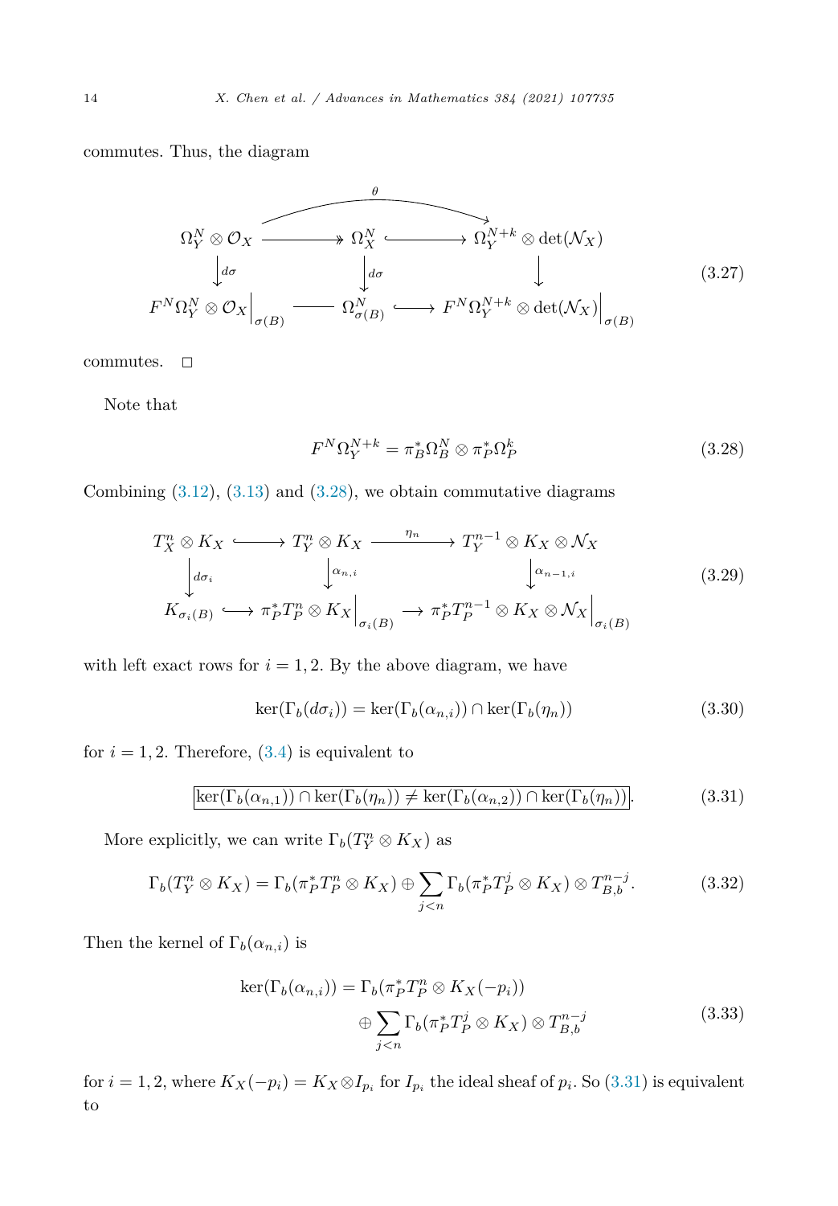commutes. Thus, the diagram

$$
\begin{array}{ccccc}
\Omega_Y^N \otimes \mathcal{O}_X & \twoheadrightarrow & \Omega_X^N & \hookrightarrow & \Omega_Y^{N+k} \otimes \det(\mathcal{N}_X) \\
\downarrow d\sigma & & \downarrow d\sigma & & \downarrow \\
F^N\Omega_Y^N \otimes \mathcal{O}_X\Big|_{\sigma(B)} & \text{---} & \Omega_{\sigma(B)}^N & \hookrightarrow & F^N\Omega_Y^{N+k} \otimes \det(\mathcal{N}_X)\Big|_{\sigma(B)}
\end{array}
\tag{3.27}
$$

(with $\theta: \Omega_Y^N \otimes \mathcal{O}_X \to \Omega_Y^{N+k} \otimes \det(\mathcal{N}_X)$ the composition of the top row)

commutes. $\square$

Note that

$$
F^N\Omega_Y^{N+k} = \pi_B^*\Omega_B^N \otimes \pi_P^*\Omega_P^k \tag{3.28}
$$

Combining (3.12), (3.13) and (3.28), we obtain commutative diagrams

$$
\begin{array}{ccccc}
T_X^n \otimes K_X & \hookrightarrow & T_Y^n \otimes K_X & \xrightarrow{\eta_n} & T_Y^{n-1} \otimes K_X \otimes \mathcal{N}_X \\
\downarrow d\sigma_i & & \downarrow \alpha_{n,i} & & \downarrow \alpha_{n-1,i} \\
K_{\sigma_i(B)} & \hookrightarrow & \pi_P^*T_P^n \otimes K_X\Big|_{\sigma_i(B)} & \longrightarrow & \pi_P^*T_P^{n-1} \otimes K_X \otimes \mathcal{N}_X\Big|_{\sigma_i(B)}
\end{array}
\tag{3.29}
$$

with left exact rows for $i = 1, 2$. By the above diagram, we have

$$
\ker(\Gamma_b(d\sigma_i)) = \ker(\Gamma_b(\alpha_{n,i})) \cap \ker(\Gamma_b(\eta_n)) \tag{3.30}
$$

for $i = 1, 2$. Therefore, (3.4) is equivalent to

$$
\boxed{\ker(\Gamma_b(\alpha_{n,1})) \cap \ker(\Gamma_b(\eta_n)) \neq \ker(\Gamma_b(\alpha_{n,2})) \cap \ker(\Gamma_b(\eta_n))}. \tag{3.31}
$$

More explicitly, we can write $\Gamma_b(T_Y^n \otimes K_X)$ as

$$
\Gamma_b(T_Y^n \otimes K_X) = \Gamma_b(\pi_P^*T_P^n \otimes K_X) \oplus \sum_{j<n} \Gamma_b(\pi_P^*T_P^j \otimes K_X) \otimes T_{B,b}^{n-j}. \tag{3.32}
$$

Then the kernel of $\Gamma_b(\alpha_{n,i})$ is

$$
\begin{aligned}
\ker(\Gamma_b(\alpha_{n,i})) = \Gamma_b(\pi_P^*T_P^n \otimes K_X(-p_i)) \\
\oplus \sum_{j<n} \Gamma_b(\pi_P^*T_P^j \otimes K_X) \otimes T_{B,b}^{n-j}
\end{aligned}
\tag{3.33}
$$

for $i = 1, 2$, where $K_X(-p_i) = K_X \otimes I_{p_i}$ for $I_{p_i}$ the ideal sheaf of $p_i$. So (3.31) is equivalent to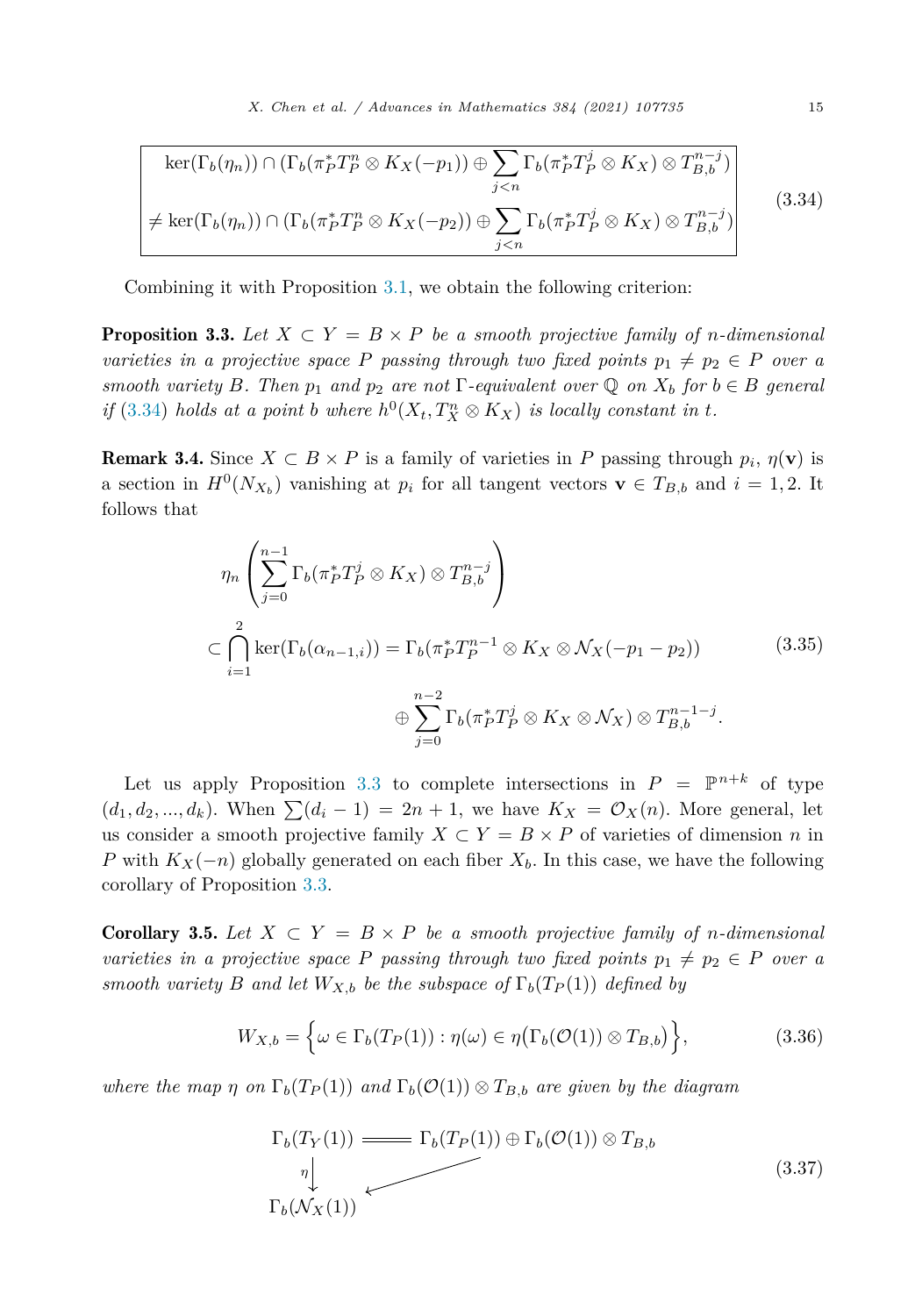$$
\boxed{\begin{aligned}
&\ker(\Gamma_b(\eta_n)) \cap (\Gamma_b(\pi_P^* T_P^n \otimes K_X(-p_1)) \oplus \sum_{j<n} \Gamma_b(\pi_P^* T_P^j \otimes K_X) \otimes T_{B,b}^{n-j}) \\
\neq &\ker(\Gamma_b(\eta_n)) \cap (\Gamma_b(\pi_P^* T_P^n \otimes K_X(-p_2)) \oplus \sum_{j<n} \Gamma_b(\pi_P^* T_P^j \otimes K_X) \otimes T_{B,b}^{n-j})
\end{aligned}} \tag{3.34}
$$

Combining it with Proposition 3.1, we obtain the following criterion:

**Proposition 3.3.** *Let $X \subset Y = B \times P$ be a smooth projective family of $n$-dimensional varieties in a projective space $P$ passing through two fixed points $p_1 \neq p_2 \in P$ over a smooth variety $B$. Then $p_1$ and $p_2$ are not $\Gamma$-equivalent over $\mathbb{Q}$ on $X_b$ for $b \in B$ general if (3.34) holds at a point $b$ where $h^0(X_t, T_X^n \otimes K_X)$ is locally constant in $t$.*

**Remark 3.4.** Since $X \subset B \times P$ is a family of varieties in $P$ passing through $p_i$, $\eta(\mathbf{v})$ is a section in $H^0(N_{X_b})$ vanishing at $p_i$ for all tangent vectors $\mathbf{v} \in T_{B,b}$ and $i = 1, 2$. It follows that

$$
\begin{aligned}
&\eta_n \left( \sum_{j=0}^{n-1} \Gamma_b(\pi_P^* T_P^j \otimes K_X) \otimes T_{B,b}^{n-j} \right) \\
&\subset \bigcap_{i=1}^{2} \ker(\Gamma_b(\alpha_{n-1,i})) = \Gamma_b(\pi_P^* T_P^{n-1} \otimes K_X \otimes \mathcal{N}_X(-p_1 - p_2)) \\
&\qquad \oplus \sum_{j=0}^{n-2} \Gamma_b(\pi_P^* T_P^j \otimes K_X \otimes \mathcal{N}_X) \otimes T_{B,b}^{n-1-j}.
\end{aligned} \tag{3.35}
$$

Let us apply Proposition 3.3 to complete intersections in $P = \mathbb{P}^{n+k}$ of type $(d_1, d_2, ..., d_k)$. When $\sum(d_i - 1) = 2n + 1$, we have $K_X = \mathcal{O}_X(n)$. More general, let us consider a smooth projective family $X \subset Y = B \times P$ of varieties of dimension $n$ in $P$ with $K_X(-n)$ globally generated on each fiber $X_b$. In this case, we have the following corollary of Proposition 3.3.

**Corollary 3.5.** *Let $X \subset Y = B \times P$ be a smooth projective family of $n$-dimensional varieties in a projective space $P$ passing through two fixed points $p_1 \neq p_2 \in P$ over a smooth variety $B$ and let $W_{X,b}$ be the subspace of $\Gamma_b(T_P(1))$ defined by*

$$
W_{X,b} = \Big\{ \omega \in \Gamma_b(T_P(1)) : \eta(\omega) \in \eta\big(\Gamma_b(\mathcal{O}(1)) \otimes T_{B,b}\big) \Big\}, \tag{3.36}
$$

*where the map $\eta$ on $\Gamma_b(T_P(1))$ and $\Gamma_b(\mathcal{O}(1)) \otimes T_{B,b}$ are given by the diagram*

$$
\begin{array}{ccc}
\Gamma_b(T_Y(1)) & = & \Gamma_b(T_P(1)) \oplus \Gamma_b(\mathcal{O}(1)) \otimes T_{B,b} \\
\downarrow \eta & \swarrow & \\
\Gamma_b(\mathcal{N}_X(1)) & &
\end{array} \tag{3.37}
$$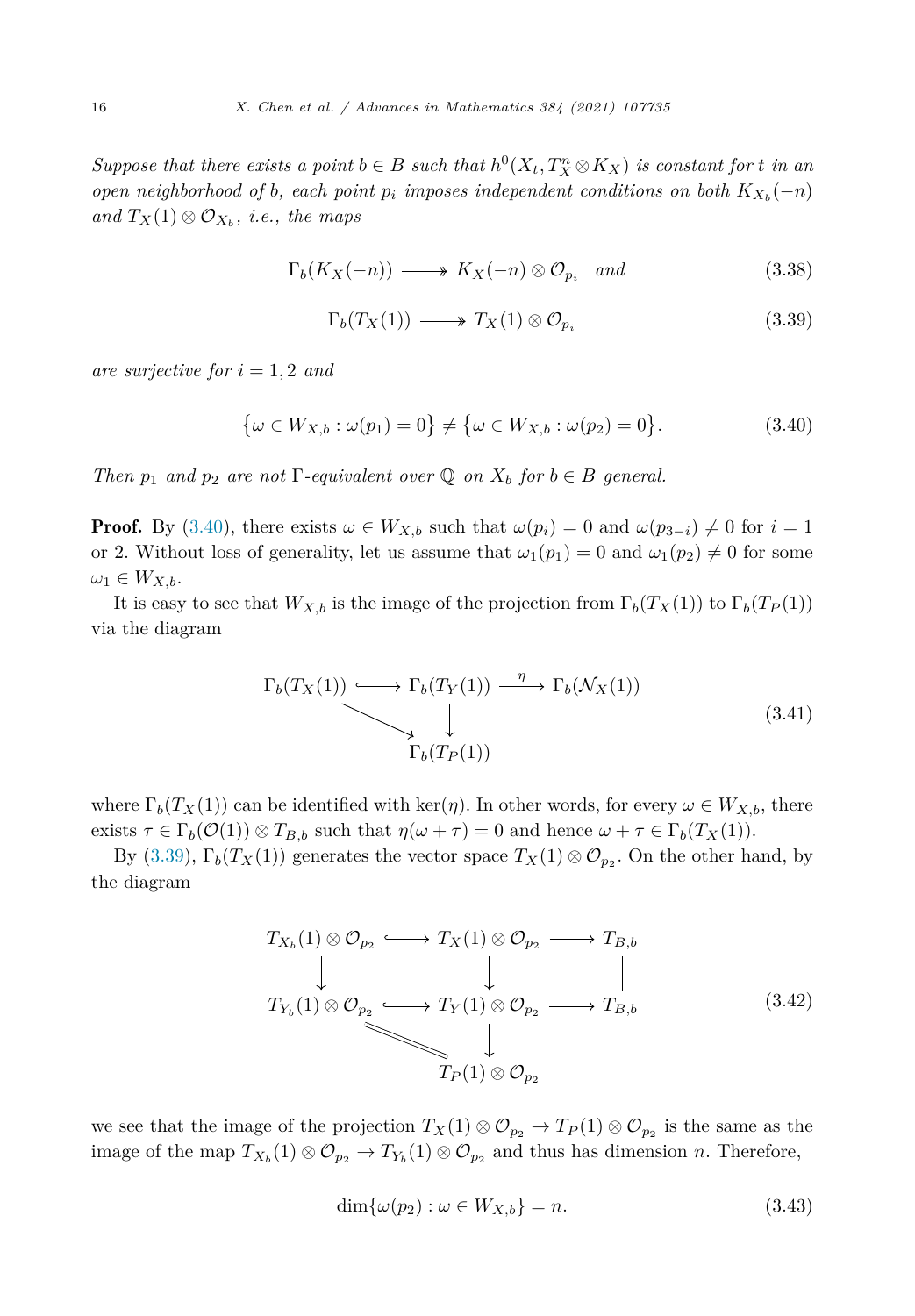*Suppose that there exists a point $b \in B$ such that $h^0(X_t, T_X^n \otimes K_X)$ is constant for $t$ in an open neighborhood of $b$, each point $p_i$ imposes independent conditions on both $K_{X_b}(-n)$ and $T_X(1) \otimes \mathcal{O}_{X_b}$, i.e., the maps*

$$\Gamma_b(K_X(-n)) \twoheadrightarrow K_X(-n) \otimes \mathcal{O}_{p_i} \quad \textit{and} \tag{3.38}$$

$$\Gamma_b(T_X(1)) \twoheadrightarrow T_X(1) \otimes \mathcal{O}_{p_i} \tag{3.39}$$

*are surjective for $i = 1, 2$ and*

$$\big\{\omega \in W_{X,b} : \omega(p_1) = 0\big\} \neq \big\{\omega \in W_{X,b} : \omega(p_2) = 0\big\}. \tag{3.40}$$

*Then $p_1$ and $p_2$ are not $\Gamma$-equivalent over $\mathbb{Q}$ on $X_b$ for $b \in B$ general.*

**Proof.** By (3.40), there exists $\omega \in W_{X,b}$ such that $\omega(p_i) = 0$ and $\omega(p_{3-i}) \neq 0$ for $i = 1$ or 2. Without loss of generality, let us assume that $\omega_1(p_1) = 0$ and $\omega_1(p_2) \neq 0$ for some $\omega_1 \in W_{X,b}$.

It is easy to see that $W_{X,b}$ is the image of the projection from $\Gamma_b(T_X(1))$ to $\Gamma_b(T_P(1))$ via the diagram

$$\begin{array}{ccccc} \Gamma_b(T_X(1)) & \hookrightarrow & \Gamma_b(T_Y(1)) & \xrightarrow{\eta} & \Gamma_b(\mathcal{N}_X(1)) \\ & \searrow & \downarrow & & \\ & & \Gamma_b(T_P(1)) & & \end{array} \tag{3.41}$$

where $\Gamma_b(T_X(1))$ can be identified with $\ker(\eta)$. In other words, for every $\omega \in W_{X,b}$, there exists $\tau \in \Gamma_b(\mathcal{O}(1)) \otimes T_{B,b}$ such that $\eta(\omega + \tau) = 0$ and hence $\omega + \tau \in \Gamma_b(T_X(1))$.

By (3.39), $\Gamma_b(T_X(1))$ generates the vector space $T_X(1) \otimes \mathcal{O}_{p_2}$. On the other hand, by the diagram

$$\begin{array}{ccccc} T_{X_b}(1) \otimes \mathcal{O}_{p_2} & \hookrightarrow & T_X(1) \otimes \mathcal{O}_{p_2} & \longrightarrow & T_{B,b} \\ \downarrow & & \downarrow & & \| \\ T_{Y_b}(1) \otimes \mathcal{O}_{p_2} & \hookrightarrow & T_Y(1) \otimes \mathcal{O}_{p_2} & \longrightarrow & T_{B,b} \\ & \searrow\!\!= & \downarrow & & \\ & & T_P(1) \otimes \mathcal{O}_{p_2} & & \end{array} \tag{3.42}$$

we see that the image of the projection $T_X(1) \otimes \mathcal{O}_{p_2} \to T_P(1) \otimes \mathcal{O}_{p_2}$ is the same as the image of the map $T_{X_b}(1) \otimes \mathcal{O}_{p_2} \to T_{Y_b}(1) \otimes \mathcal{O}_{p_2}$ and thus has dimension $n$. Therefore,

$$\dim\{\omega(p_2) : \omega \in W_{X,b}\} = n. \tag{3.43}$$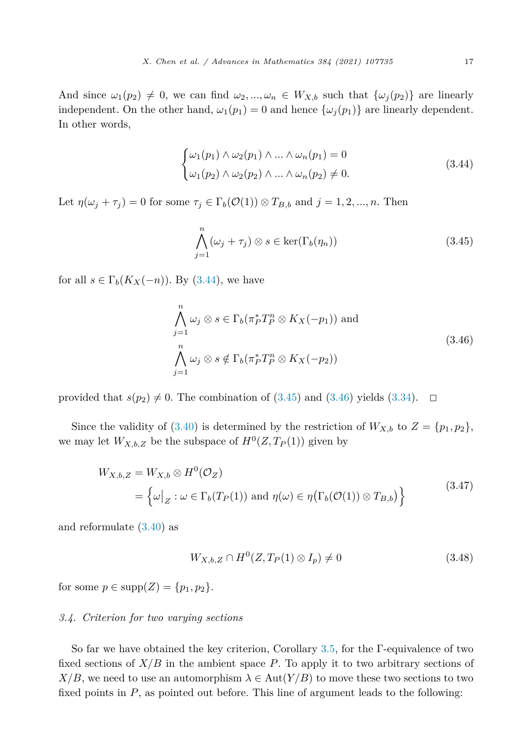And since $\omega_1(p_2) \neq 0$, we can find $\omega_2, ..., \omega_n \in W_{X,b}$ such that $\{\omega_j(p_2)\}$ are linearly independent. On the other hand, $\omega_1(p_1) = 0$ and hence $\{\omega_j(p_1)\}$ are linearly dependent. In other words,

$$\begin{cases} \omega_1(p_1) \wedge \omega_2(p_1) \wedge ... \wedge \omega_n(p_1) = 0 \\ \omega_1(p_2) \wedge \omega_2(p_2) \wedge ... \wedge \omega_n(p_2) \neq 0. \end{cases} \tag{3.44}$$

Let $\eta(\omega_j + \tau_j) = 0$ for some $\tau_j \in \Gamma_b(\mathcal{O}(1)) \otimes T_{B,b}$ and $j = 1, 2, ..., n$. Then

$$\bigwedge_{j=1}^{n} (\omega_j + \tau_j) \otimes s \in \ker(\Gamma_b(\eta_n)) \tag{3.45}$$

for all $s \in \Gamma_b(K_X(-n))$. By (3.44), we have

$$\begin{aligned} &\bigwedge_{j=1}^{n} \omega_j \otimes s \in \Gamma_b(\pi_P^* T_P^n \otimes K_X(-p_1)) \text{ and} \\ &\bigwedge_{j=1}^{n} \omega_j \otimes s \notin \Gamma_b(\pi_P^* T_P^n \otimes K_X(-p_2)) \end{aligned} \tag{3.46}$$

provided that $s(p_2) \neq 0$. The combination of (3.45) and (3.46) yields (3.34). $\square$

Since the validity of (3.40) is determined by the restriction of $W_{X,b}$ to $Z = \{p_1, p_2\}$, we may let $W_{X,b,Z}$ be the subspace of $H^0(Z, T_P(1))$ given by

$$\begin{aligned} W_{X,b,Z} &= W_{X,b} \otimes H^0(\mathcal{O}_Z) \\ &= \Big\{ \omega\big|_Z : \omega \in \Gamma_b(T_P(1)) \text{ and } \eta(\omega) \in \eta\big(\Gamma_b(\mathcal{O}(1)) \otimes T_{B,b}\big) \Big\} \end{aligned} \tag{3.47}$$

and reformulate (3.40) as

$$W_{X,b,Z} \cap H^0(Z, T_P(1) \otimes I_p) \neq 0 \tag{3.48}$$

for some $p \in \operatorname{supp}(Z) = \{p_1, p_2\}$.

### *3.4. Criterion for two varying sections*

So far we have obtained the key criterion, Corollary 3.5, for the Γ-equivalence of two fixed sections of $X/B$ in the ambient space $P$. To apply it to two arbitrary sections of $X/B$, we need to use an automorphism $\lambda \in \operatorname{Aut}(Y/B)$ to move these two sections to two fixed points in $P$, as pointed out before. This line of argument leads to the following: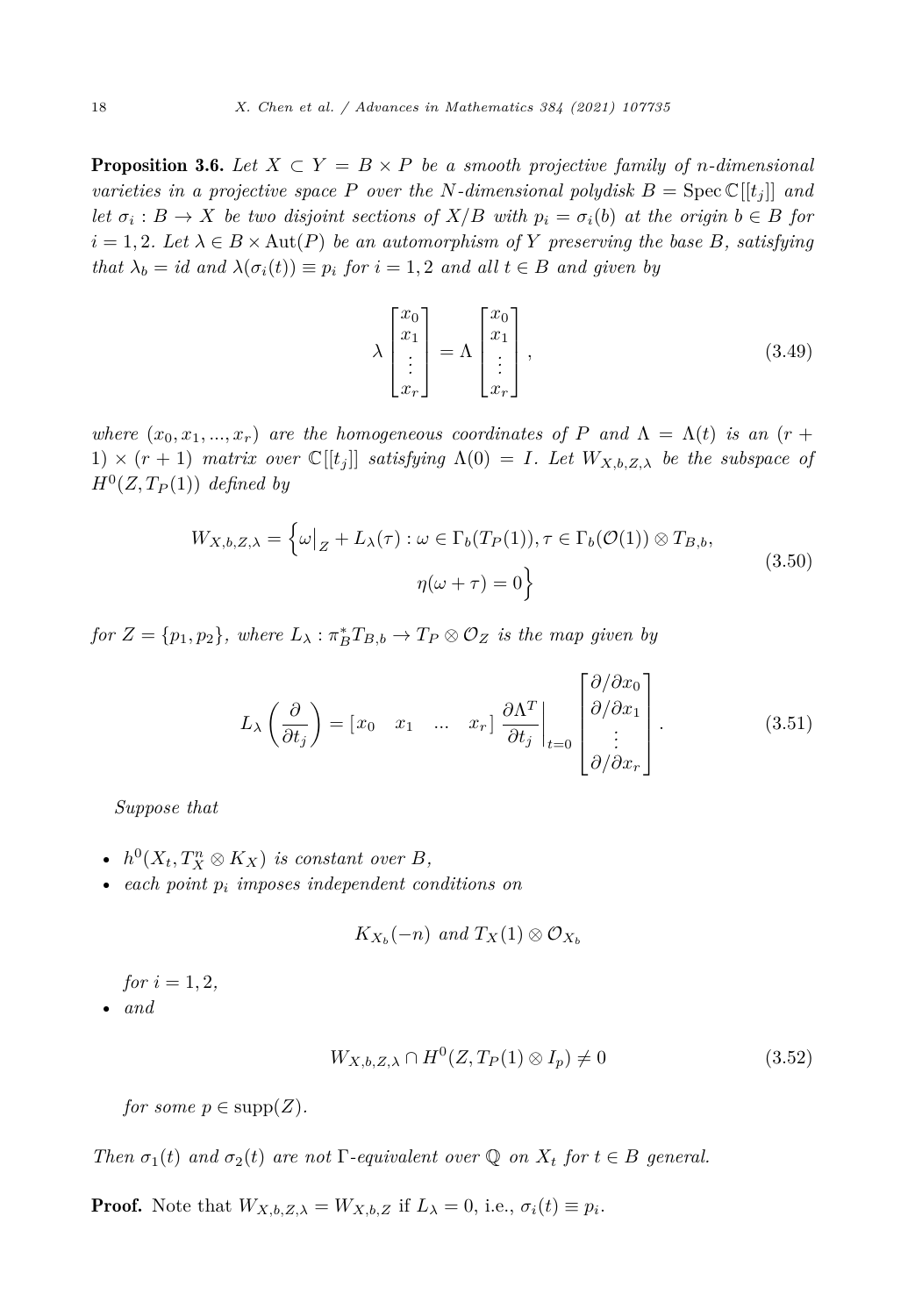**Proposition 3.6.** *Let $X \subset Y = B \times P$ be a smooth projective family of $n$-dimensional varieties in a projective space $P$ over the $N$-dimensional polydisk $B = \operatorname{Spec} \mathbb{C}[[t_j]]$ and let $\sigma_i : B \to X$ be two disjoint sections of $X/B$ with $p_i = \sigma_i(b)$ at the origin $b \in B$ for $i = 1, 2$. Let $\lambda \in B \times \operatorname{Aut}(P)$ be an automorphism of $Y$ preserving the base $B$, satisfying that $\lambda_b = id$ and $\lambda(\sigma_i(t)) \equiv p_i$ for $i = 1, 2$ and all $t \in B$ and given by*

$$\lambda \begin{bmatrix} x_0 \\ x_1 \\ \vdots \\ x_r \end{bmatrix} = \Lambda \begin{bmatrix} x_0 \\ x_1 \\ \vdots \\ x_r \end{bmatrix}, \tag{3.49}$$

*where $(x_0, x_1, ..., x_r)$ are the homogeneous coordinates of $P$ and $\Lambda = \Lambda(t)$ is an $(r + 1) \times (r + 1)$ matrix over $\mathbb{C}[[t_j]]$ satisfying $\Lambda(0) = I$. Let $W_{X,b,Z,\lambda}$ be the subspace of $H^0(Z, T_P(1))$ defined by*

$$W_{X,b,Z,\lambda} = \Big\{ \omega\big|_Z + L_\lambda(\tau) : \omega \in \Gamma_b(T_P(1)), \tau \in \Gamma_b(\mathcal{O}(1)) \otimes T_{B,b}, \\ \eta(\omega + \tau) = 0 \Big\} \tag{3.50}$$

*for $Z = \{p_1, p_2\}$, where $L_\lambda : \pi_B^* T_{B,b} \to T_P \otimes \mathcal{O}_Z$ is the map given by*

$$L_\lambda \left( \frac{\partial}{\partial t_j} \right) = \begin{bmatrix} x_0 & x_1 & \dots & x_r \end{bmatrix} \left. \frac{\partial \Lambda^T}{\partial t_j} \right|_{t=0} \begin{bmatrix} \partial/\partial x_0 \\ \partial/\partial x_1 \\ \vdots \\ \partial/\partial x_r \end{bmatrix}. \tag{3.51}$$

*Suppose that*

- *$h^0(X_t, T_X^n \otimes K_X)$ is constant over $B$,*
- *each point $p_i$ imposes independent conditions on*

$$K_{X_b}(-n) \text{ and } T_X(1) \otimes \mathcal{O}_{X_b}$$

  *for $i = 1, 2$,*
- *and*

$$W_{X,b,Z,\lambda} \cap H^0(Z, T_P(1) \otimes I_p) \neq 0 \tag{3.52}$$

  *for some $p \in \operatorname{supp}(Z)$.*

*Then $\sigma_1(t)$ and $\sigma_2(t)$ are not $\Gamma$-equivalent over $\mathbb{Q}$ on $X_t$ for $t \in B$ general.*

**Proof.** Note that $W_{X,b,Z,\lambda} = W_{X,b,Z}$ if $L_\lambda = 0$, i.e., $\sigma_i(t) \equiv p_i$.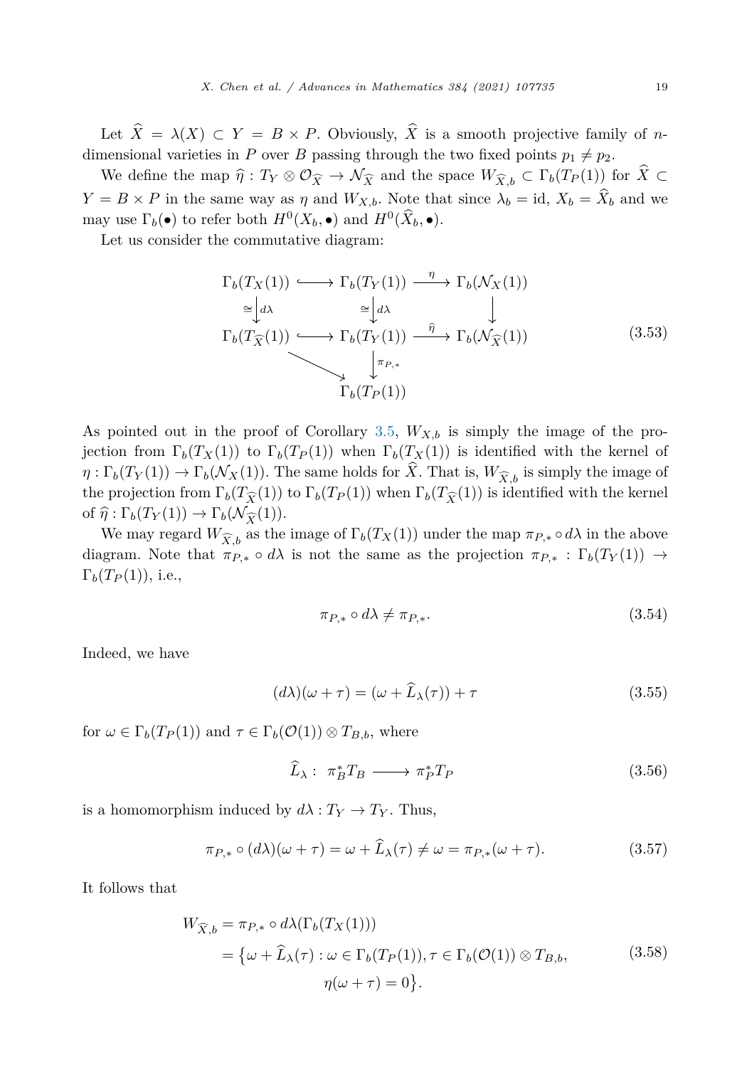Let $\widehat{X} = \lambda(X) \subset Y = B \times P$. Obviously, $\widehat{X}$ is a smooth projective family of $n$-dimensional varieties in $P$ over $B$ passing through the two fixed points $p_1 \neq p_2$.

We define the map $\widehat{\eta} : T_Y \otimes \mathcal{O}_{\widehat{X}} \to \mathcal{N}_{\widehat{X}}$ and the space $W_{\widehat{X},b} \subset \Gamma_b(T_P(1))$ for $\widehat{X} \subset Y = B \times P$ in the same way as $\eta$ and $W_{X,b}$. Note that since $\lambda_b = \mathrm{id}$, $X_b = \widehat{X}_b$ and we may use $\Gamma_b(\bullet)$ to refer both $H^0(X_b, \bullet)$ and $H^0(\widehat{X}_b, \bullet)$.

Let us consider the commutative diagram:

$$\begin{array}{ccccc}
\Gamma_b(T_X(1)) & \hookrightarrow & \Gamma_b(T_Y(1)) & \xrightarrow{\eta} & \Gamma_b(\mathcal{N}_X(1)) \\
{\scriptstyle\cong}\big\downarrow{\scriptstyle d\lambda} & & {\scriptstyle\cong}\big\downarrow{\scriptstyle d\lambda} & & \big\downarrow \\
\Gamma_b(T_{\widehat{X}}(1)) & \hookrightarrow & \Gamma_b(T_Y(1)) & \xrightarrow{\widehat{\eta}} & \Gamma_b(\mathcal{N}_{\widehat{X}}(1)) \\
& \searrow & \big\downarrow{\scriptstyle \pi_{P,*}} & & \\
& & \Gamma_b(T_P(1)) & &
\end{array} \tag{3.53}$$

As pointed out in the proof of Corollary 3.5, $W_{X,b}$ is simply the image of the projection from $\Gamma_b(T_X(1))$ to $\Gamma_b(T_P(1))$ when $\Gamma_b(T_X(1))$ is identified with the kernel of $\eta : \Gamma_b(T_Y(1)) \to \Gamma_b(\mathcal{N}_X(1))$. The same holds for $\widehat{X}$. That is, $W_{\widehat{X},b}$ is simply the image of the projection from $\Gamma_b(T_{\widehat{X}}(1))$ to $\Gamma_b(T_P(1))$ when $\Gamma_b(T_{\widehat{X}}(1))$ is identified with the kernel of $\widehat{\eta} : \Gamma_b(T_Y(1)) \to \Gamma_b(\mathcal{N}_{\widehat{X}}(1))$.

We may regard $W_{\widehat{X},b}$ as the image of $\Gamma_b(T_X(1))$ under the map $\pi_{P,*} \circ d\lambda$ in the above diagram. Note that $\pi_{P,*} \circ d\lambda$ is not the same as the projection $\pi_{P,*} : \Gamma_b(T_Y(1)) \to \Gamma_b(T_P(1))$, i.e.,

$$\pi_{P,*} \circ d\lambda \neq \pi_{P,*}. \tag{3.54}$$

Indeed, we have

$$(d\lambda)(\omega + \tau) = (\omega + \widehat{L}_\lambda(\tau)) + \tau \tag{3.55}$$

for $\omega \in \Gamma_b(T_P(1))$ and $\tau \in \Gamma_b(\mathcal{O}(1)) \otimes T_{B,b}$, where

$$\widehat{L}_\lambda : \ \pi_B^* T_B \longrightarrow \pi_P^* T_P \tag{3.56}$$

is a homomorphism induced by $d\lambda : T_Y \to T_Y$. Thus,

$$\pi_{P,*} \circ (d\lambda)(\omega + \tau) = \omega + \widehat{L}_\lambda(\tau) \neq \omega = \pi_{P,*}(\omega + \tau). \tag{3.57}$$

It follows that

$$\begin{aligned}
W_{\widehat{X},b} &= \pi_{P,*} \circ d\lambda(\Gamma_b(T_X(1))) \\
&= \big\{\omega + \widehat{L}_\lambda(\tau) : \omega \in \Gamma_b(T_P(1)), \tau \in \Gamma_b(\mathcal{O}(1)) \otimes T_{B,b}, \\
&\qquad \eta(\omega + \tau) = 0\big\}.
\end{aligned} \tag{3.58}$$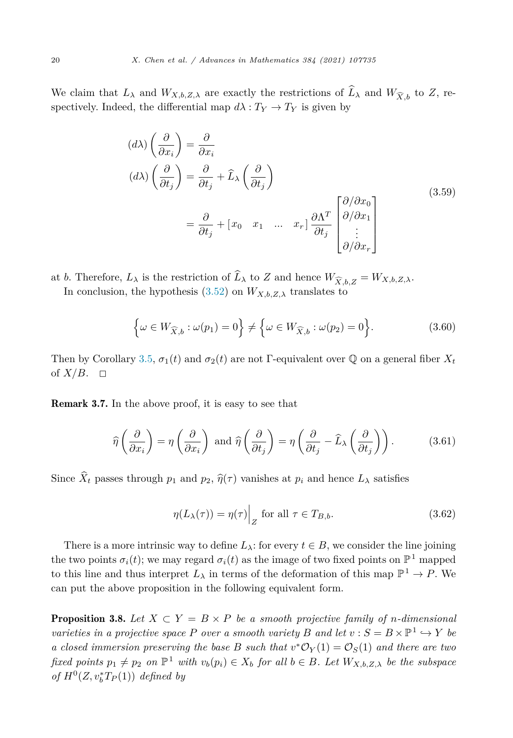We claim that $L_\lambda$ and $W_{X,b,Z,\lambda}$ are exactly the restrictions of $\widehat{L}_\lambda$ and $W_{\widehat{X},b}$ to $Z$, respectively. Indeed, the differential map $d\lambda : T_Y \to T_Y$ is given by

$$
\begin{aligned}
(d\lambda)\left(\frac{\partial}{\partial x_i}\right) &= \frac{\partial}{\partial x_i} \\
(d\lambda)\left(\frac{\partial}{\partial t_j}\right) &= \frac{\partial}{\partial t_j} + \widehat{L}_\lambda\left(\frac{\partial}{\partial t_j}\right) \\
&= \frac{\partial}{\partial t_j} + \begin{bmatrix} x_0 & x_1 & \ldots & x_r \end{bmatrix} \frac{\partial \Lambda^T}{\partial t_j} \begin{bmatrix} \partial/\partial x_0 \\ \partial/\partial x_1 \\ \vdots \\ \partial/\partial x_r \end{bmatrix}
\end{aligned}
\tag{3.59}
$$

at $b$. Therefore, $L_\lambda$ is the restriction of $\widehat{L}_\lambda$ to $Z$ and hence $W_{\widehat{X},b,Z} = W_{X,b,Z,\lambda}$.

In conclusion, the hypothesis (3.52) on $W_{X,b,Z,\lambda}$ translates to

$$
\left\{\omega \in W_{\widehat{X},b} : \omega(p_1) = 0\right\} \neq \left\{\omega \in W_{\widehat{X},b} : \omega(p_2) = 0\right\}. \tag{3.60}
$$

Then by Corollary 3.5, $\sigma_1(t)$ and $\sigma_2(t)$ are not $\Gamma$-equivalent over $\mathbb{Q}$ on a general fiber $X_t$ of $X/B$. $\square$

**Remark 3.7.** In the above proof, it is easy to see that

$$
\widehat{\eta}\left(\frac{\partial}{\partial x_i}\right) = \eta\left(\frac{\partial}{\partial x_i}\right) \text{ and } \widehat{\eta}\left(\frac{\partial}{\partial t_j}\right) = \eta\left(\frac{\partial}{\partial t_j} - \widehat{L}_\lambda\left(\frac{\partial}{\partial t_j}\right)\right). \tag{3.61}
$$

Since $\widehat{X}_t$ passes through $p_1$ and $p_2$, $\widehat{\eta}(\tau)$ vanishes at $p_i$ and hence $L_\lambda$ satisfies

$$
\eta(L_\lambda(\tau)) = \eta(\tau)\Big|_Z \text{ for all } \tau \in T_{B,b}. \tag{3.62}
$$

There is a more intrinsic way to define $L_\lambda$: for every $t \in B$, we consider the line joining the two points $\sigma_i(t)$; we may regard $\sigma_i(t)$ as the image of two fixed points on $\mathbb{P}^1$ mapped to this line and thus interpret $L_\lambda$ in terms of the deformation of this map $\mathbb{P}^1 \to P$. We can put the above proposition in the following equivalent form.

**Proposition 3.8.** *Let $X \subset Y = B \times P$ be a smooth projective family of $n$-dimensional varieties in a projective space $P$ over a smooth variety $B$ and let $v : S = B \times \mathbb{P}^1 \hookrightarrow Y$ be a closed immersion preserving the base $B$ such that $v^*\mathcal{O}_Y(1) = \mathcal{O}_S(1)$ and there are two fixed points $p_1 \neq p_2$ on $\mathbb{P}^1$ with $v_b(p_i) \in X_b$ for all $b \in B$. Let $W_{X,b,Z,\lambda}$ be the subspace of $H^0(Z, v_b^* T_P(1))$ defined by*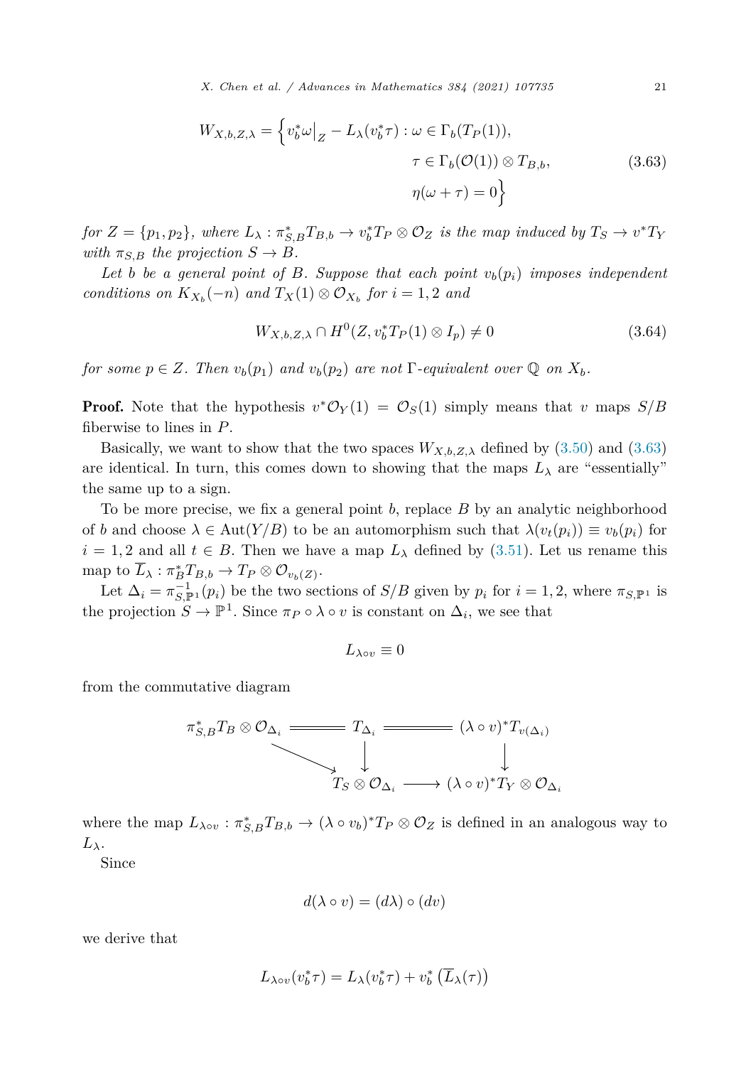$$W_{X,b,Z,\lambda} = \Big\{ v_b^*\omega\big|_Z - L_\lambda(v_b^*\tau) : \omega \in \Gamma_b(T_P(1)), \quad \tau \in \Gamma_b(\mathcal{O}(1)) \otimes T_{B,b}, \quad \eta(\omega+\tau) = 0 \Big\} \tag{3.63}$$

*for $Z = \{p_1, p_2\}$, where $L_\lambda : \pi_{S,B}^* T_{B,b} \to v_b^* T_P \otimes \mathcal{O}_Z$ is the map induced by $T_S \to v^* T_Y$ with $\pi_{S,B}$ the projection $S \to B$.*

*Let $b$ be a general point of $B$. Suppose that each point $v_b(p_i)$ imposes independent conditions on $K_{X_b}(-n)$ and $T_X(1) \otimes \mathcal{O}_{X_b}$ for $i = 1, 2$ and*

$$W_{X,b,Z,\lambda} \cap H^0(Z, v_b^* T_P(1) \otimes I_p) \neq 0 \tag{3.64}$$

*for some $p \in Z$. Then $v_b(p_1)$ and $v_b(p_2)$ are not $\Gamma$-equivalent over $\mathbb{Q}$ on $X_b$.*

**Proof.** Note that the hypothesis $v^*\mathcal{O}_Y(1) = \mathcal{O}_S(1)$ simply means that $v$ maps $S/B$ fiberwise to lines in $P$.

Basically, we want to show that the two spaces $W_{X,b,Z,\lambda}$ defined by (3.50) and (3.63) are identical. In turn, this comes down to showing that the maps $L_\lambda$ are "essentially" the same up to a sign.

To be more precise, we fix a general point $b$, replace $B$ by an analytic neighborhood of $b$ and choose $\lambda \in \mathrm{Aut}(Y/B)$ to be an automorphism such that $\lambda(v_t(p_i)) \equiv v_b(p_i)$ for $i = 1, 2$ and all $t \in B$. Then we have a map $L_\lambda$ defined by (3.51). Let us rename this map to $\overline{L}_\lambda : \pi_B^* T_{B,b} \to T_P \otimes \mathcal{O}_{v_b(Z)}$.

Let $\Delta_i = \pi_{S,\mathbb{P}^1}^{-1}(p_i)$ be the two sections of $S/B$ given by $p_i$ for $i = 1, 2$, where $\pi_{S,\mathbb{P}^1}$ is the projection $S \to \mathbb{P}^1$. Since $\pi_P \circ \lambda \circ v$ is constant on $\Delta_i$, we see that

$$L_{\lambda \circ v} \equiv 0$$

from the commutative diagram

$$\begin{array}{ccccc}
\pi_{S,B}^* T_B \otimes \mathcal{O}_{\Delta_i} & = & T_{\Delta_i} & = & (\lambda \circ v)^* T_{v(\Delta_i)} \\
& \searrow & \downarrow & & \downarrow \\
& & T_S \otimes \mathcal{O}_{\Delta_i} & \longrightarrow & (\lambda \circ v)^* T_Y \otimes \mathcal{O}_{\Delta_i}
\end{array}$$

where the map $L_{\lambda \circ v} : \pi_{S,B}^* T_{B,b} \to (\lambda \circ v_b)^* T_P \otimes \mathcal{O}_Z$ is defined in an analogous way to $L_\lambda$.

Since

$$d(\lambda \circ v) = (d\lambda) \circ (dv)$$

we derive that

$$L_{\lambda \circ v}(v_b^* \tau) = L_\lambda(v_b^* \tau) + v_b^* \left( \overline{L}_\lambda(\tau) \right)$$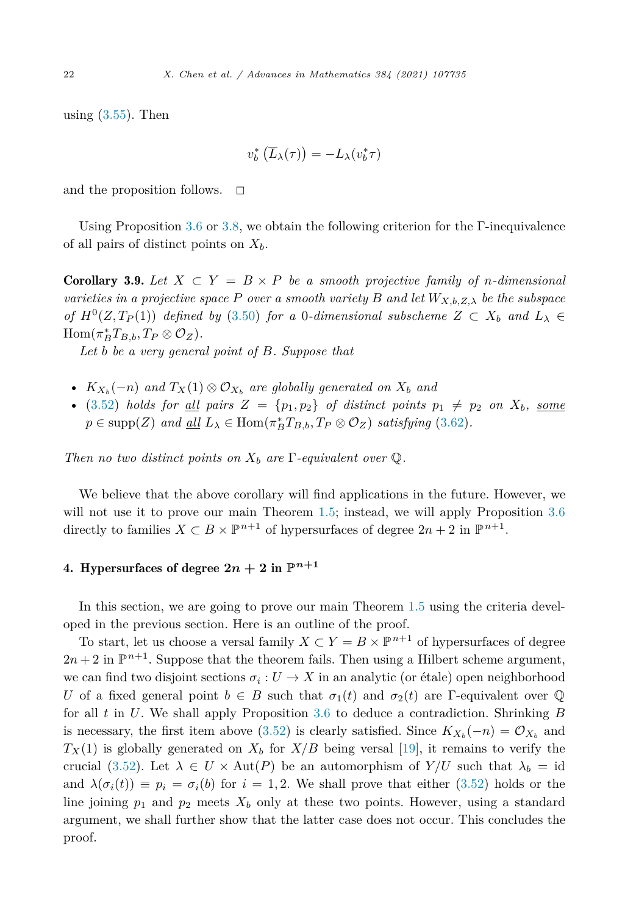using (3.55). Then

$$v_b^* \left(\overline{L}_\lambda(\tau)\right) = -L_\lambda(v_b^*\tau)$$

and the proposition follows. $\square$

Using Proposition 3.6 or 3.8, we obtain the following criterion for the Γ-inequivalence of all pairs of distinct points on $X_b$.

**Corollary 3.9.** *Let $X \subset Y = B \times P$ be a smooth projective family of $n$-dimensional varieties in a projective space $P$ over a smooth variety $B$ and let $W_{X,b,Z,\lambda}$ be the subspace of $H^0(Z, T_P(1))$ defined by (3.50) for a 0-dimensional subscheme $Z \subset X_b$ and $L_\lambda \in \operatorname{Hom}(\pi_B^* T_{B,b}, T_P \otimes \mathcal{O}_Z)$.*

*Let $b$ be a very general point of $B$. Suppose that*

- *$K_{X_b}(-n)$ and $T_X(1) \otimes \mathcal{O}_{X_b}$ are globally generated on $X_b$ and*
- *(3.52) holds for <u>all</u> pairs $Z = \{p_1, p_2\}$ of distinct points $p_1 \neq p_2$ on $X_b$, <u>some</u> $p \in \operatorname{supp}(Z)$ and <u>all</u> $L_\lambda \in \operatorname{Hom}(\pi_B^* T_{B,b}, T_P \otimes \mathcal{O}_Z)$ satisfying (3.62).*

*Then no two distinct points on $X_b$ are Γ-equivalent over $\mathbb{Q}$.*

We believe that the above corollary will find applications in the future. However, we will not use it to prove our main Theorem 1.5; instead, we will apply Proposition 3.6 directly to families $X \subset B \times \mathbb{P}^{n+1}$ of hypersurfaces of degree $2n+2$ in $\mathbb{P}^{n+1}$.

## 4. Hypersurfaces of degree $2n + 2$ in $\mathbb{P}^{n+1}$

In this section, we are going to prove our main Theorem 1.5 using the criteria developed in the previous section. Here is an outline of the proof.

To start, let us choose a versal family $X \subset Y = B \times \mathbb{P}^{n+1}$ of hypersurfaces of degree $2n+2$ in $\mathbb{P}^{n+1}$. Suppose that the theorem fails. Then using a Hilbert scheme argument, we can find two disjoint sections $\sigma_i : U \to X$ in an analytic (or étale) open neighborhood $U$ of a fixed general point $b \in B$ such that $\sigma_1(t)$ and $\sigma_2(t)$ are Γ-equivalent over $\mathbb{Q}$ for all $t$ in $U$. We shall apply Proposition 3.6 to deduce a contradiction. Shrinking $B$ is necessary, the first item above (3.52) is clearly satisfied. Since $K_{X_b}(-n) = \mathcal{O}_{X_b}$ and $T_X(1)$ is globally generated on $X_b$ for $X/B$ being versal [19], it remains to verify the crucial (3.52). Let $\lambda \in U \times \operatorname{Aut}(P)$ be an automorphism of $Y/U$ such that $\lambda_b = \mathrm{id}$ and $\lambda(\sigma_i(t)) \equiv p_i = \sigma_i(b)$ for $i = 1, 2$. We shall prove that either (3.52) holds or the line joining $p_1$ and $p_2$ meets $X_b$ only at these two points. However, using a standard argument, we shall further show that the latter case does not occur. This concludes the proof.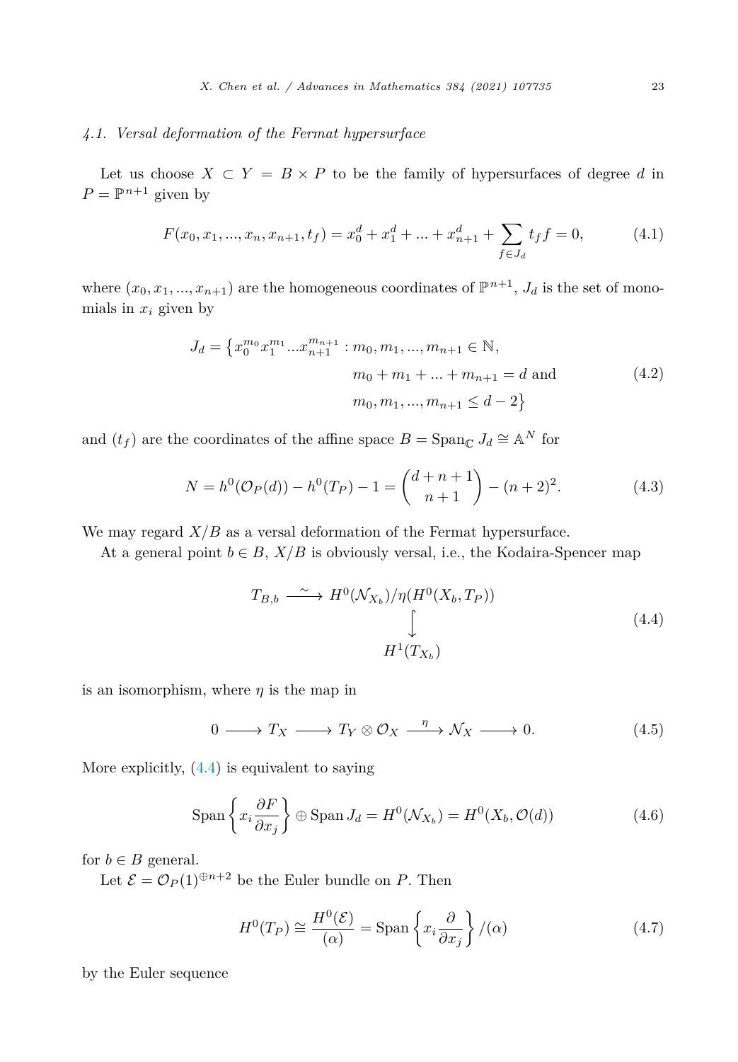### 4.1. Versal deformation of the Fermat hypersurface

Let us choose $X \subset Y = B \times P$ to be the family of hypersurfaces of degree $d$ in $P = \mathbb{P}^{n+1}$ given by

$$F(x_0, x_1, ..., x_n, x_{n+1}, t_f) = x_0^d + x_1^d + ... + x_{n+1}^d + \sum_{f \in J_d} t_f f = 0, \tag{4.1}$$

where $(x_0, x_1, ..., x_{n+1})$ are the homogeneous coordinates of $\mathbb{P}^{n+1}$, $J_d$ is the set of monomials in $x_i$ given by

$$\begin{aligned} J_d = \big\{ x_0^{m_0} x_1^{m_1} ... x_{n+1}^{m_{n+1}} :\ & m_0, m_1, ..., m_{n+1} \in \mathbb{N}, \\ & m_0 + m_1 + ... + m_{n+1} = d \text{ and} \\ & m_0, m_1, ..., m_{n+1} \leq d - 2 \big\} \end{aligned} \tag{4.2}$$

and $(t_f)$ are the coordinates of the affine space $B = \operatorname{Span}_{\mathbb{C}} J_d \cong \mathbb{A}^N$ for

$$N = h^0(\mathcal{O}_P(d)) - h^0(T_P) - 1 = \binom{d+n+1}{n+1} - (n+2)^2. \tag{4.3}$$

We may regard $X/B$ as a versal deformation of the Fermat hypersurface.

At a general point $b \in B$, $X/B$ is obviously versal, i.e., the Kodaira-Spencer map

$$\begin{array}{ccc} T_{B,b} & \xrightarrow{\ \sim\ } & H^0(\mathcal{N}_{X_b})/\eta(H^0(X_b, T_P)) \\ & & \big\downarrow \\ & & H^1(T_{X_b}) \end{array} \tag{4.4}$$

is an isomorphism, where $\eta$ is the map in

$$0 \longrightarrow T_X \longrightarrow T_Y \otimes \mathcal{O}_X \xrightarrow{\ \eta\ } \mathcal{N}_X \longrightarrow 0. \tag{4.5}$$

More explicitly, (4.4) is equivalent to saying

$$\operatorname{Span}\left\{ x_i \frac{\partial F}{\partial x_j} \right\} \oplus \operatorname{Span} J_d = H^0(\mathcal{N}_{X_b}) = H^0(X_b, \mathcal{O}(d)) \tag{4.6}$$

for $b \in B$ general.

Let $\mathcal{E} = \mathcal{O}_P(1)^{\oplus n+2}$ be the Euler bundle on $P$. Then

$$H^0(T_P) \cong \frac{H^0(\mathcal{E})}{(\alpha)} = \operatorname{Span}\left\{ x_i \frac{\partial}{\partial x_j} \right\} / (\alpha) \tag{4.7}$$

by the Euler sequence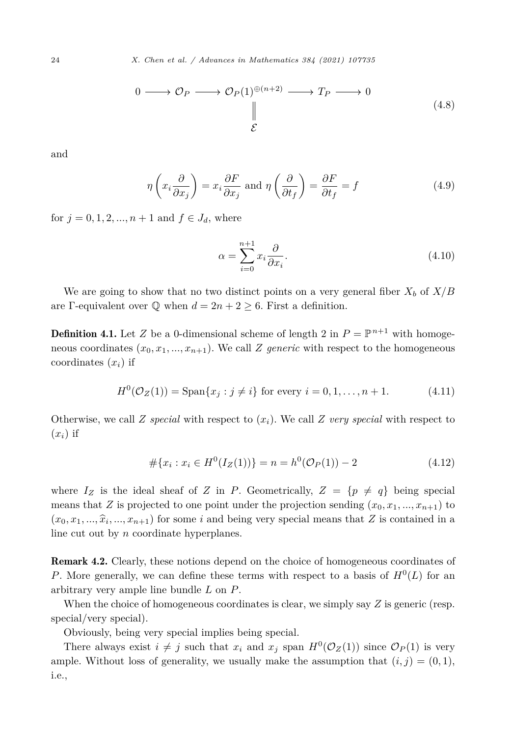$$
\begin{array}{ccccccccc}
0 & \longrightarrow & \mathcal{O}_P & \longrightarrow & \mathcal{O}_P(1)^{\oplus(n+2)} & \longrightarrow & T_P & \longrightarrow & 0 \\
 & & & & \Vert & & & & \\
 & & & & \mathcal{E} & & & &
\end{array}
\tag{4.8}
$$

and

$$
\eta\left(x_i \frac{\partial}{\partial x_j}\right) = x_i \frac{\partial F}{\partial x_j} \text{ and } \eta\left(\frac{\partial}{\partial t_f}\right) = \frac{\partial F}{\partial t_f} = f \tag{4.9}
$$

for $j = 0, 1, 2, ..., n + 1$ and $f \in J_d$, where

$$
\alpha = \sum_{i=0}^{n+1} x_i \frac{\partial}{\partial x_i}. \tag{4.10}
$$

We are going to show that no two distinct points on a very general fiber $X_b$ of $X/B$ are $\Gamma$-equivalent over $\mathbb{Q}$ when $d = 2n + 2 \geq 6$. First a definition.

**Definition 4.1.** Let $Z$ be a 0-dimensional scheme of length 2 in $P = \mathbb{P}^{n+1}$ with homogeneous coordinates $(x_0, x_1, ..., x_{n+1})$. We call $Z$ *generic* with respect to the homogeneous coordinates $(x_i)$ if

$$
H^0(\mathcal{O}_Z(1)) = \operatorname{Span}\{x_j : j \neq i\} \text{ for every } i = 0, 1, \dots, n + 1. \tag{4.11}
$$

Otherwise, we call $Z$ *special* with respect to $(x_i)$. We call $Z$ *very special* with respect to $(x_i)$ if

$$
\#\{x_i : x_i \in H^0(I_Z(1))\} = n = h^0(\mathcal{O}_P(1)) - 2 \tag{4.12}
$$

where $I_Z$ is the ideal sheaf of $Z$ in $P$. Geometrically, $Z = \{p \neq q\}$ being special means that $Z$ is projected to one point under the projection sending $(x_0, x_1, ..., x_{n+1})$ to $(x_0, x_1, ..., \widehat{x}_i, ..., x_{n+1})$ for some $i$ and being very special means that $Z$ is contained in a line cut out by $n$ coordinate hyperplanes.

**Remark 4.2.** Clearly, these notions depend on the choice of homogeneous coordinates of $P$. More generally, we can define these terms with respect to a basis of $H^0(L)$ for an arbitrary very ample line bundle $L$ on $P$.

When the choice of homogeneous coordinates is clear, we simply say $Z$ is generic (resp. special/very special).

Obviously, being very special implies being special.

There always exist $i \neq j$ such that $x_i$ and $x_j$ span $H^0(\mathcal{O}_Z(1))$ since $\mathcal{O}_P(1)$ is very ample. Without loss of generality, we usually make the assumption that $(i, j) = (0, 1)$, i.e.,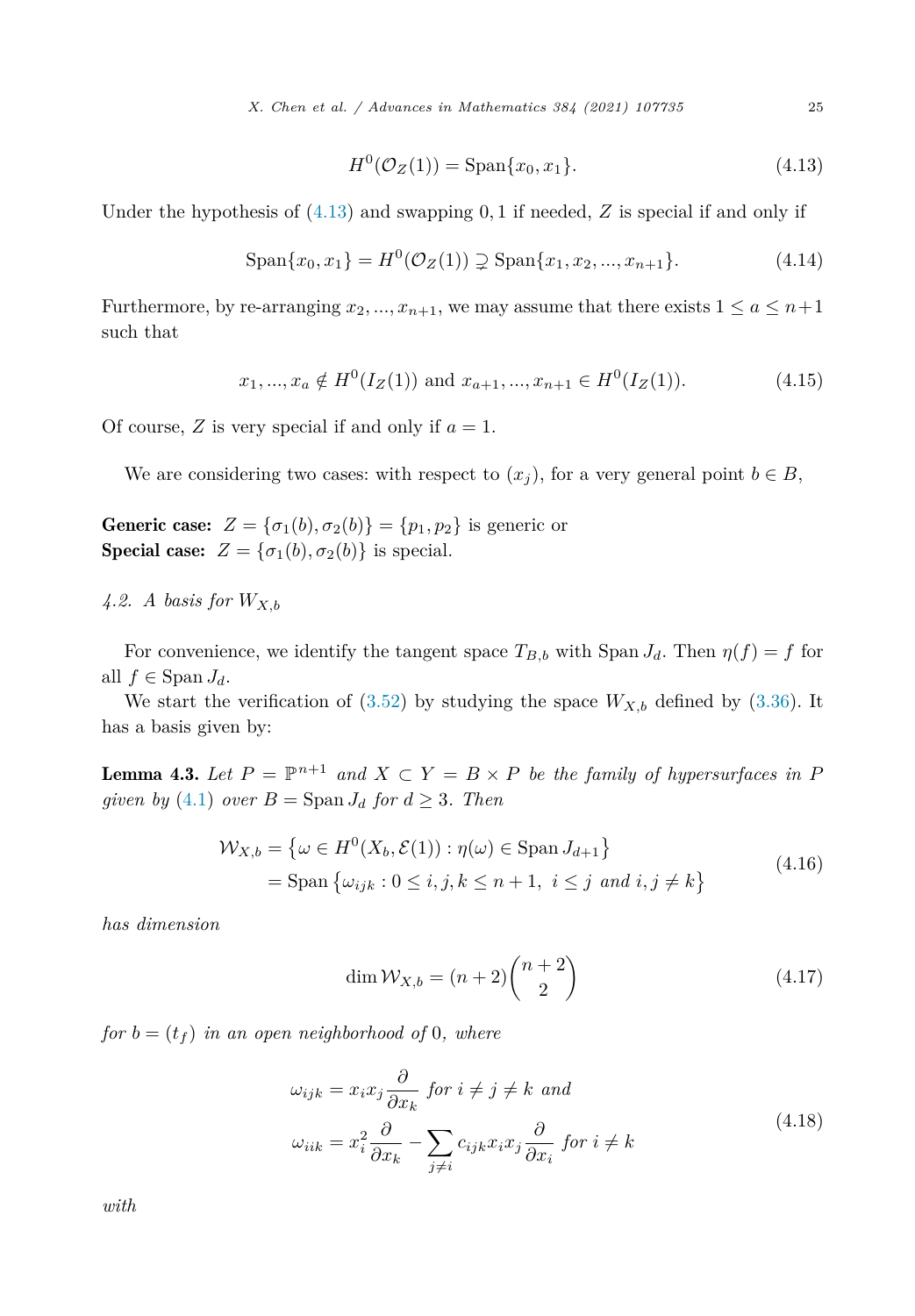$$H^0(\mathcal{O}_Z(1)) = \operatorname{Span}\{x_0, x_1\}. \tag{4.13}$$

Under the hypothesis of (4.13) and swapping $0, 1$ if needed, $Z$ is special if and only if

$$\operatorname{Span}\{x_0, x_1\} = H^0(\mathcal{O}_Z(1)) \supsetneq \operatorname{Span}\{x_1, x_2, ..., x_{n+1}\}. \tag{4.14}$$

Furthermore, by re-arranging $x_2, ..., x_{n+1}$, we may assume that there exists $1 \le a \le n+1$ such that

$$x_1, ..., x_a \notin H^0(I_Z(1)) \text{ and } x_{a+1}, ..., x_{n+1} \in H^0(I_Z(1)). \tag{4.15}$$

Of course, $Z$ is very special if and only if $a = 1$.

We are considering two cases: with respect to $(x_j)$, for a very general point $b \in B$,

**Generic case:** $Z = \{\sigma_1(b), \sigma_2(b)\} = \{p_1, p_2\}$ is generic or
**Special case:** $Z = \{\sigma_1(b), \sigma_2(b)\}$ is special.

### 4.2. A basis for $W_{X,b}$

For convenience, we identify the tangent space $T_{B,b}$ with $\operatorname{Span} J_d$. Then $\eta(f) = f$ for all $f \in \operatorname{Span} J_d$.

We start the verification of (3.52) by studying the space $W_{X,b}$ defined by (3.36). It has a basis given by:

**Lemma 4.3.** *Let $P = \mathbb{P}^{n+1}$ and $X \subset Y = B \times P$ be the family of hypersurfaces in $P$ given by (4.1) over $B = \operatorname{Span} J_d$ for $d \ge 3$. Then*

$$\begin{aligned}\mathcal{W}_{X,b} &= \left\{\omega \in H^0(X_b, \mathcal{E}(1)) : \eta(\omega) \in \operatorname{Span} J_{d+1}\right\}\\ &= \operatorname{Span}\left\{\omega_{ijk} : 0 \le i, j, k \le n+1,\ i \le j \text{ and } i, j \ne k\right\}\end{aligned} \tag{4.16}$$

*has dimension*

$$\dim \mathcal{W}_{X,b} = (n+2)\binom{n+2}{2} \tag{4.17}$$

*for $b = (t_f)$ in an open neighborhood of $0$, where*

$$\begin{aligned}\omega_{ijk} &= x_i x_j \frac{\partial}{\partial x_k} \text{ for } i \ne j \ne k \text{ and}\\ \omega_{iik} &= x_i^2 \frac{\partial}{\partial x_k} - \sum_{j \ne i} c_{ijk} x_i x_j \frac{\partial}{\partial x_i} \text{ for } i \ne k\end{aligned} \tag{4.18}$$

*with*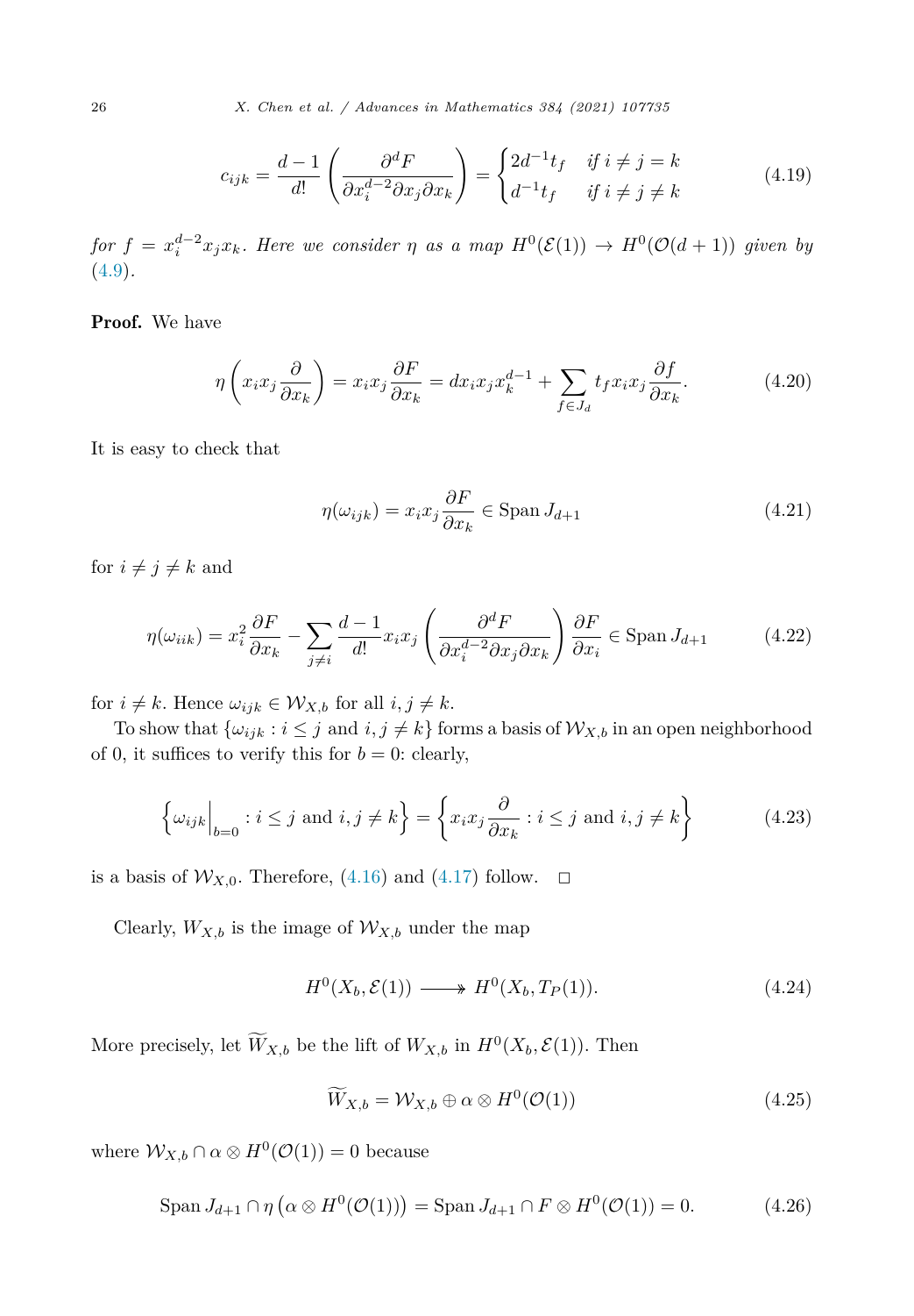$$c_{ijk} = \frac{d-1}{d!}\left(\frac{\partial^d F}{\partial x_i^{d-2}\partial x_j \partial x_k}\right) = \begin{cases} 2d^{-1}t_f & \text{if } i \neq j = k \\ d^{-1}t_f & \text{if } i \neq j \neq k \end{cases} \tag{4.19}$$

*for $f = x_i^{d-2}x_jx_k$. Here we consider $\eta$ as a map $H^0(\mathcal{E}(1)) \to H^0(\mathcal{O}(d+1))$ given by* (4.9).

**Proof.** We have

$$\eta\left(x_ix_j\frac{\partial}{\partial x_k}\right) = x_ix_j\frac{\partial F}{\partial x_k} = dx_ix_jx_k^{d-1} + \sum_{f\in J_d} t_f x_ix_j \frac{\partial f}{\partial x_k}. \tag{4.20}$$

It is easy to check that

$$\eta(\omega_{ijk}) = x_ix_j\frac{\partial F}{\partial x_k} \in \operatorname{Span} J_{d+1} \tag{4.21}$$

for $i \neq j \neq k$ and

$$\eta(\omega_{iik}) = x_i^2\frac{\partial F}{\partial x_k} - \sum_{j\neq i}\frac{d-1}{d!}x_ix_j\left(\frac{\partial^d F}{\partial x_i^{d-2}\partial x_j\partial x_k}\right)\frac{\partial F}{\partial x_i} \in \operatorname{Span} J_{d+1} \tag{4.22}$$

for $i \neq k$. Hence $\omega_{ijk} \in \mathcal{W}_{X,b}$ for all $i, j \neq k$.

To show that $\{\omega_{ijk} : i \leq j \text{ and } i, j \neq k\}$ forms a basis of $\mathcal{W}_{X,b}$ in an open neighborhood of 0, it suffices to verify this for $b = 0$: clearly,

$$\left\{\omega_{ijk}\Big|_{b=0} : i \leq j \text{ and } i, j \neq k\right\} = \left\{x_ix_j\frac{\partial}{\partial x_k} : i \leq j \text{ and } i, j \neq k\right\} \tag{4.23}$$

is a basis of $\mathcal{W}_{X,0}$. Therefore, (4.16) and (4.17) follow. $\square$

Clearly, $W_{X,b}$ is the image of $\mathcal{W}_{X,b}$ under the map

$$H^0(X_b, \mathcal{E}(1)) \twoheadrightarrow H^0(X_b, T_P(1)). \tag{4.24}$$

More precisely, let $\widetilde{W}_{X,b}$ be the lift of $W_{X,b}$ in $H^0(X_b, \mathcal{E}(1))$. Then

$$\widetilde{W}_{X,b} = \mathcal{W}_{X,b} \oplus \alpha \otimes H^0(\mathcal{O}(1)) \tag{4.25}$$

where $\mathcal{W}_{X,b} \cap \alpha \otimes H^0(\mathcal{O}(1)) = 0$ because

$$\operatorname{Span} J_{d+1} \cap \eta\left(\alpha \otimes H^0(\mathcal{O}(1))\right) = \operatorname{Span} J_{d+1} \cap F \otimes H^0(\mathcal{O}(1)) = 0. \tag{4.26}$$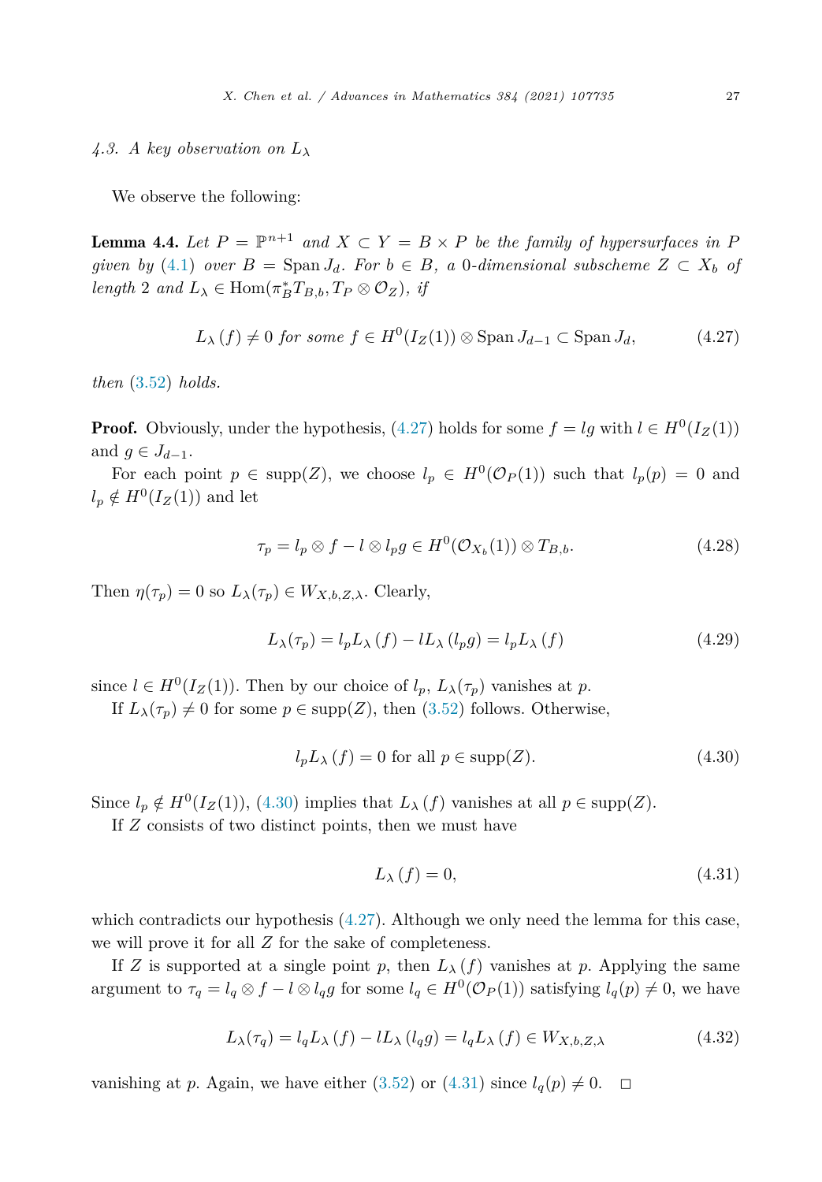### 4.3. A key observation on $L_\lambda$

We observe the following:

**Lemma 4.4.** *Let $P = \mathbb{P}^{n+1}$ and $X \subset Y = B \times P$ be the family of hypersurfaces in $P$ given by (4.1) over $B = \operatorname{Span} J_d$. For $b \in B$, a 0-dimensional subscheme $Z \subset X_b$ of length 2 and $L_\lambda \in \operatorname{Hom}(\pi_B^* T_{B,b}, T_P \otimes \mathcal{O}_Z)$, if*

$$L_\lambda(f) \neq 0 \text{ for some } f \in H^0(I_Z(1)) \otimes \operatorname{Span} J_{d-1} \subset \operatorname{Span} J_d, \tag{4.27}$$

*then (3.52) holds.*

**Proof.** Obviously, under the hypothesis, (4.27) holds for some $f = lg$ with $l \in H^0(I_Z(1))$ and $g \in J_{d-1}$.

For each point $p \in \operatorname{supp}(Z)$, we choose $l_p \in H^0(\mathcal{O}_P(1))$ such that $l_p(p) = 0$ and $l_p \notin H^0(I_Z(1))$ and let

$$\tau_p = l_p \otimes f - l \otimes l_p g \in H^0(\mathcal{O}_{X_b}(1)) \otimes T_{B,b}. \tag{4.28}$$

Then $\eta(\tau_p) = 0$ so $L_\lambda(\tau_p) \in W_{X,b,Z,\lambda}$. Clearly,

$$L_\lambda(\tau_p) = l_p L_\lambda(f) - l L_\lambda(l_p g) = l_p L_\lambda(f) \tag{4.29}$$

since $l \in H^0(I_Z(1))$. Then by our choice of $l_p$, $L_\lambda(\tau_p)$ vanishes at $p$.

If $L_\lambda(\tau_p) \neq 0$ for some $p \in \operatorname{supp}(Z)$, then (3.52) follows. Otherwise,

$$l_p L_\lambda(f) = 0 \text{ for all } p \in \operatorname{supp}(Z). \tag{4.30}$$

Since $l_p \notin H^0(I_Z(1))$, (4.30) implies that $L_\lambda(f)$ vanishes at all $p \in \operatorname{supp}(Z)$.

If $Z$ consists of two distinct points, then we must have

$$L_\lambda(f) = 0, \tag{4.31}$$

which contradicts our hypothesis (4.27). Although we only need the lemma for this case, we will prove it for all $Z$ for the sake of completeness.

If $Z$ is supported at a single point $p$, then $L_\lambda(f)$ vanishes at $p$. Applying the same argument to $\tau_q = l_q \otimes f - l \otimes l_q g$ for some $l_q \in H^0(\mathcal{O}_P(1))$ satisfying $l_q(p) \neq 0$, we have

$$L_\lambda(\tau_q) = l_q L_\lambda(f) - l L_\lambda(l_q g) = l_q L_\lambda(f) \in W_{X,b,Z,\lambda} \tag{4.32}$$

vanishing at $p$. Again, we have either (3.52) or (4.31) since $l_q(p) \neq 0$. $\square$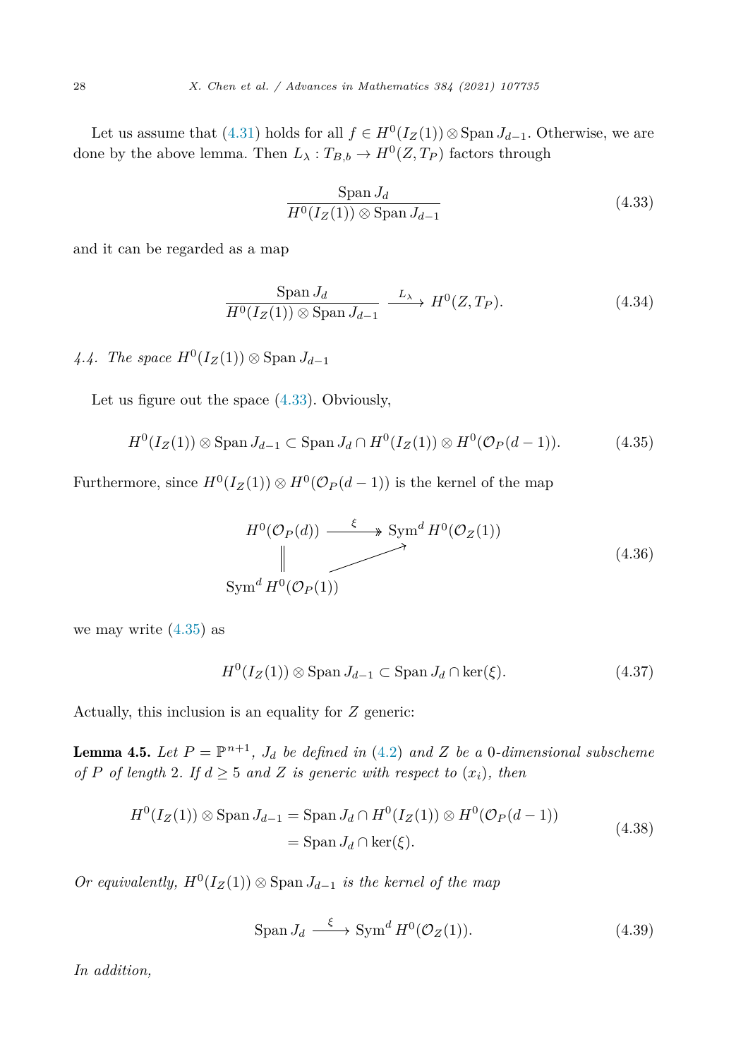Let us assume that (4.31) holds for all $f \in H^0(I_Z(1)) \otimes \operatorname{Span} J_{d-1}$. Otherwise, we are done by the above lemma. Then $L_\lambda : T_{B,b} \to H^0(Z, T_P)$ factors through

$$\frac{\operatorname{Span} J_d}{H^0(I_Z(1)) \otimes \operatorname{Span} J_{d-1}} \tag{4.33}$$

and it can be regarded as a map

$$\frac{\operatorname{Span} J_d}{H^0(I_Z(1)) \otimes \operatorname{Span} J_{d-1}} \xrightarrow{L_\lambda} H^0(Z, T_P). \tag{4.34}$$

### 4.4. The space $H^0(I_Z(1)) \otimes \operatorname{Span} J_{d-1}$

Let us figure out the space (4.33). Obviously,

$$H^0(I_Z(1)) \otimes \operatorname{Span} J_{d-1} \subset \operatorname{Span} J_d \cap H^0(I_Z(1)) \otimes H^0(\mathcal{O}_P(d-1)). \tag{4.35}$$

Furthermore, since $H^0(I_Z(1)) \otimes H^0(\mathcal{O}_P(d-1))$ is the kernel of the map

$$\begin{array}{ccc} H^0(\mathcal{O}_P(d)) & \xrightarrow{\ \xi\ } & \operatorname{Sym}^d H^0(\mathcal{O}_Z(1)) \\ \| & \nearrow & \\ \operatorname{Sym}^d H^0(\mathcal{O}_P(1)) & & \end{array} \tag{4.36}$$

we may write (4.35) as

$$H^0(I_Z(1)) \otimes \operatorname{Span} J_{d-1} \subset \operatorname{Span} J_d \cap \ker(\xi). \tag{4.37}$$

Actually, this inclusion is an equality for $Z$ generic:

**Lemma 4.5.** *Let $P = \mathbb{P}^{n+1}$, $J_d$ be defined in (4.2) and $Z$ be a 0-dimensional subscheme of $P$ of length 2. If $d \geq 5$ and $Z$ is generic with respect to $(x_i)$, then*

$$\begin{aligned} H^0(I_Z(1)) \otimes \operatorname{Span} J_{d-1} &= \operatorname{Span} J_d \cap H^0(I_Z(1)) \otimes H^0(\mathcal{O}_P(d-1)) \\ &= \operatorname{Span} J_d \cap \ker(\xi). \end{aligned} \tag{4.38}$$

*Or equivalently, $H^0(I_Z(1)) \otimes \operatorname{Span} J_{d-1}$ is the kernel of the map*

$$\operatorname{Span} J_d \xrightarrow{\ \xi\ } \operatorname{Sym}^d H^0(\mathcal{O}_Z(1)). \tag{4.39}$$

*In addition,*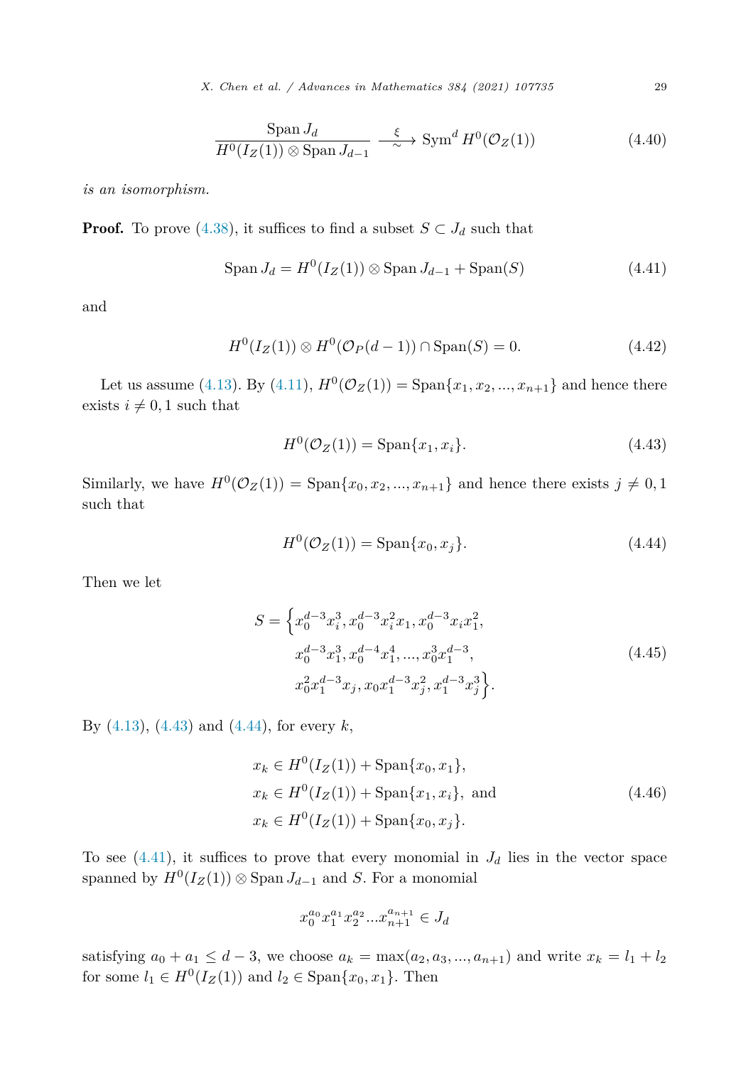$$\frac{\operatorname{Span} J_d}{H^0(I_Z(1)) \otimes \operatorname{Span} J_{d-1}} \xrightarrow[\sim]{\xi} \operatorname{Sym}^d H^0(\mathcal{O}_Z(1)) \tag{4.40}$$

*is an isomorphism.*

**Proof.** To prove (4.38), it suffices to find a subset $S \subset J_d$ such that

$$\operatorname{Span} J_d = H^0(I_Z(1)) \otimes \operatorname{Span} J_{d-1} + \operatorname{Span}(S) \tag{4.41}$$

and

$$H^0(I_Z(1)) \otimes H^0(\mathcal{O}_P(d-1)) \cap \operatorname{Span}(S) = 0. \tag{4.42}$$

Let us assume (4.13). By (4.11), $H^0(\mathcal{O}_Z(1)) = \operatorname{Span}\{x_1, x_2, ..., x_{n+1}\}$ and hence there exists $i \neq 0, 1$ such that

$$H^0(\mathcal{O}_Z(1)) = \operatorname{Span}\{x_1, x_i\}. \tag{4.43}$$

Similarly, we have $H^0(\mathcal{O}_Z(1)) = \operatorname{Span}\{x_0, x_2, ..., x_{n+1}\}$ and hence there exists $j \neq 0, 1$ such that

$$H^0(\mathcal{O}_Z(1)) = \operatorname{Span}\{x_0, x_j\}. \tag{4.44}$$

Then we let

$$\begin{aligned} S = \Big\{ & x_0^{d-3} x_i^3, x_0^{d-3} x_i^2 x_1, x_0^{d-3} x_i x_1^2, \\ & x_0^{d-3} x_1^3, x_0^{d-4} x_1^4, ..., x_0^3 x_1^{d-3}, \\ & x_0^2 x_1^{d-3} x_j, x_0 x_1^{d-3} x_j^2, x_1^{d-3} x_j^3 \Big\}. \end{aligned} \tag{4.45}$$

By (4.13), (4.43) and (4.44), for every $k$,

$$\begin{aligned} & x_k \in H^0(I_Z(1)) + \operatorname{Span}\{x_0, x_1\}, \\ & x_k \in H^0(I_Z(1)) + \operatorname{Span}\{x_1, x_i\}, \text{ and} \\ & x_k \in H^0(I_Z(1)) + \operatorname{Span}\{x_0, x_j\}. \end{aligned} \tag{4.46}$$

To see (4.41), it suffices to prove that every monomial in $J_d$ lies in the vector space spanned by $H^0(I_Z(1)) \otimes \operatorname{Span} J_{d-1}$ and $S$. For a monomial

$$x_0^{a_0} x_1^{a_1} x_2^{a_2} ... x_{n+1}^{a_{n+1}} \in J_d$$

satisfying $a_0 + a_1 \leq d - 3$, we choose $a_k = \max(a_2, a_3, ..., a_{n+1})$ and write $x_k = l_1 + l_2$ for some $l_1 \in H^0(I_Z(1))$ and $l_2 \in \operatorname{Span}\{x_0, x_1\}$. Then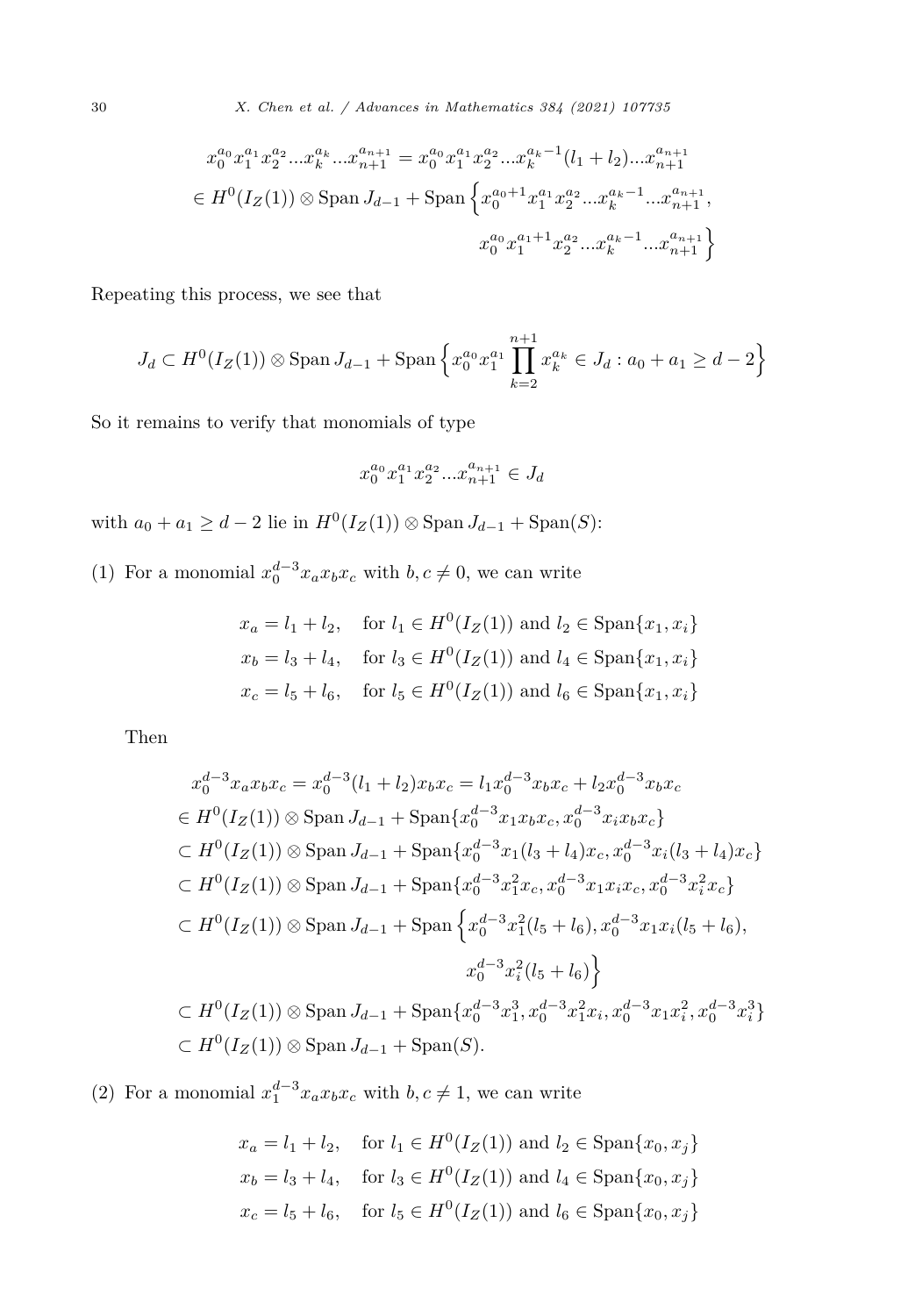$$
\begin{aligned}
&x_0^{a_0}x_1^{a_1}x_2^{a_2}...x_k^{a_k}...x_{n+1}^{a_{n+1}} = x_0^{a_0}x_1^{a_1}x_2^{a_2}...x_k^{a_k-1}(l_1+l_2)...x_{n+1}^{a_{n+1}} \\
&\in H^0(I_Z(1)) \otimes \operatorname{Span} J_{d-1} + \operatorname{Span}\Big\{x_0^{a_0+1}x_1^{a_1}x_2^{a_2}...x_k^{a_k-1}...x_{n+1}^{a_{n+1}}, \\
&\qquad\qquad x_0^{a_0}x_1^{a_1+1}x_2^{a_2}...x_k^{a_k-1}...x_{n+1}^{a_{n+1}}\Big\}
\end{aligned}
$$

Repeating this process, we see that

$$
J_d \subset H^0(I_Z(1)) \otimes \operatorname{Span} J_{d-1} + \operatorname{Span}\Big\{x_0^{a_0}x_1^{a_1}\prod_{k=2}^{n+1} x_k^{a_k} \in J_d : a_0 + a_1 \geq d-2\Big\}
$$

So it remains to verify that monomials of type

$$
x_0^{a_0}x_1^{a_1}x_2^{a_2}...x_{n+1}^{a_{n+1}} \in J_d
$$

with $a_0 + a_1 \geq d-2$ lie in $H^0(I_Z(1)) \otimes \operatorname{Span} J_{d-1} + \operatorname{Span}(S)$:

(1) For a monomial $x_0^{d-3}x_ax_bx_c$ with $b, c \neq 0$, we can write

$$
\begin{aligned}
x_a &= l_1 + l_2, \quad \text{for } l_1 \in H^0(I_Z(1)) \text{ and } l_2 \in \operatorname{Span}\{x_1, x_i\} \\
x_b &= l_3 + l_4, \quad \text{for } l_3 \in H^0(I_Z(1)) \text{ and } l_4 \in \operatorname{Span}\{x_1, x_i\} \\
x_c &= l_5 + l_6, \quad \text{for } l_5 \in H^0(I_Z(1)) \text{ and } l_6 \in \operatorname{Span}\{x_1, x_i\}
\end{aligned}
$$

Then

$$
\begin{aligned}
&x_0^{d-3}x_ax_bx_c = x_0^{d-3}(l_1+l_2)x_bx_c = l_1x_0^{d-3}x_bx_c + l_2x_0^{d-3}x_bx_c \\
&\in H^0(I_Z(1)) \otimes \operatorname{Span} J_{d-1} + \operatorname{Span}\{x_0^{d-3}x_1x_bx_c, x_0^{d-3}x_ix_bx_c\} \\
&\subset H^0(I_Z(1)) \otimes \operatorname{Span} J_{d-1} + \operatorname{Span}\{x_0^{d-3}x_1(l_3+l_4)x_c, x_0^{d-3}x_i(l_3+l_4)x_c\} \\
&\subset H^0(I_Z(1)) \otimes \operatorname{Span} J_{d-1} + \operatorname{Span}\{x_0^{d-3}x_1^2x_c, x_0^{d-3}x_1x_ix_c, x_0^{d-3}x_i^2x_c\} \\
&\subset H^0(I_Z(1)) \otimes \operatorname{Span} J_{d-1} + \operatorname{Span}\Big\{x_0^{d-3}x_1^2(l_5+l_6), x_0^{d-3}x_1x_i(l_5+l_6), \\
&\qquad\qquad x_0^{d-3}x_i^2(l_5+l_6)\Big\} \\
&\subset H^0(I_Z(1)) \otimes \operatorname{Span} J_{d-1} + \operatorname{Span}\{x_0^{d-3}x_1^3, x_0^{d-3}x_1^2x_i, x_0^{d-3}x_1x_i^2, x_0^{d-3}x_i^3\} \\
&\subset H^0(I_Z(1)) \otimes \operatorname{Span} J_{d-1} + \operatorname{Span}(S).
\end{aligned}
$$

(2) For a monomial $x_1^{d-3}x_ax_bx_c$ with $b, c \neq 1$, we can write

$$
\begin{aligned}
x_a &= l_1 + l_2, \quad \text{for } l_1 \in H^0(I_Z(1)) \text{ and } l_2 \in \operatorname{Span}\{x_0, x_j\} \\
x_b &= l_3 + l_4, \quad \text{for } l_3 \in H^0(I_Z(1)) \text{ and } l_4 \in \operatorname{Span}\{x_0, x_j\} \\
x_c &= l_5 + l_6, \quad \text{for } l_5 \in H^0(I_Z(1)) \text{ and } l_6 \in \operatorname{Span}\{x_0, x_j\}
\end{aligned}
$$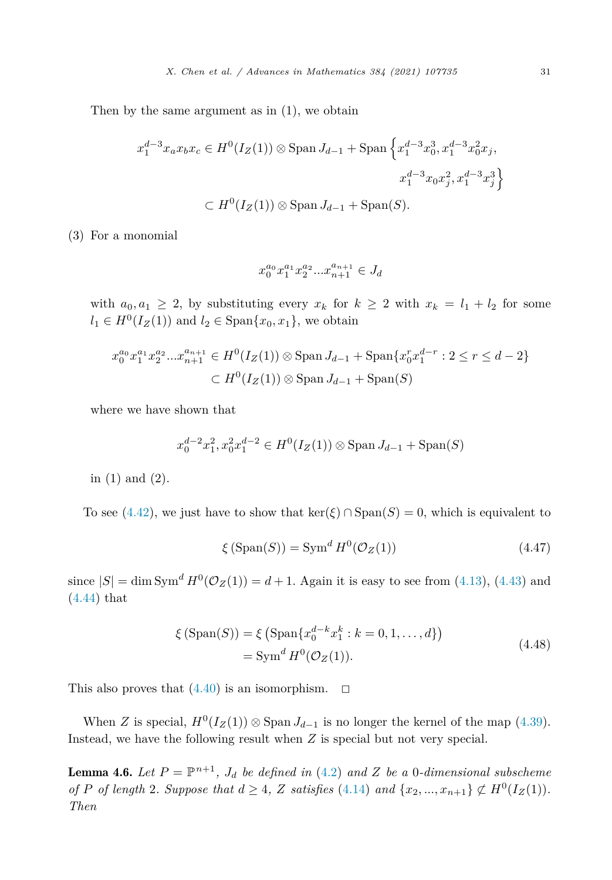Then by the same argument as in (1), we obtain

$$
\begin{aligned}
x_1^{d-3}x_ax_bx_c \in H^0(I_Z(1)) \otimes \operatorname{Span} J_{d-1} + \operatorname{Span}\Big\{ & x_1^{d-3}x_0^3, x_1^{d-3}x_0^2x_j, \\
& x_1^{d-3}x_0x_j^2, x_1^{d-3}x_j^3 \Big\} \\
\subset H^0(I_Z(1)) \otimes \operatorname{Span} J_{d-1} + & \operatorname{Span}(S).
\end{aligned}
$$

(3) For a monomial

$$x_0^{a_0}x_1^{a_1}x_2^{a_2}...x_{n+1}^{a_{n+1}} \in J_d$$

with $a_0, a_1 \geq 2$, by substituting every $x_k$ for $k \geq 2$ with $x_k = l_1 + l_2$ for some $l_1 \in H^0(I_Z(1))$ and $l_2 \in \operatorname{Span}\{x_0, x_1\}$, we obtain

$$
\begin{aligned}
x_0^{a_0}x_1^{a_1}x_2^{a_2}...x_{n+1}^{a_{n+1}} &\in H^0(I_Z(1)) \otimes \operatorname{Span} J_{d-1} + \operatorname{Span}\{x_0^r x_1^{d-r} : 2 \leq r \leq d-2\} \\
&\subset H^0(I_Z(1)) \otimes \operatorname{Span} J_{d-1} + \operatorname{Span}(S)
\end{aligned}
$$

where we have shown that

$$x_0^{d-2}x_1^2, x_0^2x_1^{d-2} \in H^0(I_Z(1)) \otimes \operatorname{Span} J_{d-1} + \operatorname{Span}(S)$$

in (1) and (2).

To see (4.42), we just have to show that $\ker(\xi) \cap \operatorname{Span}(S) = 0$, which is equivalent to

$$\xi\left(\operatorname{Span}(S)\right) = \operatorname{Sym}^d H^0(\mathcal{O}_Z(1)) \tag{4.47}$$

since $|S| = \dim \operatorname{Sym}^d H^0(\mathcal{O}_Z(1)) = d+1$. Again it is easy to see from (4.13), (4.43) and (4.44) that

$$
\begin{aligned}
\xi\left(\operatorname{Span}(S)\right) &= \xi\left(\operatorname{Span}\{x_0^{d-k}x_1^k : k = 0, 1, \ldots, d\}\right) \\
&= \operatorname{Sym}^d H^0(\mathcal{O}_Z(1)).
\end{aligned} \tag{4.48}
$$

This also proves that (4.40) is an isomorphism. $\square$

When $Z$ is special, $H^0(I_Z(1)) \otimes \operatorname{Span} J_{d-1}$ is no longer the kernel of the map (4.39). Instead, we have the following result when $Z$ is special but not very special.

**Lemma 4.6.** *Let $P = \mathbb{P}^{n+1}$, $J_d$ be defined in (4.2) and $Z$ be a 0-dimensional subscheme of $P$ of length 2. Suppose that $d \geq 4$, $Z$ satisfies (4.14) and $\{x_2, ..., x_{n+1}\} \not\subset H^0(I_Z(1))$. Then*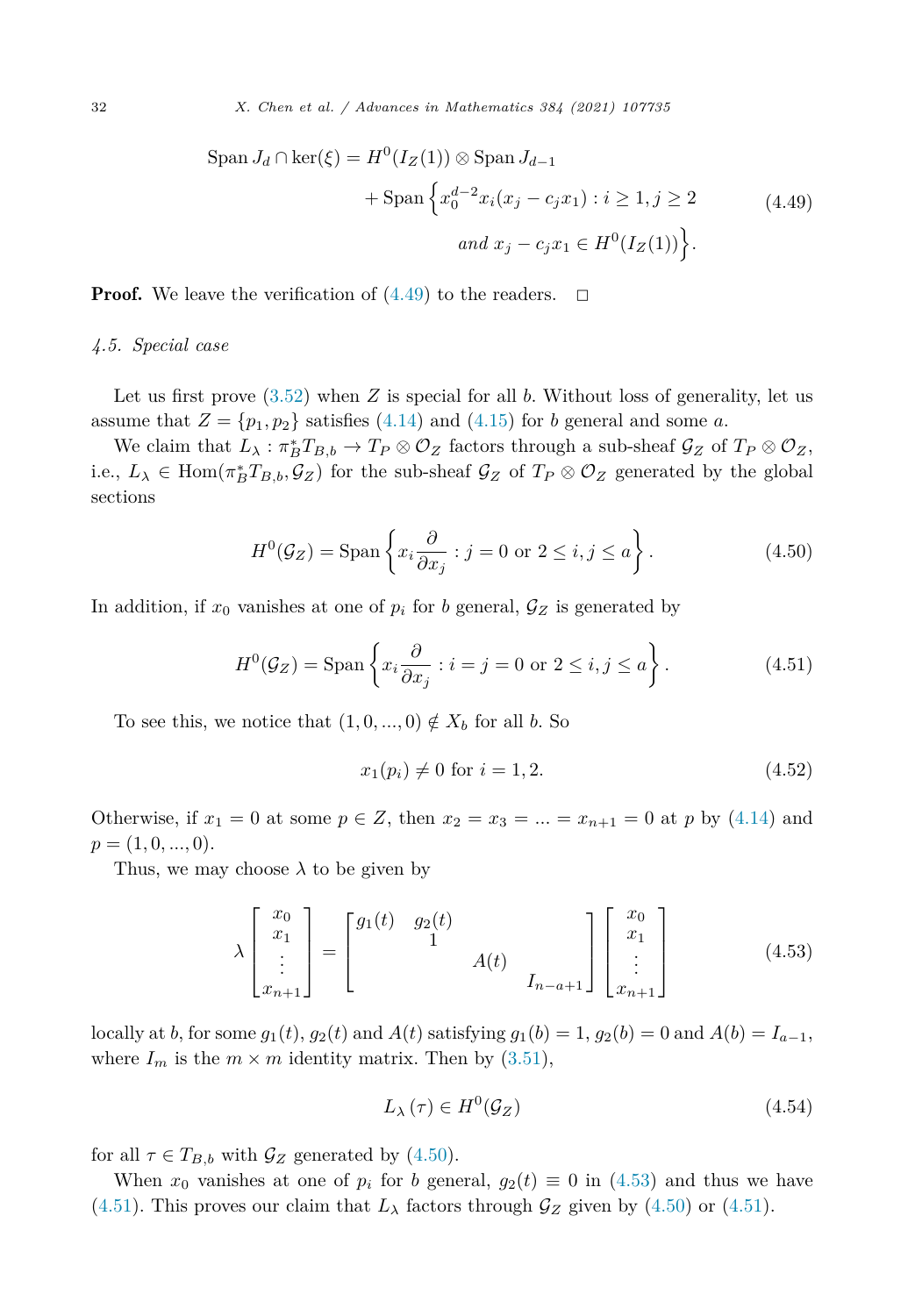$$
\begin{aligned}
\operatorname{Span} J_d \cap \ker(\xi) = H^0(I_Z(1)) \otimes \operatorname{Span} J_{d-1} \\
+ \operatorname{Span} \Big\{ x_0^{d-2} x_i (x_j - c_j x_1) : i \geq 1, j \geq 2 \\
\textit{and } x_j - c_j x_1 \in H^0(I_Z(1)) \Big\}.
\end{aligned}
\tag{4.49}
$$

**Proof.** We leave the verification of (4.49) to the readers. $\square$

*4.5. Special case*

Let us first prove (3.52) when $Z$ is special for all $b$. Without loss of generality, let us assume that $Z = \{p_1, p_2\}$ satisfies (4.14) and (4.15) for $b$ general and some $a$.

We claim that $L_\lambda : \pi_B^* T_{B,b} \to T_P \otimes \mathcal{O}_Z$ factors through a sub-sheaf $\mathcal{G}_Z$ of $T_P \otimes \mathcal{O}_Z$, i.e., $L_\lambda \in \operatorname{Hom}(\pi_B^* T_{B,b}, \mathcal{G}_Z)$ for the sub-sheaf $\mathcal{G}_Z$ of $T_P \otimes \mathcal{O}_Z$ generated by the global sections

$$
H^0(\mathcal{G}_Z) = \operatorname{Span} \left\{ x_i \frac{\partial}{\partial x_j} : j = 0 \text{ or } 2 \leq i, j \leq a \right\}. \tag{4.50}
$$

In addition, if $x_0$ vanishes at one of $p_i$ for $b$ general, $\mathcal{G}_Z$ is generated by

$$
H^0(\mathcal{G}_Z) = \operatorname{Span} \left\{ x_i \frac{\partial}{\partial x_j} : i = j = 0 \text{ or } 2 \leq i, j \leq a \right\}. \tag{4.51}
$$

To see this, we notice that $(1, 0, ..., 0) \notin X_b$ for all $b$. So

$$
x_1(p_i) \neq 0 \text{ for } i = 1, 2. \tag{4.52}
$$

Otherwise, if $x_1 = 0$ at some $p \in Z$, then $x_2 = x_3 = ... = x_{n+1} = 0$ at $p$ by (4.14) and $p = (1, 0, ..., 0)$.

Thus, we may choose $\lambda$ to be given by

$$
\lambda \begin{bmatrix} x_0 \\ x_1 \\ \vdots \\ x_{n+1} \end{bmatrix} = \begin{bmatrix} g_1(t) & g_2(t) & & \\ & 1 & & \\ & & A(t) & \\ & & & I_{n-a+1} \end{bmatrix} \begin{bmatrix} x_0 \\ x_1 \\ \vdots \\ x_{n+1} \end{bmatrix} \tag{4.53}
$$

locally at $b$, for some $g_1(t)$, $g_2(t)$ and $A(t)$ satisfying $g_1(b) = 1$, $g_2(b) = 0$ and $A(b) = I_{a-1}$, where $I_m$ is the $m \times m$ identity matrix. Then by (3.51),

$$
L_\lambda(\tau) \in H^0(\mathcal{G}_Z) \tag{4.54}
$$

for all $\tau \in T_{B,b}$ with $\mathcal{G}_Z$ generated by (4.50).

When $x_0$ vanishes at one of $p_i$ for $b$ general, $g_2(t) \equiv 0$ in (4.53) and thus we have (4.51). This proves our claim that $L_\lambda$ factors through $\mathcal{G}_Z$ given by (4.50) or (4.51).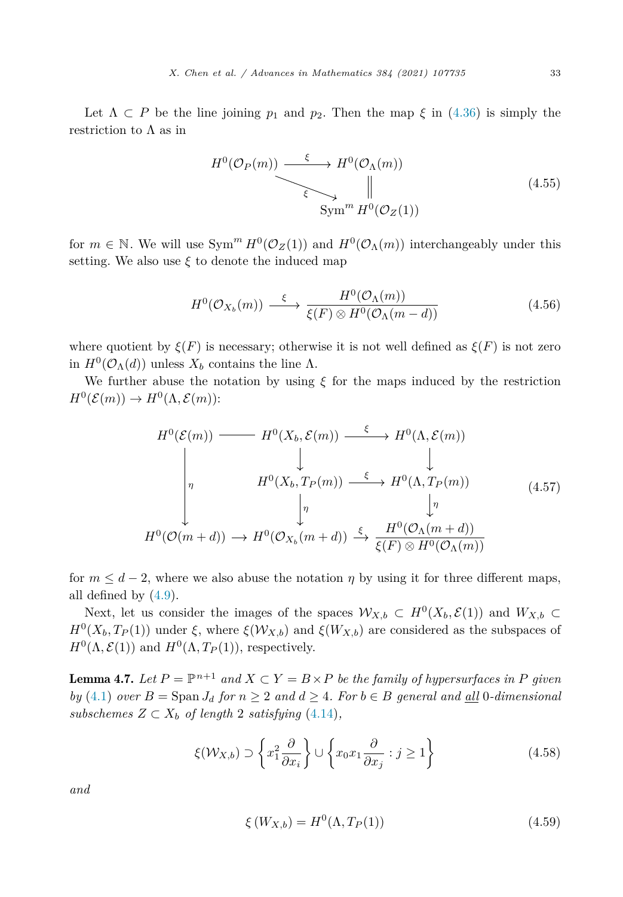Let $\Lambda \subset P$ be the line joining $p_1$ and $p_2$. Then the map $\xi$ in (4.36) is simply the restriction to $\Lambda$ as in

$$
\begin{array}{ccc}
H^0(\mathcal{O}_P(m)) & \xrightarrow{\ \xi\ } & H^0(\mathcal{O}_\Lambda(m)) \\
& \searrow^{\xi} & \Vert \\
& & \operatorname{Sym}^m H^0(\mathcal{O}_Z(1))
\end{array}
\tag{4.55}
$$

for $m \in \mathbb{N}$. We will use $\operatorname{Sym}^m H^0(\mathcal{O}_Z(1))$ and $H^0(\mathcal{O}_\Lambda(m))$ interchangeably under this setting. We also use $\xi$ to denote the induced map

$$
H^0(\mathcal{O}_{X_b}(m)) \xrightarrow{\ \xi\ } \frac{H^0(\mathcal{O}_\Lambda(m))}{\xi(F) \otimes H^0(\mathcal{O}_\Lambda(m-d))}
\tag{4.56}
$$

where quotient by $\xi(F)$ is necessary; otherwise it is not well defined as $\xi(F)$ is not zero in $H^0(\mathcal{O}_\Lambda(d))$ unless $X_b$ contains the line $\Lambda$.

We further abuse the notation by using $\xi$ for the maps induced by the restriction $H^0(\mathcal{E}(m)) \to H^0(\Lambda, \mathcal{E}(m))$:

$$
\begin{array}{ccccc}
H^0(\mathcal{E}(m)) & \longrightarrow & H^0(X_b, \mathcal{E}(m)) & \xrightarrow{\ \xi\ } & H^0(\Lambda, \mathcal{E}(m)) \\
\Big\downarrow \eta & & \Big\downarrow & & \Big\downarrow \\
& & H^0(X_b, T_P(m)) & \xrightarrow{\ \xi\ } & H^0(\Lambda, T_P(m)) \\
& & \Big\downarrow \eta & & \Big\downarrow \eta \\
H^0(\mathcal{O}(m+d)) & \longrightarrow & H^0(\mathcal{O}_{X_b}(m+d)) & \xrightarrow{\ \xi\ } & \dfrac{H^0(\mathcal{O}_\Lambda(m+d))}{\xi(F) \otimes H^0(\mathcal{O}_\Lambda(m))}
\end{array}
\tag{4.57}
$$

for $m \le d-2$, where we also abuse the notation $\eta$ by using it for three different maps, all defined by (4.9).

Next, let us consider the images of the spaces $\mathcal{W}_{X,b} \subset H^0(X_b, \mathcal{E}(1))$ and $W_{X,b} \subset H^0(X_b, T_P(1))$ under $\xi$, where $\xi(\mathcal{W}_{X,b})$ and $\xi(W_{X,b})$ are considered as the subspaces of $H^0(\Lambda, \mathcal{E}(1))$ and $H^0(\Lambda, T_P(1))$, respectively.

**Lemma 4.7.** *Let $P = \mathbb{P}^{n+1}$ and $X \subset Y = B \times P$ be the family of hypersurfaces in $P$ given by (4.1) over $B = \operatorname{Span} J_d$ for $n \ge 2$ and $d \ge 4$. For $b \in B$ general and <u>all</u> 0-dimensional subschemes $Z \subset X_b$ of length 2 satisfying (4.14),*

$$
\xi(\mathcal{W}_{X,b}) \supset \left\{ x_1^2 \frac{\partial}{\partial x_i} \right\} \cup \left\{ x_0 x_1 \frac{\partial}{\partial x_j} : j \ge 1 \right\}
\tag{4.58}
$$

*and*

$$
\xi\left(W_{X,b}\right) = H^0(\Lambda, T_P(1))
\tag{4.59}
$$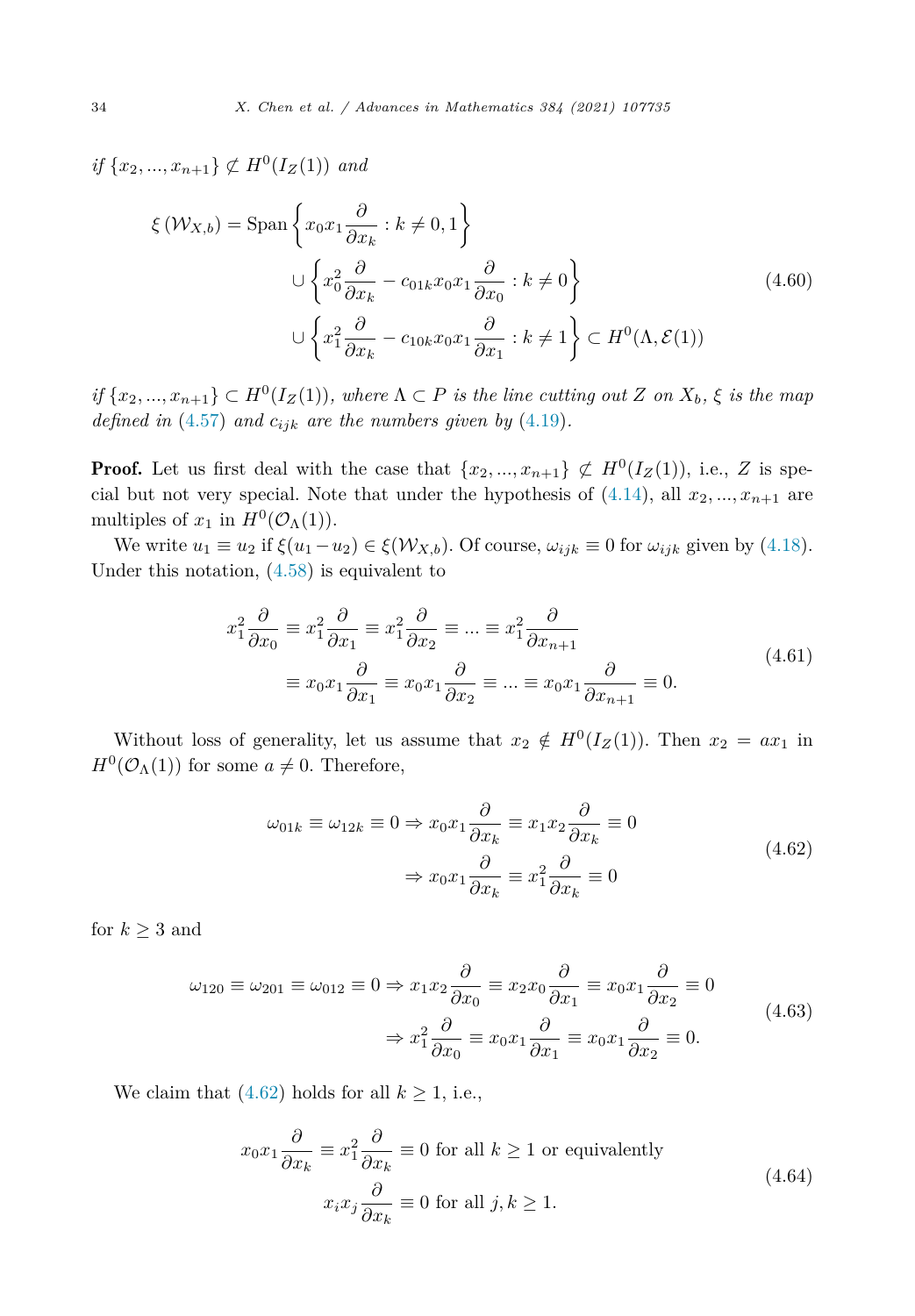*if* $\{x_2, ..., x_{n+1}\} \not\subset H^0(I_Z(1))$ *and*

$$
\begin{aligned}
\xi\left(\mathcal{W}_{X,b}\right) = \operatorname{Span}\Big\{ & x_0 x_1 \frac{\partial}{\partial x_k} : k \neq 0, 1 \Big\} \\
& \cup \left\{ x_0^2 \frac{\partial}{\partial x_k} - c_{01k} x_0 x_1 \frac{\partial}{\partial x_0} : k \neq 0 \right\} \\
& \cup \left\{ x_1^2 \frac{\partial}{\partial x_k} - c_{10k} x_0 x_1 \frac{\partial}{\partial x_1} : k \neq 1 \right\} \subset H^0(\Lambda, \mathcal{E}(1))
\end{aligned}
\tag{4.60}
$$

*if* $\{x_2, ..., x_{n+1}\} \subset H^0(I_Z(1))$*, where* $\Lambda \subset P$ *is the line cutting out* $Z$ *on* $X_b$*,* $\xi$ *is the map defined in* (4.57) *and* $c_{ijk}$ *are the numbers given by* (4.19)*.*

**Proof.** Let us first deal with the case that $\{x_2, ..., x_{n+1}\} \not\subset H^0(I_Z(1))$, i.e., $Z$ is special but not very special. Note that under the hypothesis of (4.14), all $x_2, ..., x_{n+1}$ are multiples of $x_1$ in $H^0(\mathcal{O}_\Lambda(1))$.

We write $u_1 \equiv u_2$ if $\xi(u_1 - u_2) \in \xi(\mathcal{W}_{X,b})$. Of course, $\omega_{ijk} \equiv 0$ for $\omega_{ijk}$ given by (4.18). Under this notation, (4.58) is equivalent to

$$
\begin{aligned}
x_1^2 \frac{\partial}{\partial x_0} \equiv x_1^2 \frac{\partial}{\partial x_1} \equiv x_1^2 \frac{\partial}{\partial x_2} \equiv ... \equiv x_1^2 \frac{\partial}{\partial x_{n+1}} \\
\equiv x_0 x_1 \frac{\partial}{\partial x_1} \equiv x_0 x_1 \frac{\partial}{\partial x_2} \equiv ... \equiv x_0 x_1 \frac{\partial}{\partial x_{n+1}} \equiv 0.
\end{aligned}
\tag{4.61}
$$

Without loss of generality, let us assume that $x_2 \notin H^0(I_Z(1))$. Then $x_2 = a x_1$ in $H^0(\mathcal{O}_\Lambda(1))$ for some $a \neq 0$. Therefore,

$$
\begin{aligned}
\omega_{01k} \equiv \omega_{12k} \equiv 0 \Rightarrow x_0 x_1 \frac{\partial}{\partial x_k} \equiv x_1 x_2 \frac{\partial}{\partial x_k} \equiv 0 \\
\Rightarrow x_0 x_1 \frac{\partial}{\partial x_k} \equiv x_1^2 \frac{\partial}{\partial x_k} \equiv 0
\end{aligned}
\tag{4.62}
$$

for $k \geq 3$ and

$$
\begin{aligned}
\omega_{120} \equiv \omega_{201} \equiv \omega_{012} \equiv 0 \Rightarrow x_1 x_2 \frac{\partial}{\partial x_0} \equiv x_2 x_0 \frac{\partial}{\partial x_1} \equiv x_0 x_1 \frac{\partial}{\partial x_2} \equiv 0 \\
\Rightarrow x_1^2 \frac{\partial}{\partial x_0} \equiv x_0 x_1 \frac{\partial}{\partial x_1} \equiv x_0 x_1 \frac{\partial}{\partial x_2} \equiv 0.
\end{aligned}
\tag{4.63}
$$

We claim that (4.62) holds for all $k \geq 1$, i.e.,

$$
\begin{aligned}
x_0 x_1 \frac{\partial}{\partial x_k} \equiv x_1^2 \frac{\partial}{\partial x_k} \equiv 0 \text{ for all } k \geq 1 \text{ or equivalently} \\
x_i x_j \frac{\partial}{\partial x_k} \equiv 0 \text{ for all } j, k \geq 1.
\end{aligned}
\tag{4.64}
$$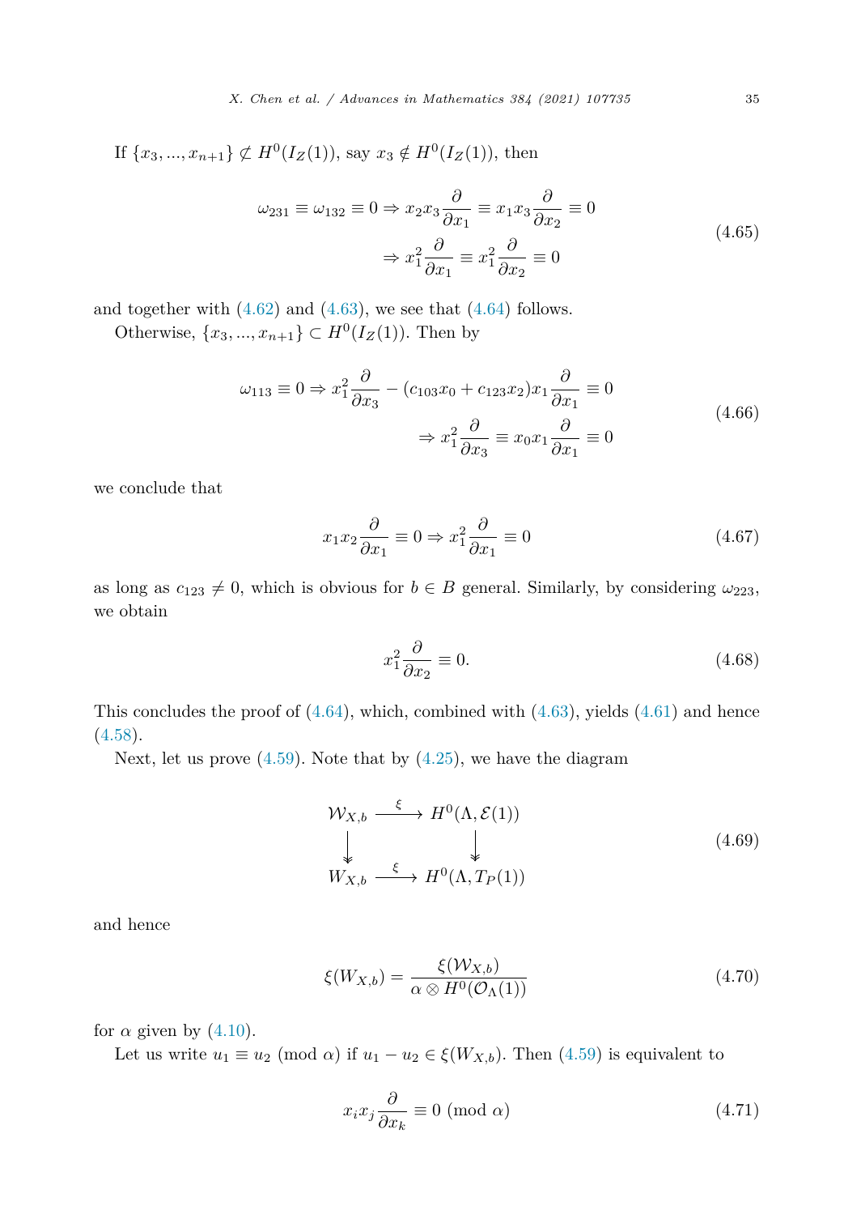If $\{x_3, ..., x_{n+1}\} \not\subset H^0(I_Z(1))$, say $x_3 \notin H^0(I_Z(1))$, then

$$
\begin{aligned}
\omega_{231} \equiv \omega_{132} \equiv 0 \Rightarrow x_2 x_3 \frac{\partial}{\partial x_1} \equiv x_1 x_3 \frac{\partial}{\partial x_2} \equiv 0 \\
\Rightarrow x_1^2 \frac{\partial}{\partial x_1} \equiv x_1^2 \frac{\partial}{\partial x_2} \equiv 0
\end{aligned}
\tag{4.65}
$$

and together with (4.62) and (4.63), we see that (4.64) follows.

Otherwise, $\{x_3, ..., x_{n+1}\} \subset H^0(I_Z(1))$. Then by

$$
\begin{aligned}
\omega_{113} \equiv 0 \Rightarrow x_1^2 \frac{\partial}{\partial x_3} - (c_{103}x_0 + c_{123}x_2)x_1 \frac{\partial}{\partial x_1} \equiv 0 \\
\Rightarrow x_1^2 \frac{\partial}{\partial x_3} \equiv x_0 x_1 \frac{\partial}{\partial x_1} \equiv 0
\end{aligned}
\tag{4.66}
$$

we conclude that

$$
x_1 x_2 \frac{\partial}{\partial x_1} \equiv 0 \Rightarrow x_1^2 \frac{\partial}{\partial x_1} \equiv 0 \tag{4.67}
$$

as long as $c_{123} \neq 0$, which is obvious for $b \in B$ general. Similarly, by considering $\omega_{223}$, we obtain

$$
x_1^2 \frac{\partial}{\partial x_2} \equiv 0. \tag{4.68}
$$

This concludes the proof of (4.64), which, combined with (4.63), yields (4.61) and hence (4.58).

Next, let us prove (4.59). Note that by (4.25), we have the diagram

$$
\begin{array}{ccc}
\mathcal{W}_{X,b} & \xrightarrow{\xi} & H^0(\Lambda, \mathcal{E}(1)) \\
\downarrow & & \downarrow \\
W_{X,b} & \xrightarrow{\xi} & H^0(\Lambda, T_P(1))
\end{array}
\tag{4.69}
$$

and hence

$$
\xi(W_{X,b}) = \frac{\xi(\mathcal{W}_{X,b})}{\alpha \otimes H^0(\mathcal{O}_\Lambda(1))} \tag{4.70}
$$

for $\alpha$ given by (4.10).

Let us write $u_1 \equiv u_2 \pmod{\alpha}$ if $u_1 - u_2 \in \xi(W_{X,b})$. Then (4.59) is equivalent to

$$
x_i x_j \frac{\partial}{\partial x_k} \equiv 0 \pmod{\alpha} \tag{4.71}
$$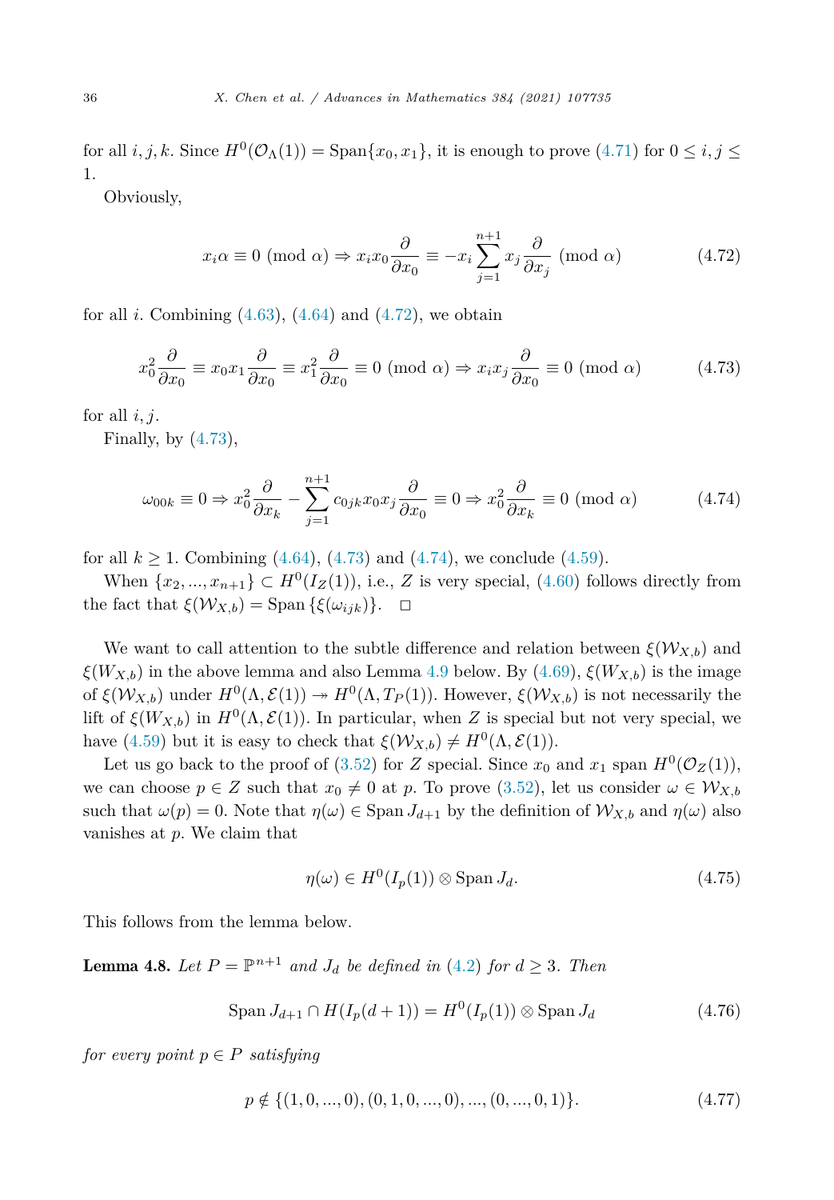for all $i, j, k$. Since $H^0(\mathcal{O}_\Lambda(1)) = \text{Span}\{x_0, x_1\}$, it is enough to prove (4.71) for $0 \le i, j \le 1$.

Obviously,

$$x_i \alpha \equiv 0 \ (\text{mod } \alpha) \Rightarrow x_i x_0 \frac{\partial}{\partial x_0} \equiv -x_i \sum_{j=1}^{n+1} x_j \frac{\partial}{\partial x_j} \ (\text{mod } \alpha) \tag{4.72}$$

for all $i$. Combining (4.63), (4.64) and (4.72), we obtain

$$x_0^2 \frac{\partial}{\partial x_0} \equiv x_0 x_1 \frac{\partial}{\partial x_0} \equiv x_1^2 \frac{\partial}{\partial x_0} \equiv 0 \ (\text{mod } \alpha) \Rightarrow x_i x_j \frac{\partial}{\partial x_0} \equiv 0 \ (\text{mod } \alpha) \tag{4.73}$$

for all $i, j$.

Finally, by (4.73),

$$\omega_{00k} \equiv 0 \Rightarrow x_0^2 \frac{\partial}{\partial x_k} - \sum_{j=1}^{n+1} c_{0jk} x_0 x_j \frac{\partial}{\partial x_0} \equiv 0 \Rightarrow x_0^2 \frac{\partial}{\partial x_k} \equiv 0 \ (\text{mod } \alpha) \tag{4.74}$$

for all $k \ge 1$. Combining (4.64), (4.73) and (4.74), we conclude (4.59).

When $\{x_2, ..., x_{n+1}\} \subset H^0(I_Z(1))$, i.e., $Z$ is very special, (4.60) follows directly from the fact that $\xi(\mathcal{W}_{X,b}) = \text{Span}\{\xi(\omega_{ijk})\}$. $\square$

We want to call attention to the subtle difference and relation between $\xi(\mathcal{W}_{X,b})$ and $\xi(W_{X,b})$ in the above lemma and also Lemma 4.9 below. By (4.69), $\xi(W_{X,b})$ is the image of $\xi(\mathcal{W}_{X,b})$ under $H^0(\Lambda, \mathcal{E}(1)) \twoheadrightarrow H^0(\Lambda, T_P(1))$. However, $\xi(\mathcal{W}_{X,b})$ is not necessarily the lift of $\xi(W_{X,b})$ in $H^0(\Lambda, \mathcal{E}(1))$. In particular, when $Z$ is special but not very special, we have (4.59) but it is easy to check that $\xi(\mathcal{W}_{X,b}) \ne H^0(\Lambda, \mathcal{E}(1))$.

Let us go back to the proof of (3.52) for $Z$ special. Since $x_0$ and $x_1$ span $H^0(\mathcal{O}_Z(1))$, we can choose $p \in Z$ such that $x_0 \ne 0$ at $p$. To prove (3.52), let us consider $\omega \in \mathcal{W}_{X,b}$ such that $\omega(p) = 0$. Note that $\eta(\omega) \in \text{Span}\, J_{d+1}$ by the definition of $\mathcal{W}_{X,b}$ and $\eta(\omega)$ also vanishes at $p$. We claim that

$$\eta(\omega) \in H^0(I_p(1)) \otimes \text{Span}\, J_d. \tag{4.75}$$

This follows from the lemma below.

**Lemma 4.8.** *Let $P = \mathbb{P}^{n+1}$ and $J_d$ be defined in (4.2) for $d \ge 3$. Then*

$$\text{Span}\, J_{d+1} \cap H(I_p(d+1)) = H^0(I_p(1)) \otimes \text{Span}\, J_d \tag{4.76}$$

*for every point $p \in P$ satisfying*

$$p \notin \{(1, 0, ..., 0), (0, 1, 0, ..., 0), ..., (0, ..., 0, 1)\}. \tag{4.77}$$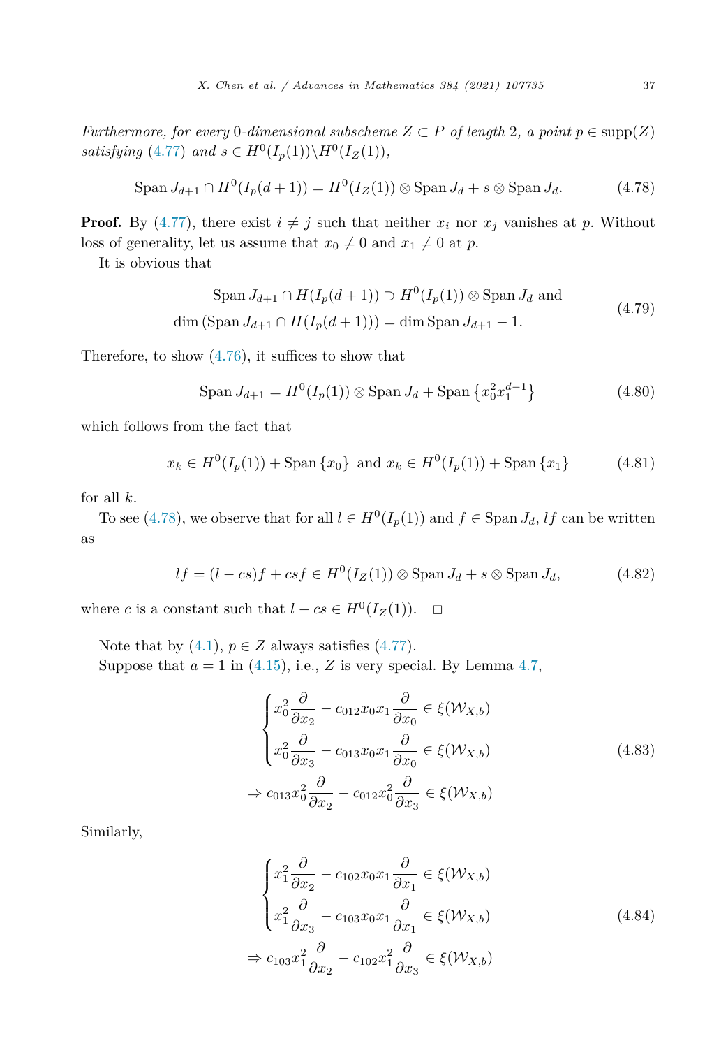*Furthermore, for every* 0*-dimensional subscheme* $Z \subset P$ *of length* 2*, a point* $p \in \operatorname{supp}(Z)$ *satisfying* (4.77) *and* $s \in H^0(I_p(1)) \backslash H^0(I_Z(1))$*,*

$$\operatorname{Span} J_{d+1} \cap H^0(I_p(d+1)) = H^0(I_Z(1)) \otimes \operatorname{Span} J_d + s \otimes \operatorname{Span} J_d. \tag{4.78}$$

**Proof.** By (4.77), there exist $i \neq j$ such that neither $x_i$ nor $x_j$ vanishes at $p$. Without loss of generality, let us assume that $x_0 \neq 0$ and $x_1 \neq 0$ at $p$.

It is obvious that

$$\begin{aligned} \operatorname{Span} J_{d+1} \cap H(I_p(d+1)) \supset H^0(I_p(1)) \otimes \operatorname{Span} J_d \text{ and} \\ \dim\left(\operatorname{Span} J_{d+1} \cap H(I_p(d+1))\right) = \dim \operatorname{Span} J_{d+1} - 1. \end{aligned} \tag{4.79}$$

Therefore, to show (4.76), it suffices to show that

$$\operatorname{Span} J_{d+1} = H^0(I_p(1)) \otimes \operatorname{Span} J_d + \operatorname{Span}\left\{x_0^2 x_1^{d-1}\right\} \tag{4.80}$$

which follows from the fact that

$$x_k \in H^0(I_p(1)) + \operatorname{Span}\{x_0\} \text{ and } x_k \in H^0(I_p(1)) + \operatorname{Span}\{x_1\} \tag{4.81}$$

for all $k$.

To see (4.78), we observe that for all $l \in H^0(I_p(1))$ and $f \in \operatorname{Span} J_d$, $lf$ can be written as

$$lf = (l - cs)f + csf \in H^0(I_Z(1)) \otimes \operatorname{Span} J_d + s \otimes \operatorname{Span} J_d, \tag{4.82}$$

where $c$ is a constant such that $l - cs \in H^0(I_Z(1))$. $\square$

Note that by (4.1), $p \in Z$ always satisfies (4.77).

Suppose that $a = 1$ in (4.15), i.e., $Z$ is very special. By Lemma 4.7,

$$\begin{gathered} \begin{cases} x_0^2 \dfrac{\partial}{\partial x_2} - c_{012} x_0 x_1 \dfrac{\partial}{\partial x_0} \in \xi(\mathcal{W}_{X,b}) \\ x_0^2 \dfrac{\partial}{\partial x_3} - c_{013} x_0 x_1 \dfrac{\partial}{\partial x_0} \in \xi(\mathcal{W}_{X,b}) \end{cases} \\ \Rightarrow c_{013} x_0^2 \frac{\partial}{\partial x_2} - c_{012} x_0^2 \frac{\partial}{\partial x_3} \in \xi(\mathcal{W}_{X,b}) \end{gathered} \tag{4.83}$$

Similarly,

$$\begin{gathered} \begin{cases} x_1^2 \dfrac{\partial}{\partial x_2} - c_{102} x_0 x_1 \dfrac{\partial}{\partial x_1} \in \xi(\mathcal{W}_{X,b}) \\ x_1^2 \dfrac{\partial}{\partial x_3} - c_{103} x_0 x_1 \dfrac{\partial}{\partial x_1} \in \xi(\mathcal{W}_{X,b}) \end{cases} \\ \Rightarrow c_{103} x_1^2 \frac{\partial}{\partial x_2} - c_{102} x_1^2 \frac{\partial}{\partial x_3} \in \xi(\mathcal{W}_{X,b}) \end{gathered} \tag{4.84}$$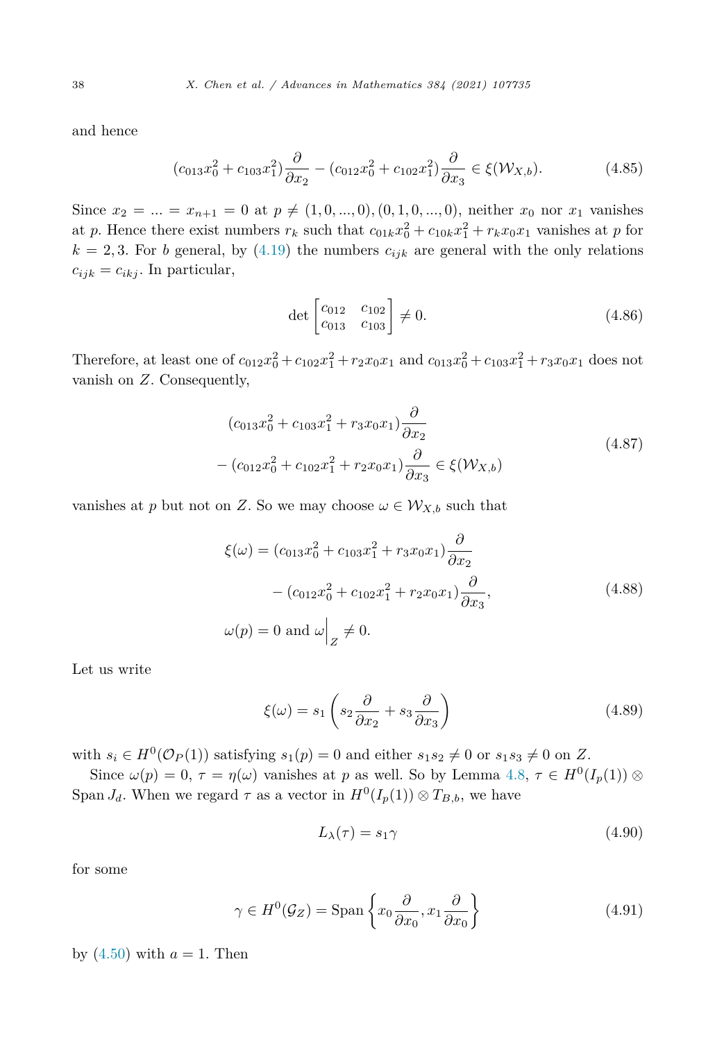and hence

$$(c_{013}x_0^2 + c_{103}x_1^2)\frac{\partial}{\partial x_2} - (c_{012}x_0^2 + c_{102}x_1^2)\frac{\partial}{\partial x_3} \in \xi(\mathcal{W}_{X,b}). \tag{4.85}$$

Since $x_2 = ... = x_{n+1} = 0$ at $p \neq (1,0,...,0),(0,1,0,...,0)$, neither $x_0$ nor $x_1$ vanishes at $p$. Hence there exist numbers $r_k$ such that $c_{01k}x_0^2 + c_{10k}x_1^2 + r_k x_0 x_1$ vanishes at $p$ for $k = 2,3$. For $b$ general, by (4.19) the numbers $c_{ijk}$ are general with the only relations $c_{ijk} = c_{ikj}$. In particular,

$$\det \begin{bmatrix} c_{012} & c_{102} \\ c_{013} & c_{103} \end{bmatrix} \neq 0. \tag{4.86}$$

Therefore, at least one of $c_{012}x_0^2 + c_{102}x_1^2 + r_2 x_0 x_1$ and $c_{013}x_0^2 + c_{103}x_1^2 + r_3 x_0 x_1$ does not vanish on $Z$. Consequently,

$$\begin{aligned} &(c_{013}x_0^2 + c_{103}x_1^2 + r_3 x_0 x_1)\frac{\partial}{\partial x_2} \\ &- (c_{012}x_0^2 + c_{102}x_1^2 + r_2 x_0 x_1)\frac{\partial}{\partial x_3} \in \xi(\mathcal{W}_{X,b}) \end{aligned} \tag{4.87}$$

vanishes at $p$ but not on $Z$. So we may choose $\omega \in \mathcal{W}_{X,b}$ such that

$$\begin{aligned} \xi(\omega) &= (c_{013}x_0^2 + c_{103}x_1^2 + r_3 x_0 x_1)\frac{\partial}{\partial x_2} \\ &\qquad - (c_{012}x_0^2 + c_{102}x_1^2 + r_2 x_0 x_1)\frac{\partial}{\partial x_3}, \\ \omega(p) &= 0 \text{ and } \omega\Big|_Z \neq 0. \end{aligned} \tag{4.88}$$

Let us write

$$\xi(\omega) = s_1\left(s_2\frac{\partial}{\partial x_2} + s_3\frac{\partial}{\partial x_3}\right) \tag{4.89}$$

with $s_i \in H^0(\mathcal{O}_P(1))$ satisfying $s_1(p) = 0$ and either $s_1 s_2 \neq 0$ or $s_1 s_3 \neq 0$ on $Z$.

Since $\omega(p) = 0$, $\tau = \eta(\omega)$ vanishes at $p$ as well. So by Lemma 4.8, $\tau \in H^0(I_p(1)) \otimes \operatorname{Span} J_d$. When we regard $\tau$ as a vector in $H^0(I_p(1)) \otimes T_{B,b}$, we have

$$L_\lambda(\tau) = s_1\gamma \tag{4.90}$$

for some

$$\gamma \in H^0(\mathcal{G}_Z) = \operatorname{Span}\left\{x_0\frac{\partial}{\partial x_0}, x_1\frac{\partial}{\partial x_0}\right\} \tag{4.91}$$

by (4.50) with $a = 1$. Then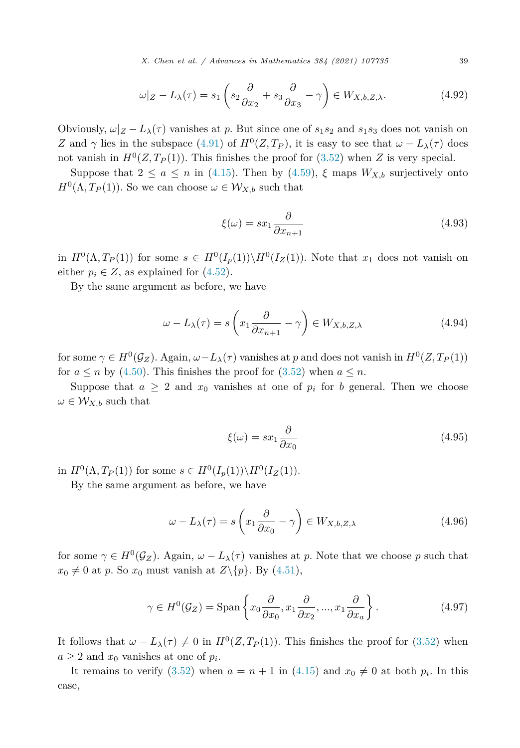$$\omega|_Z - L_\lambda(\tau) = s_1 \left( s_2 \frac{\partial}{\partial x_2} + s_3 \frac{\partial}{\partial x_3} - \gamma \right) \in W_{X,b,Z,\lambda}. \tag{4.92}$$

Obviously, $\omega|_Z - L_\lambda(\tau)$ vanishes at $p$. But since one of $s_1 s_2$ and $s_1 s_3$ does not vanish on $Z$ and $\gamma$ lies in the subspace (4.91) of $H^0(Z, T_P)$, it is easy to see that $\omega - L_\lambda(\tau)$ does not vanish in $H^0(Z, T_P(1))$. This finishes the proof for (3.52) when $Z$ is very special.

Suppose that $2 \le a \le n$ in (4.15). Then by (4.59), $\xi$ maps $W_{X,b}$ surjectively onto $H^0(\Lambda, T_P(1))$. So we can choose $\omega \in \mathcal{W}_{X,b}$ such that

$$\xi(\omega) = s x_1 \frac{\partial}{\partial x_{n+1}} \tag{4.93}$$

in $H^0(\Lambda, T_P(1))$ for some $s \in H^0(I_p(1)) \backslash H^0(I_Z(1))$. Note that $x_1$ does not vanish on either $p_i \in Z$, as explained for (4.52).

By the same argument as before, we have

$$\omega - L_\lambda(\tau) = s \left( x_1 \frac{\partial}{\partial x_{n+1}} - \gamma \right) \in W_{X,b,Z,\lambda} \tag{4.94}$$

for some $\gamma \in H^0(\mathcal{G}_Z)$. Again, $\omega - L_\lambda(\tau)$ vanishes at $p$ and does not vanish in $H^0(Z, T_P(1))$ for $a \le n$ by (4.50). This finishes the proof for (3.52) when $a \le n$.

Suppose that $a \ge 2$ and $x_0$ vanishes at one of $p_i$ for $b$ general. Then we choose $\omega \in \mathcal{W}_{X,b}$ such that

$$\xi(\omega) = s x_1 \frac{\partial}{\partial x_0} \tag{4.95}$$

in $H^0(\Lambda, T_P(1))$ for some $s \in H^0(I_p(1)) \backslash H^0(I_Z(1))$.

By the same argument as before, we have

$$\omega - L_\lambda(\tau) = s \left( x_1 \frac{\partial}{\partial x_0} - \gamma \right) \in W_{X,b,Z,\lambda} \tag{4.96}$$

for some $\gamma \in H^0(\mathcal{G}_Z)$. Again, $\omega - L_\lambda(\tau)$ vanishes at $p$. Note that we choose $p$ such that $x_0 \ne 0$ at $p$. So $x_0$ must vanish at $Z \backslash \{p\}$. By (4.51),

$$\gamma \in H^0(\mathcal{G}_Z) = \operatorname{Span} \left\{ x_0 \frac{\partial}{\partial x_0}, x_1 \frac{\partial}{\partial x_2}, ..., x_1 \frac{\partial}{\partial x_a} \right\}. \tag{4.97}$$

It follows that $\omega - L_\lambda(\tau) \ne 0$ in $H^0(Z, T_P(1))$. This finishes the proof for (3.52) when $a \ge 2$ and $x_0$ vanishes at one of $p_i$.

It remains to verify (3.52) when $a = n + 1$ in (4.15) and $x_0 \ne 0$ at both $p_i$. In this case,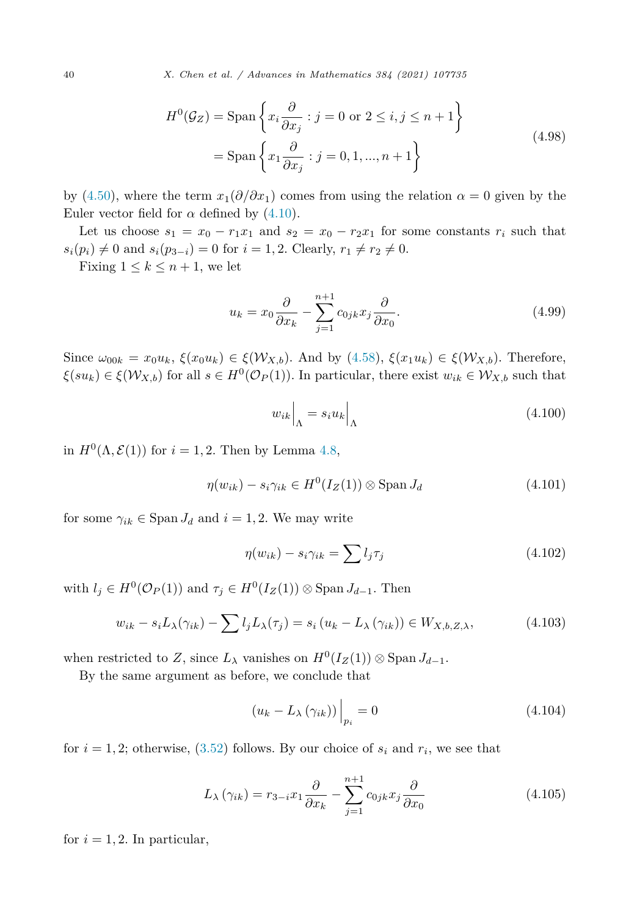$$
\begin{aligned}
H^0(\mathcal{G}_Z) &= \operatorname{Span}\left\{ x_i \frac{\partial}{\partial x_j} : j = 0 \text{ or } 2 \le i, j \le n+1 \right\} \\
&= \operatorname{Span}\left\{ x_1 \frac{\partial}{\partial x_j} : j = 0, 1, ..., n+1 \right\}
\end{aligned} \tag{4.98}
$$

by (4.50), where the term $x_1(\partial/\partial x_1)$ comes from using the relation $\alpha = 0$ given by the Euler vector field for $\alpha$ defined by (4.10).

Let us choose $s_1 = x_0 - r_1 x_1$ and $s_2 = x_0 - r_2 x_1$ for some constants $r_i$ such that $s_i(p_i) \neq 0$ and $s_i(p_{3-i}) = 0$ for $i = 1, 2$. Clearly, $r_1 \neq r_2 \neq 0$.

Fixing $1 \le k \le n+1$, we let

$$
u_k = x_0 \frac{\partial}{\partial x_k} - \sum_{j=1}^{n+1} c_{0jk} x_j \frac{\partial}{\partial x_0}. \tag{4.99}
$$

Since $\omega_{00k} = x_0 u_k$, $\xi(x_0 u_k) \in \xi(\mathcal{W}_{X,b})$. And by (4.58), $\xi(x_1 u_k) \in \xi(\mathcal{W}_{X,b})$. Therefore, $\xi(s u_k) \in \xi(\mathcal{W}_{X,b})$ for all $s \in H^0(\mathcal{O}_P(1))$. In particular, there exist $w_{ik} \in \mathcal{W}_{X,b}$ such that

$$
w_{ik}\Big|_{\Lambda} = s_i u_k\Big|_{\Lambda} \tag{4.100}
$$

in $H^0(\Lambda, \mathcal{E}(1))$ for $i = 1, 2$. Then by Lemma 4.8,

$$
\eta(w_{ik}) - s_i \gamma_{ik} \in H^0(I_Z(1)) \otimes \operatorname{Span} J_d \tag{4.101}
$$

for some $\gamma_{ik} \in \operatorname{Span} J_d$ and $i = 1, 2$. We may write

$$
\eta(w_{ik}) - s_i \gamma_{ik} = \sum l_j \tau_j \tag{4.102}
$$

with $l_j \in H^0(\mathcal{O}_P(1))$ and $\tau_j \in H^0(I_Z(1)) \otimes \operatorname{Span} J_{d-1}$. Then

$$
w_{ik} - s_i L_\lambda(\gamma_{ik}) - \sum l_j L_\lambda(\tau_j) = s_i \left(u_k - L_\lambda\left(\gamma_{ik}\right)\right) \in W_{X,b,Z,\lambda}, \tag{4.103}
$$

when restricted to $Z$, since $L_\lambda$ vanishes on $H^0(I_Z(1)) \otimes \operatorname{Span} J_{d-1}$.

By the same argument as before, we conclude that

$$
\left(u_k - L_\lambda\left(\gamma_{ik}\right)\right)\Big|_{p_i} = 0 \tag{4.104}
$$

for $i = 1, 2$; otherwise, (3.52) follows. By our choice of $s_i$ and $r_i$, we see that

$$
L_\lambda\left(\gamma_{ik}\right) = r_{3-i} x_1 \frac{\partial}{\partial x_k} - \sum_{j=1}^{n+1} c_{0jk} x_j \frac{\partial}{\partial x_0} \tag{4.105}
$$

for $i = 1, 2$. In particular,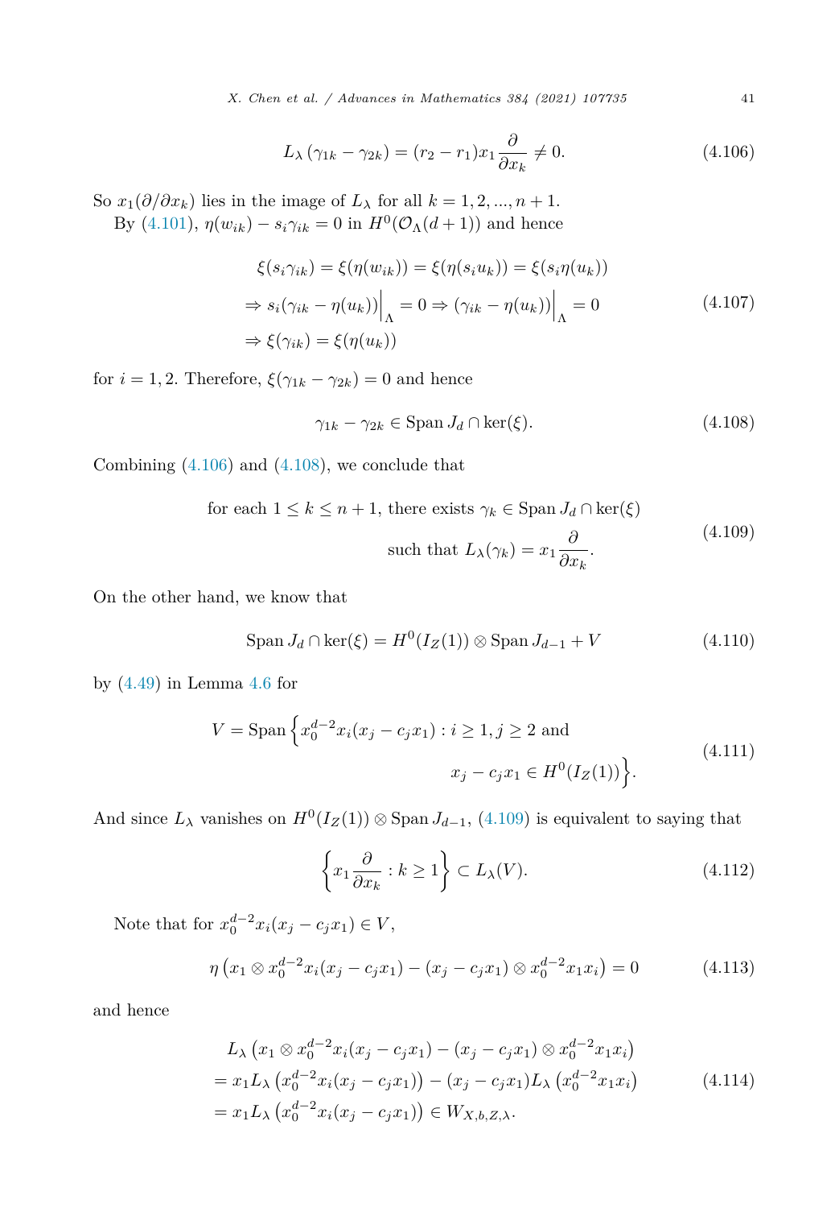$$L_\lambda(\gamma_{1k} - \gamma_{2k}) = (r_2 - r_1)x_1 \frac{\partial}{\partial x_k} \neq 0. \tag{4.106}$$

So $x_1(\partial/\partial x_k)$ lies in the image of $L_\lambda$ for all $k = 1, 2, ..., n+1$.

By (4.101), $\eta(w_{ik}) - s_i \gamma_{ik} = 0$ in $H^0(\mathcal{O}_\Lambda(d+1))$ and hence

$$\begin{aligned}
&\xi(s_i\gamma_{ik}) = \xi(\eta(w_{ik})) = \xi(\eta(s_i u_k)) = \xi(s_i \eta(u_k)) \\
&\Rightarrow s_i(\gamma_{ik} - \eta(u_k))\Big|_\Lambda = 0 \Rightarrow (\gamma_{ik} - \eta(u_k))\Big|_\Lambda = 0 \\
&\Rightarrow \xi(\gamma_{ik}) = \xi(\eta(u_k))
\end{aligned} \tag{4.107}$$

for $i = 1, 2$. Therefore, $\xi(\gamma_{1k} - \gamma_{2k}) = 0$ and hence

$$\gamma_{1k} - \gamma_{2k} \in \operatorname{Span} J_d \cap \ker(\xi). \tag{4.108}$$

Combining (4.106) and (4.108), we conclude that

$$\begin{aligned}
&\text{for each } 1 \le k \le n+1, \text{ there exists } \gamma_k \in \operatorname{Span} J_d \cap \ker(\xi) \\
&\qquad\qquad \text{such that } L_\lambda(\gamma_k) = x_1 \frac{\partial}{\partial x_k}.
\end{aligned} \tag{4.109}$$

On the other hand, we know that

$$\operatorname{Span} J_d \cap \ker(\xi) = H^0(I_Z(1)) \otimes \operatorname{Span} J_{d-1} + V \tag{4.110}$$

by (4.49) in Lemma 4.6 for

$$\begin{aligned}
V = \operatorname{Span}\Big\{ x_0^{d-2} x_i (x_j - c_j x_1) : i \ge 1, j \ge 2 \text{ and} \\
x_j - c_j x_1 \in H^0(I_Z(1)) \Big\}.
\end{aligned} \tag{4.111}$$

And since $L_\lambda$ vanishes on $H^0(I_Z(1)) \otimes \operatorname{Span} J_{d-1}$, (4.109) is equivalent to saying that

$$\left\{ x_1 \frac{\partial}{\partial x_k} : k \ge 1 \right\} \subset L_\lambda(V). \tag{4.112}$$

Note that for $x_0^{d-2} x_i (x_j - c_j x_1) \in V$,

$$\eta\left(x_1 \otimes x_0^{d-2} x_i (x_j - c_j x_1) - (x_j - c_j x_1) \otimes x_0^{d-2} x_1 x_i\right) = 0 \tag{4.113}$$

and hence

$$\begin{aligned}
&L_\lambda\left(x_1 \otimes x_0^{d-2} x_i (x_j - c_j x_1) - (x_j - c_j x_1) \otimes x_0^{d-2} x_1 x_i\right) \\
&= x_1 L_\lambda\left(x_0^{d-2} x_i (x_j - c_j x_1)\right) - (x_j - c_j x_1) L_\lambda\left(x_0^{d-2} x_1 x_i\right) \\
&= x_1 L_\lambda\left(x_0^{d-2} x_i (x_j - c_j x_1)\right) \in W_{X,b,Z,\lambda}.
\end{aligned} \tag{4.114}$$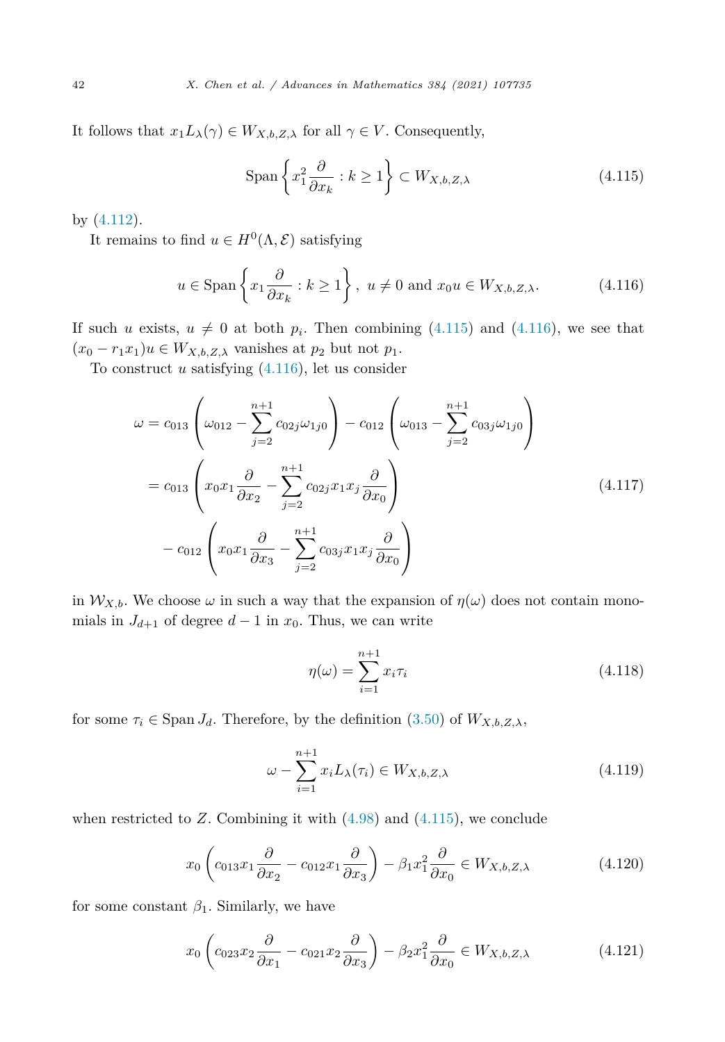It follows that $x_1 L_\lambda(\gamma) \in W_{X,b,Z,\lambda}$ for all $\gamma \in V$. Consequently,

$$\operatorname{Span}\left\{ x_1^2 \frac{\partial}{\partial x_k} : k \geq 1 \right\} \subset W_{X,b,Z,\lambda} \tag{4.115}$$

by (4.112).

It remains to find $u \in H^0(\Lambda, \mathcal{E})$ satisfying

$$u \in \operatorname{Span}\left\{ x_1 \frac{\partial}{\partial x_k} : k \geq 1 \right\},\ u \neq 0 \text{ and } x_0 u \in W_{X,b,Z,\lambda}. \tag{4.116}$$

If such $u$ exists, $u \neq 0$ at both $p_i$. Then combining (4.115) and (4.116), we see that $(x_0 - r_1 x_1)u \in W_{X,b,Z,\lambda}$ vanishes at $p_2$ but not $p_1$.

To construct $u$ satisfying (4.116), let us consider

$$\begin{aligned}
\omega &= c_{013}\left(\omega_{012} - \sum_{j=2}^{n+1} c_{02j}\omega_{1j0}\right) - c_{012}\left(\omega_{013} - \sum_{j=2}^{n+1} c_{03j}\omega_{1j0}\right) \\
&= c_{013}\left(x_0 x_1 \frac{\partial}{\partial x_2} - \sum_{j=2}^{n+1} c_{02j} x_1 x_j \frac{\partial}{\partial x_0}\right) \\
&\quad - c_{012}\left(x_0 x_1 \frac{\partial}{\partial x_3} - \sum_{j=2}^{n+1} c_{03j} x_1 x_j \frac{\partial}{\partial x_0}\right)
\end{aligned} \tag{4.117}$$

in $\mathcal{W}_{X,b}$. We choose $\omega$ in such a way that the expansion of $\eta(\omega)$ does not contain monomials in $J_{d+1}$ of degree $d-1$ in $x_0$. Thus, we can write

$$\eta(\omega) = \sum_{i=1}^{n+1} x_i \tau_i \tag{4.118}$$

for some $\tau_i \in \operatorname{Span} J_d$. Therefore, by the definition (3.50) of $W_{X,b,Z,\lambda}$,

$$\omega - \sum_{i=1}^{n+1} x_i L_\lambda(\tau_i) \in W_{X,b,Z,\lambda} \tag{4.119}$$

when restricted to $Z$. Combining it with (4.98) and (4.115), we conclude

$$x_0\left(c_{013} x_1 \frac{\partial}{\partial x_2} - c_{012} x_1 \frac{\partial}{\partial x_3}\right) - \beta_1 x_1^2 \frac{\partial}{\partial x_0} \in W_{X,b,Z,\lambda} \tag{4.120}$$

for some constant $\beta_1$. Similarly, we have

$$x_0\left(c_{023} x_2 \frac{\partial}{\partial x_1} - c_{021} x_2 \frac{\partial}{\partial x_3}\right) - \beta_2 x_1^2 \frac{\partial}{\partial x_0} \in W_{X,b,Z,\lambda} \tag{4.121}$$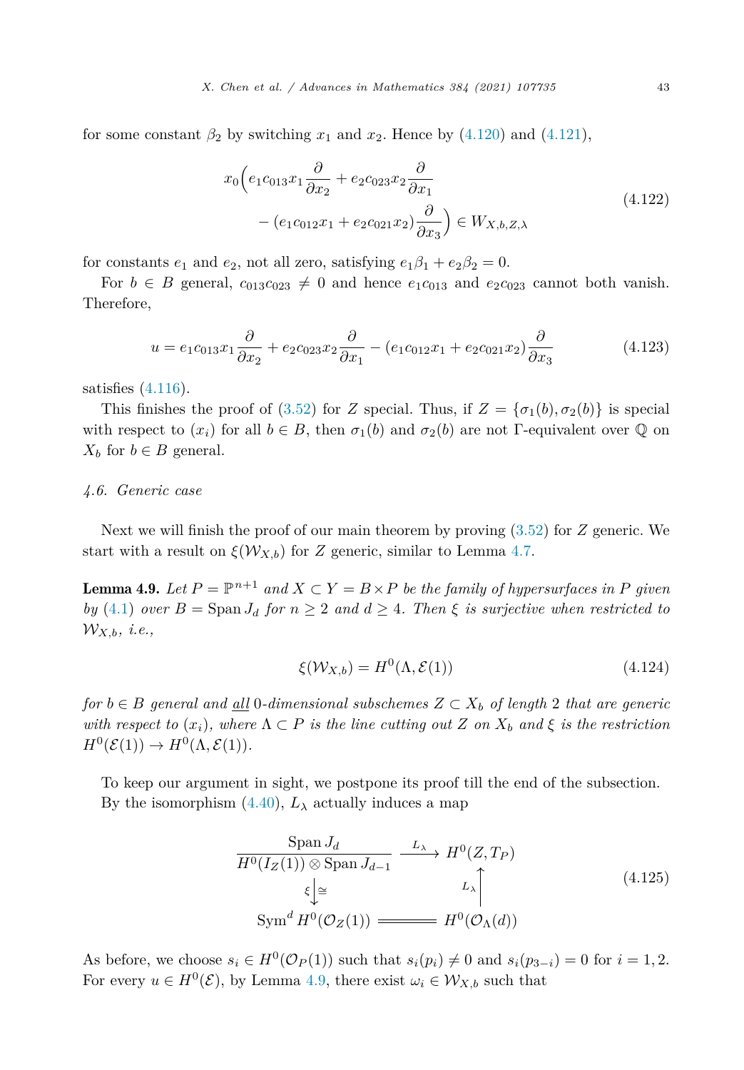for some constant $\beta_2$ by switching $x_1$ and $x_2$. Hence by (4.120) and (4.121),

$$
\begin{aligned}
x_0\Big(& e_1 c_{013} x_1 \frac{\partial}{\partial x_2} + e_2 c_{023} x_2 \frac{\partial}{\partial x_1} \\
&- (e_1 c_{012} x_1 + e_2 c_{021} x_2) \frac{\partial}{\partial x_3}\Big) \in W_{X,b,Z,\lambda}
\end{aligned}
\tag{4.122}
$$

for constants $e_1$ and $e_2$, not all zero, satisfying $e_1\beta_1 + e_2\beta_2 = 0$.

For $b \in B$ general, $c_{013}c_{023} \neq 0$ and hence $e_1 c_{013}$ and $e_2 c_{023}$ cannot both vanish. Therefore,

$$
u = e_1 c_{013} x_1 \frac{\partial}{\partial x_2} + e_2 c_{023} x_2 \frac{\partial}{\partial x_1} - (e_1 c_{012} x_1 + e_2 c_{021} x_2) \frac{\partial}{\partial x_3} \tag{4.123}
$$

satisfies (4.116).

This finishes the proof of (3.52) for $Z$ special. Thus, if $Z = \{\sigma_1(b), \sigma_2(b)\}$ is special with respect to $(x_i)$ for all $b \in B$, then $\sigma_1(b)$ and $\sigma_2(b)$ are not $\Gamma$-equivalent over $\mathbb{Q}$ on $X_b$ for $b \in B$ general.

## 4.6. Generic case

Next we will finish the proof of our main theorem by proving (3.52) for $Z$ generic. We start with a result on $\xi(\mathcal{W}_{X,b})$ for $Z$ generic, similar to Lemma 4.7.

**Lemma 4.9.** *Let $P = \mathbb{P}^{n+1}$ and $X \subset Y = B \times P$ be the family of hypersurfaces in $P$ given by (4.1) over $B = \operatorname{Span} J_d$ for $n \geq 2$ and $d \geq 4$. Then $\xi$ is surjective when restricted to $\mathcal{W}_{X,b}$, i.e.,*

$$
\xi(\mathcal{W}_{X,b}) = H^0(\Lambda, \mathcal{E}(1)) \tag{4.124}
$$

*for $b \in B$ general and <u>all</u> 0-dimensional subschemes $Z \subset X_b$ of length 2 that are generic with respect to $(x_i)$, where $\Lambda \subset P$ is the line cutting out $Z$ on $X_b$ and $\xi$ is the restriction $H^0(\mathcal{E}(1)) \to H^0(\Lambda, \mathcal{E}(1))$.*

To keep our argument in sight, we postpone its proof till the end of the subsection.

By the isomorphism (4.40), $L_\lambda$ actually induces a map

$$
\begin{array}{ccc}
\dfrac{\operatorname{Span} J_d}{H^0(I_Z(1)) \otimes \operatorname{Span} J_{d-1}} & \xrightarrow{\ L_\lambda\ } & H^0(Z, T_P) \\
{\scriptstyle \xi}\big\downarrow{\scriptstyle \cong} & & \big\uparrow{\scriptstyle L_\lambda} \\
\operatorname{Sym}^d H^0(\mathcal{O}_Z(1)) & = & H^0(\mathcal{O}_\Lambda(d))
\end{array}
\tag{4.125}
$$

As before, we choose $s_i \in H^0(\mathcal{O}_P(1))$ such that $s_i(p_i) \neq 0$ and $s_i(p_{3-i}) = 0$ for $i = 1, 2$. For every $u \in H^0(\mathcal{E})$, by Lemma 4.9, there exist $\omega_i \in \mathcal{W}_{X,b}$ such that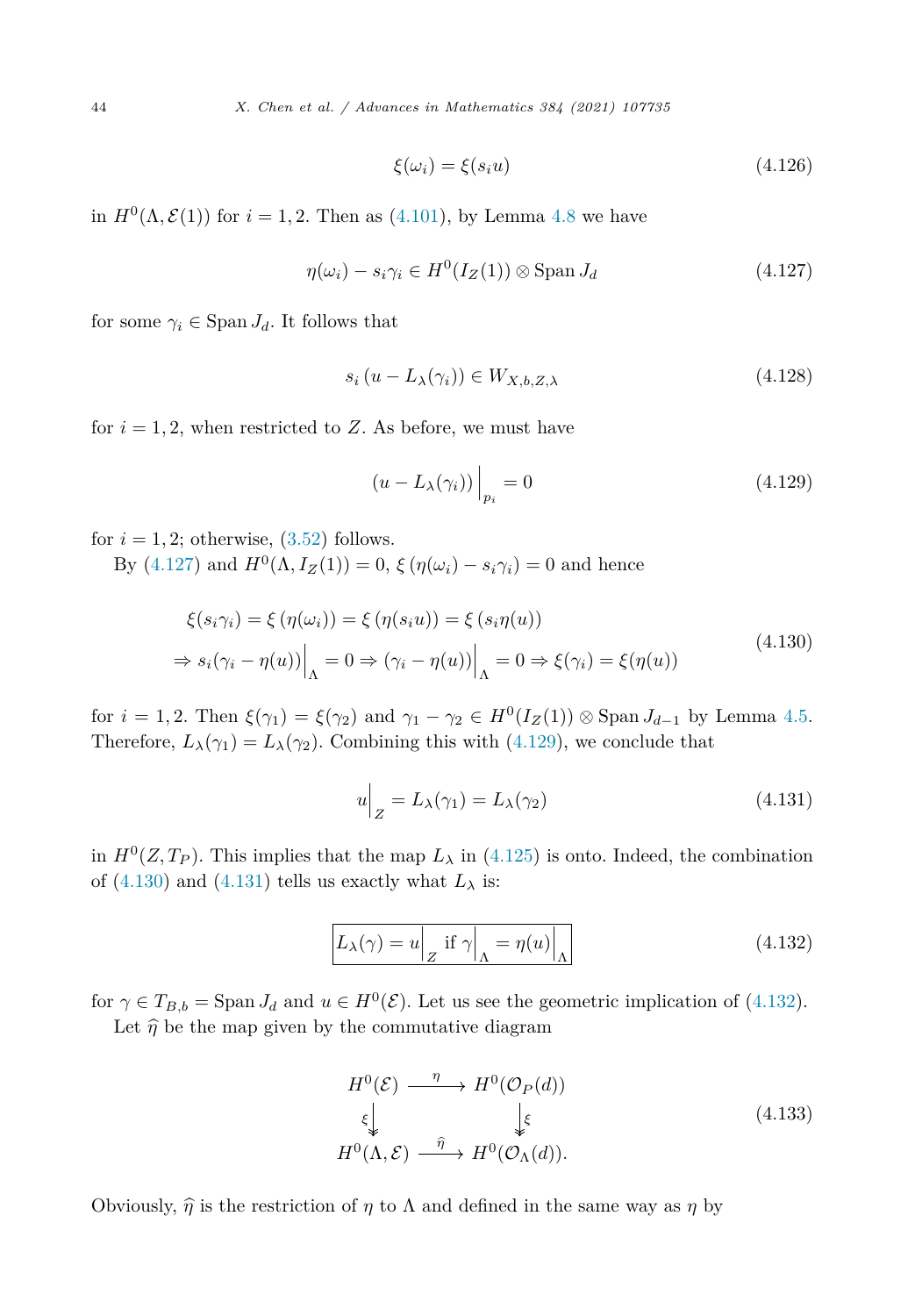$$\xi(\omega_i) = \xi(s_i u) \tag{4.126}$$

in $H^0(\Lambda, \mathcal{E}(1))$ for $i = 1, 2$. Then as (4.101), by Lemma 4.8 we have

$$\eta(\omega_i) - s_i\gamma_i \in H^0(I_Z(1)) \otimes \operatorname{Span} J_d \tag{4.127}$$

for some $\gamma_i \in \operatorname{Span} J_d$. It follows that

$$s_i\left(u - L_\lambda(\gamma_i)\right) \in W_{X,b,Z,\lambda} \tag{4.128}$$

for $i = 1, 2$, when restricted to $Z$. As before, we must have

$$\left(u - L_\lambda(\gamma_i)\right)\Big|_{p_i} = 0 \tag{4.129}$$

for $i = 1, 2$; otherwise, (3.52) follows.

By (4.127) and $H^0(\Lambda, I_Z(1)) = 0$, $\xi\left(\eta(\omega_i) - s_i\gamma_i\right) = 0$ and hence

$$\begin{aligned}
&\xi(s_i\gamma_i) = \xi\left(\eta(\omega_i)\right) = \xi\left(\eta(s_i u)\right) = \xi\left(s_i\eta(u)\right) \\
&\Rightarrow s_i(\gamma_i - \eta(u))\Big|_\Lambda = 0 \Rightarrow (\gamma_i - \eta(u))\Big|_\Lambda = 0 \Rightarrow \xi(\gamma_i) = \xi(\eta(u))
\end{aligned} \tag{4.130}$$

for $i = 1, 2$. Then $\xi(\gamma_1) = \xi(\gamma_2)$ and $\gamma_1 - \gamma_2 \in H^0(I_Z(1)) \otimes \operatorname{Span} J_{d-1}$ by Lemma 4.5. Therefore, $L_\lambda(\gamma_1) = L_\lambda(\gamma_2)$. Combining this with (4.129), we conclude that

$$u\Big|_Z = L_\lambda(\gamma_1) = L_\lambda(\gamma_2) \tag{4.131}$$

in $H^0(Z, T_P)$. This implies that the map $L_\lambda$ in (4.125) is onto. Indeed, the combination of (4.130) and (4.131) tells us exactly what $L_\lambda$ is:

$$\boxed{L_\lambda(\gamma) = u\Big|_Z \text{ if } \gamma\Big|_\Lambda = \eta(u)\Big|_\Lambda} \tag{4.132}$$

for $\gamma \in T_{B,b} = \operatorname{Span} J_d$ and $u \in H^0(\mathcal{E})$. Let us see the geometric implication of (4.132).

Let $\widehat{\eta}$ be the map given by the commutative diagram

$$\begin{array}{ccc}
H^0(\mathcal{E}) & \xrightarrow{\ \eta\ } & H^0(\mathcal{O}_P(d)) \\
{\scriptstyle\xi}\big\downarrow & & \big\downarrow{\scriptstyle\xi} \\
H^0(\Lambda, \mathcal{E}) & \xrightarrow{\ \widehat{\eta}\ } & H^0(\mathcal{O}_\Lambda(d)).
\end{array} \tag{4.133}$$

Obviously, $\widehat{\eta}$ is the restriction of $\eta$ to $\Lambda$ and defined in the same way as $\eta$ by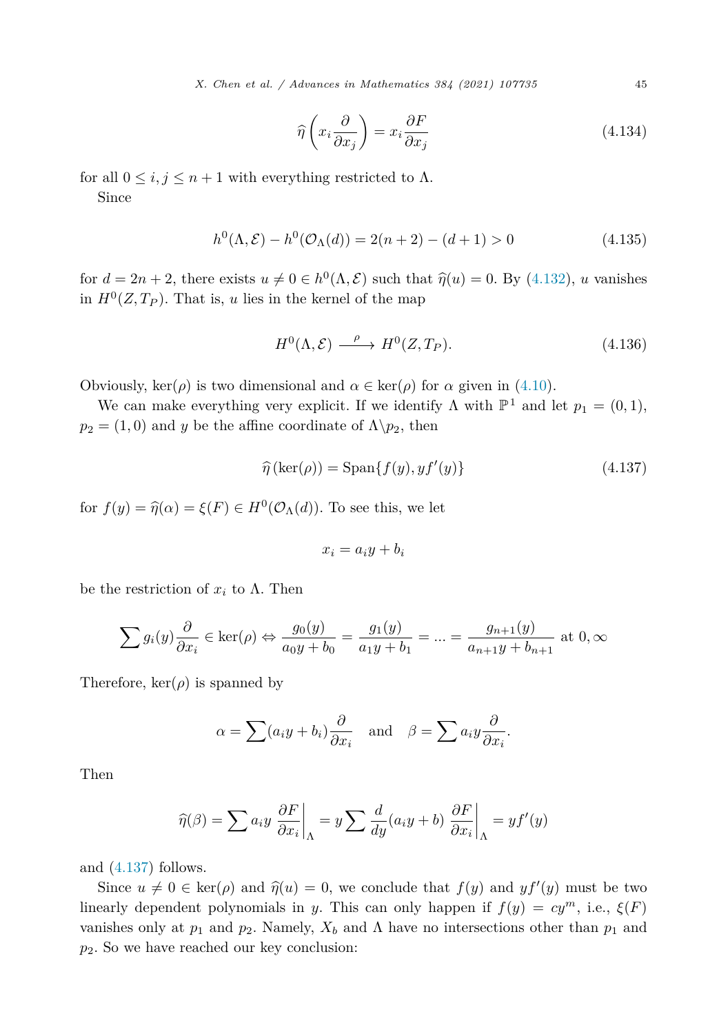$$\widehat{\eta}\left(x_i \frac{\partial}{\partial x_j}\right) = x_i \frac{\partial F}{\partial x_j} \tag{4.134}$$

for all $0 \le i, j \le n+1$ with everything restricted to $\Lambda$.

Since

$$h^0(\Lambda, \mathcal{E}) - h^0(\mathcal{O}_\Lambda(d)) = 2(n+2) - (d+1) > 0 \tag{4.135}$$

for $d = 2n+2$, there exists $u \neq 0 \in h^0(\Lambda, \mathcal{E})$ such that $\widehat{\eta}(u) = 0$. By (4.132), $u$ vanishes in $H^0(Z, T_P)$. That is, $u$ lies in the kernel of the map

$$H^0(\Lambda, \mathcal{E}) \xrightarrow{\ \rho\ } H^0(Z, T_P). \tag{4.136}$$

Obviously, $\ker(\rho)$ is two dimensional and $\alpha \in \ker(\rho)$ for $\alpha$ given in (4.10).

We can make everything very explicit. If we identify $\Lambda$ with $\mathbb{P}^1$ and let $p_1 = (0,1)$, $p_2 = (1,0)$ and $y$ be the affine coordinate of $\Lambda \backslash p_2$, then

$$\widehat{\eta}\left(\ker(\rho)\right) = \mathrm{Span}\{f(y), yf'(y)\} \tag{4.137}$$

for $f(y) = \widehat{\eta}(\alpha) = \xi(F) \in H^0(\mathcal{O}_\Lambda(d))$. To see this, we let

$$x_i = a_i y + b_i$$

be the restriction of $x_i$ to $\Lambda$. Then

$$\sum g_i(y) \frac{\partial}{\partial x_i} \in \ker(\rho) \Leftrightarrow \frac{g_0(y)}{a_0 y + b_0} = \frac{g_1(y)}{a_1 y + b_1} = \dots = \frac{g_{n+1}(y)}{a_{n+1} y + b_{n+1}} \text{ at } 0, \infty$$

Therefore, $\ker(\rho)$ is spanned by

$$\alpha = \sum (a_i y + b_i) \frac{\partial}{\partial x_i} \quad \text{and} \quad \beta = \sum a_i y \frac{\partial}{\partial x_i}.$$

Then

$$\widehat{\eta}(\beta) = \sum a_i y \left.\frac{\partial F}{\partial x_i}\right|_\Lambda = y \sum \frac{d}{dy}(a_i y + b) \left.\frac{\partial F}{\partial x_i}\right|_\Lambda = y f'(y)$$

and (4.137) follows.

Since $u \neq 0 \in \ker(\rho)$ and $\widehat{\eta}(u) = 0$, we conclude that $f(y)$ and $yf'(y)$ must be two linearly dependent polynomials in $y$. This can only happen if $f(y) = cy^m$, i.e., $\xi(F)$ vanishes only at $p_1$ and $p_2$. Namely, $X_b$ and $\Lambda$ have no intersections other than $p_1$ and $p_2$. So we have reached our key conclusion: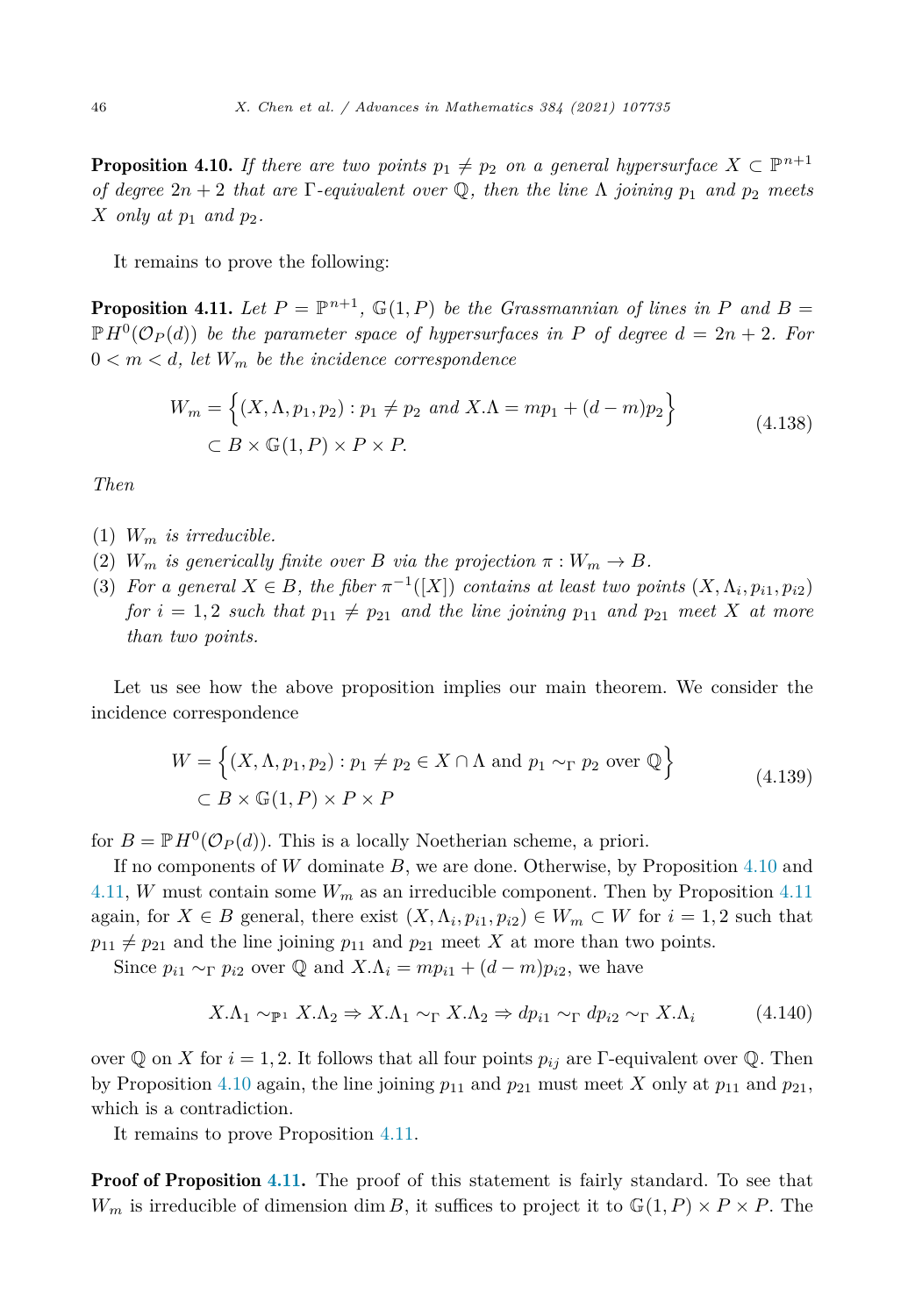**Proposition 4.10.** *If there are two points $p_1 \neq p_2$ on a general hypersurface $X \subset \mathbb{P}^{n+1}$ of degree $2n+2$ that are $\Gamma$-equivalent over $\mathbb{Q}$, then the line $\Lambda$ joining $p_1$ and $p_2$ meets $X$ only at $p_1$ and $p_2$.*

It remains to prove the following:

**Proposition 4.11.** *Let $P = \mathbb{P}^{n+1}$, $\mathbb{G}(1, P)$ be the Grassmannian of lines in $P$ and $B = \mathbb{P}H^0(\mathcal{O}_P(d))$ be the parameter space of hypersurfaces in $P$ of degree $d = 2n+2$. For $0 < m < d$, let $W_m$ be the incidence correspondence*

$$
\begin{aligned}
W_m = \Big\{ &(X, \Lambda, p_1, p_2) : p_1 \neq p_2 \text{ and } X.\Lambda = m p_1 + (d-m) p_2 \Big\} \\
&\subset B \times \mathbb{G}(1, P) \times P \times P.
\end{aligned} \tag{4.138}
$$

*Then*

1. *$W_m$ is irreducible.*
2. *$W_m$ is generically finite over $B$ via the projection $\pi : W_m \to B$.*
3. *For a general $X \in B$, the fiber $\pi^{-1}([X])$ contains at least two points $(X, \Lambda_i, p_{i1}, p_{i2})$ for $i = 1, 2$ such that $p_{11} \neq p_{21}$ and the line joining $p_{11}$ and $p_{21}$ meet $X$ at more than two points.*

Let us see how the above proposition implies our main theorem. We consider the incidence correspondence

$$
\begin{aligned}
W = \Big\{ &(X, \Lambda, p_1, p_2) : p_1 \neq p_2 \in X \cap \Lambda \text{ and } p_1 \sim_\Gamma p_2 \text{ over } \mathbb{Q} \Big\} \\
&\subset B \times \mathbb{G}(1, P) \times P \times P
\end{aligned} \tag{4.139}
$$

for $B = \mathbb{P}H^0(\mathcal{O}_P(d))$. This is a locally Noetherian scheme, a priori.

If no components of $W$ dominate $B$, we are done. Otherwise, by Proposition 4.10 and 4.11, $W$ must contain some $W_m$ as an irreducible component. Then by Proposition 4.11 again, for $X \in B$ general, there exist $(X, \Lambda_i, p_{i1}, p_{i2}) \in W_m \subset W$ for $i = 1, 2$ such that $p_{11} \neq p_{21}$ and the line joining $p_{11}$ and $p_{21}$ meet $X$ at more than two points.

Since $p_{i1} \sim_\Gamma p_{i2}$ over $\mathbb{Q}$ and $X.\Lambda_i = m p_{i1} + (d-m) p_{i2}$, we have

$$
X.\Lambda_1 \sim_{\mathbb{P}^1} X.\Lambda_2 \Rightarrow X.\Lambda_1 \sim_\Gamma X.\Lambda_2 \Rightarrow d p_{i1} \sim_\Gamma d p_{i2} \sim_\Gamma X.\Lambda_i \tag{4.140}
$$

over $\mathbb{Q}$ on $X$ for $i = 1, 2$. It follows that all four points $p_{ij}$ are $\Gamma$-equivalent over $\mathbb{Q}$. Then by Proposition 4.10 again, the line joining $p_{11}$ and $p_{21}$ must meet $X$ only at $p_{11}$ and $p_{21}$, which is a contradiction.

It remains to prove Proposition 4.11.

**Proof of Proposition 4.11.** The proof of this statement is fairly standard. To see that $W_m$ is irreducible of dimension $\dim B$, it suffices to project it to $\mathbb{G}(1, P) \times P \times P$. The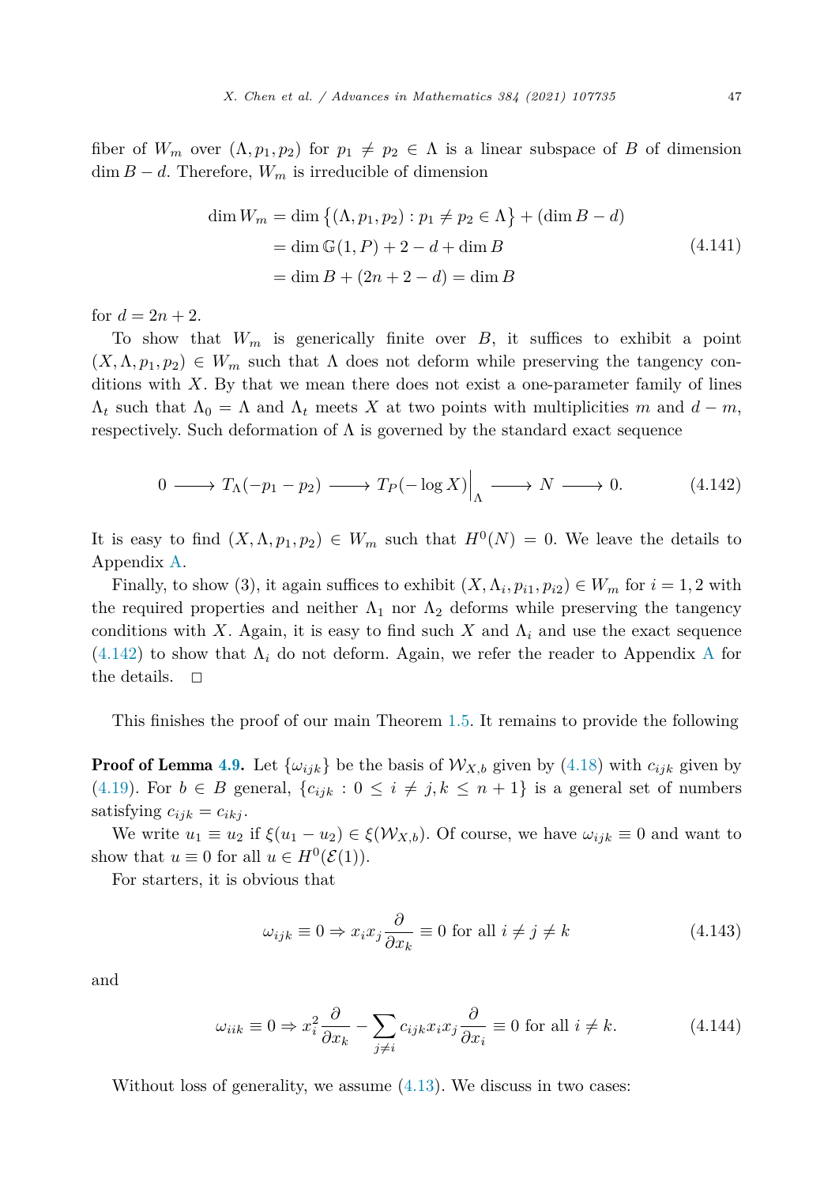fiber of $W_m$ over $(\Lambda, p_1, p_2)$ for $p_1 \neq p_2 \in \Lambda$ is a linear subspace of $B$ of dimension $\dim B - d$. Therefore, $W_m$ is irreducible of dimension

$$
\begin{aligned}
\dim W_m &= \dim \left\{(\Lambda, p_1, p_2) : p_1 \neq p_2 \in \Lambda\right\} + (\dim B - d) \\
&= \dim \mathbb{G}(1, P) + 2 - d + \dim B \\
&= \dim B + (2n + 2 - d) = \dim B
\end{aligned}
\tag{4.141}
$$

for $d = 2n + 2$.

To show that $W_m$ is generically finite over $B$, it suffices to exhibit a point $(X, \Lambda, p_1, p_2) \in W_m$ such that $\Lambda$ does not deform while preserving the tangency conditions with $X$. By that we mean there does not exist a one-parameter family of lines $\Lambda_t$ such that $\Lambda_0 = \Lambda$ and $\Lambda_t$ meets $X$ at two points with multiplicities $m$ and $d - m$, respectively. Such deformation of $\Lambda$ is governed by the standard exact sequence

$$
0 \longrightarrow T_\Lambda(-p_1 - p_2) \longrightarrow T_P(-\log X)\Big|_\Lambda \longrightarrow N \longrightarrow 0. \tag{4.142}
$$

It is easy to find $(X, \Lambda, p_1, p_2) \in W_m$ such that $H^0(N) = 0$. We leave the details to Appendix A.

Finally, to show (3), it again suffices to exhibit $(X, \Lambda_i, p_{i1}, p_{i2}) \in W_m$ for $i = 1, 2$ with the required properties and neither $\Lambda_1$ nor $\Lambda_2$ deforms while preserving the tangency conditions with $X$. Again, it is easy to find such $X$ and $\Lambda_i$ and use the exact sequence (4.142) to show that $\Lambda_i$ do not deform. Again, we refer the reader to Appendix A for the details. $\square$

This finishes the proof of our main Theorem 1.5. It remains to provide the following

**Proof of Lemma 4.9.** Let $\{\omega_{ijk}\}$ be the basis of $\mathcal{W}_{X,b}$ given by (4.18) with $c_{ijk}$ given by (4.19). For $b \in B$ general, $\{c_{ijk} : 0 \leq i \neq j, k \leq n + 1\}$ is a general set of numbers satisfying $c_{ijk} = c_{ikj}$.

We write $u_1 \equiv u_2$ if $\xi(u_1 - u_2) \in \xi(\mathcal{W}_{X,b})$. Of course, we have $\omega_{ijk} \equiv 0$ and want to show that $u \equiv 0$ for all $u \in H^0(\mathcal{E}(1))$.

For starters, it is obvious that

$$
\omega_{ijk} \equiv 0 \Rightarrow x_i x_j \frac{\partial}{\partial x_k} \equiv 0 \text{ for all } i \neq j \neq k \tag{4.143}
$$

and

$$
\omega_{iik} \equiv 0 \Rightarrow x_i^2 \frac{\partial}{\partial x_k} - \sum_{j \neq i} c_{ijk} x_i x_j \frac{\partial}{\partial x_i} \equiv 0 \text{ for all } i \neq k. \tag{4.144}
$$

Without loss of generality, we assume (4.13). We discuss in two cases: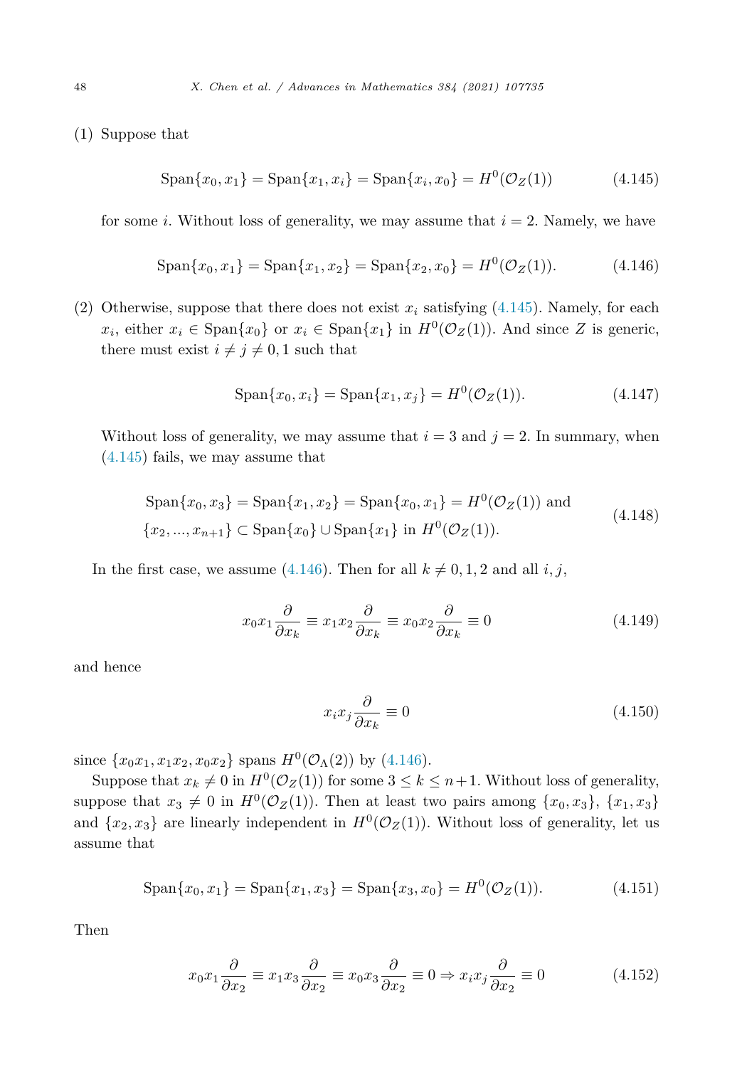(1) Suppose that

$$\operatorname{Span}\{x_0, x_1\} = \operatorname{Span}\{x_1, x_i\} = \operatorname{Span}\{x_i, x_0\} = H^0(\mathcal{O}_Z(1)) \tag{4.145}$$

for some $i$. Without loss of generality, we may assume that $i = 2$. Namely, we have

$$\operatorname{Span}\{x_0, x_1\} = \operatorname{Span}\{x_1, x_2\} = \operatorname{Span}\{x_2, x_0\} = H^0(\mathcal{O}_Z(1)). \tag{4.146}$$

(2) Otherwise, suppose that there does not exist $x_i$ satisfying (4.145). Namely, for each $x_i$, either $x_i \in \operatorname{Span}\{x_0\}$ or $x_i \in \operatorname{Span}\{x_1\}$ in $H^0(\mathcal{O}_Z(1))$. And since $Z$ is generic, there must exist $i \neq j \neq 0, 1$ such that

$$\operatorname{Span}\{x_0, x_i\} = \operatorname{Span}\{x_1, x_j\} = H^0(\mathcal{O}_Z(1)). \tag{4.147}$$

Without loss of generality, we may assume that $i = 3$ and $j = 2$. In summary, when (4.145) fails, we may assume that

$$\begin{aligned} &\operatorname{Span}\{x_0, x_3\} = \operatorname{Span}\{x_1, x_2\} = \operatorname{Span}\{x_0, x_1\} = H^0(\mathcal{O}_Z(1)) \text{ and} \\ &\{x_2, ..., x_{n+1}\} \subset \operatorname{Span}\{x_0\} \cup \operatorname{Span}\{x_1\} \text{ in } H^0(\mathcal{O}_Z(1)). \end{aligned} \tag{4.148}$$

In the first case, we assume (4.146). Then for all $k \neq 0, 1, 2$ and all $i, j$,

$$x_0 x_1 \frac{\partial}{\partial x_k} \equiv x_1 x_2 \frac{\partial}{\partial x_k} \equiv x_0 x_2 \frac{\partial}{\partial x_k} \equiv 0 \tag{4.149}$$

and hence

$$x_i x_j \frac{\partial}{\partial x_k} \equiv 0 \tag{4.150}$$

since $\{x_0 x_1, x_1 x_2, x_0 x_2\}$ spans $H^0(\mathcal{O}_\Lambda(2))$ by (4.146).

Suppose that $x_k \neq 0$ in $H^0(\mathcal{O}_Z(1))$ for some $3 \leq k \leq n+1$. Without loss of generality, suppose that $x_3 \neq 0$ in $H^0(\mathcal{O}_Z(1))$. Then at least two pairs among $\{x_0, x_3\}$, $\{x_1, x_3\}$ and $\{x_2, x_3\}$ are linearly independent in $H^0(\mathcal{O}_Z(1))$. Without loss of generality, let us assume that

$$\operatorname{Span}\{x_0, x_1\} = \operatorname{Span}\{x_1, x_3\} = \operatorname{Span}\{x_3, x_0\} = H^0(\mathcal{O}_Z(1)). \tag{4.151}$$

Then

$$x_0 x_1 \frac{\partial}{\partial x_2} \equiv x_1 x_3 \frac{\partial}{\partial x_2} \equiv x_0 x_3 \frac{\partial}{\partial x_2} \equiv 0 \Rightarrow x_i x_j \frac{\partial}{\partial x_2} \equiv 0 \tag{4.152}$$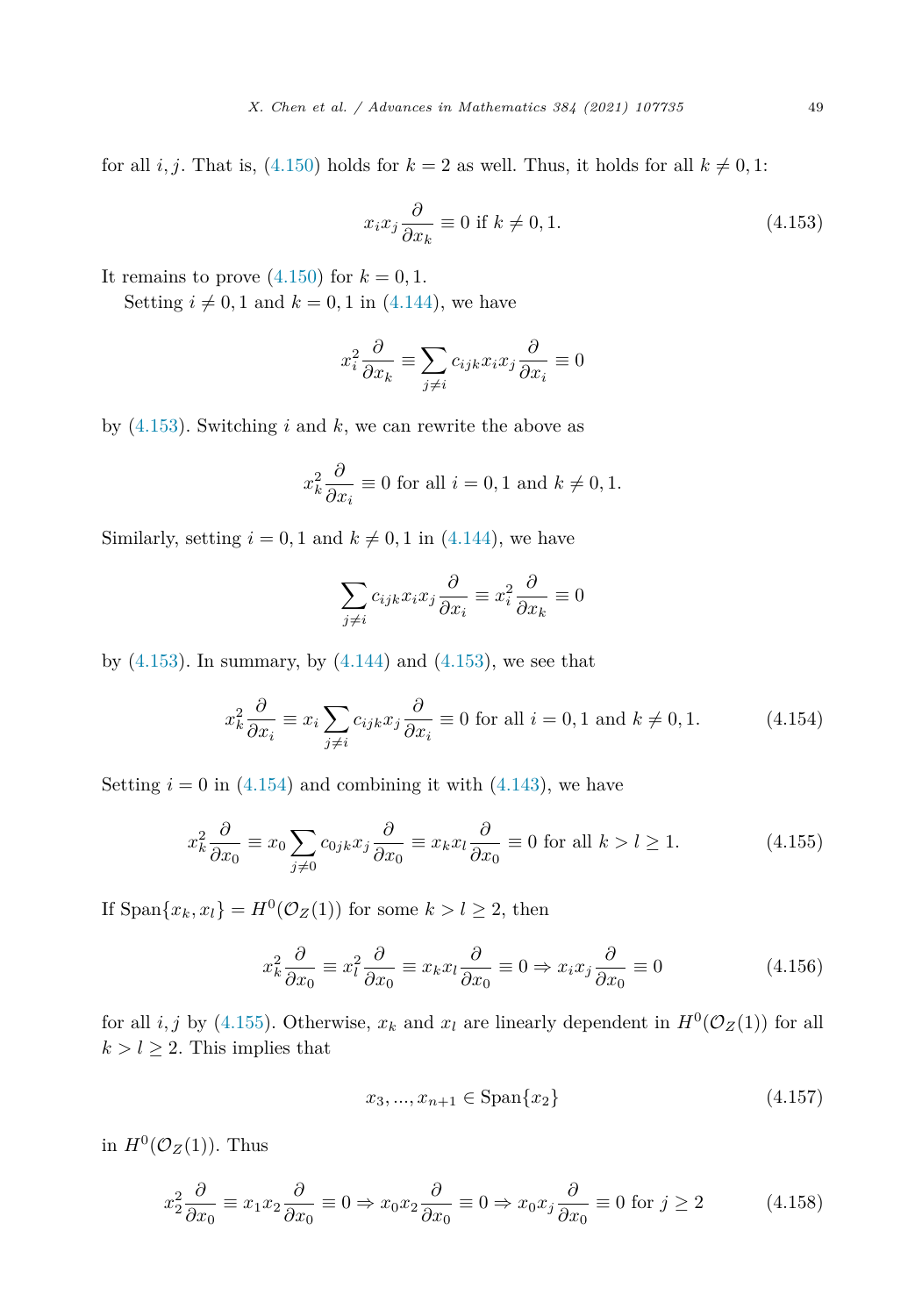for all $i, j$. That is, (4.150) holds for $k = 2$ as well. Thus, it holds for all $k \neq 0, 1$:

$$x_i x_j \frac{\partial}{\partial x_k} \equiv 0 \text{ if } k \neq 0, 1. \tag{4.153}$$

It remains to prove (4.150) for $k = 0, 1$.

Setting $i \neq 0, 1$ and $k = 0, 1$ in (4.144), we have

$$x_i^2 \frac{\partial}{\partial x_k} \equiv \sum_{j \neq i} c_{ijk} x_i x_j \frac{\partial}{\partial x_i} \equiv 0$$

by (4.153). Switching $i$ and $k$, we can rewrite the above as

$$x_k^2 \frac{\partial}{\partial x_i} \equiv 0 \text{ for all } i = 0, 1 \text{ and } k \neq 0, 1.$$

Similarly, setting $i = 0, 1$ and $k \neq 0, 1$ in (4.144), we have

$$\sum_{j \neq i} c_{ijk} x_i x_j \frac{\partial}{\partial x_i} \equiv x_i^2 \frac{\partial}{\partial x_k} \equiv 0$$

by (4.153). In summary, by (4.144) and (4.153), we see that

$$x_k^2 \frac{\partial}{\partial x_i} \equiv x_i \sum_{j \neq i} c_{ijk} x_j \frac{\partial}{\partial x_i} \equiv 0 \text{ for all } i = 0, 1 \text{ and } k \neq 0, 1. \tag{4.154}$$

Setting $i = 0$ in (4.154) and combining it with (4.143), we have

$$x_k^2 \frac{\partial}{\partial x_0} \equiv x_0 \sum_{j \neq 0} c_{0jk} x_j \frac{\partial}{\partial x_0} \equiv x_k x_l \frac{\partial}{\partial x_0} \equiv 0 \text{ for all } k > l \geq 1. \tag{4.155}$$

If $\operatorname{Span}\{x_k, x_l\} = H^0(\mathcal{O}_Z(1))$ for some $k > l \geq 2$, then

$$x_k^2 \frac{\partial}{\partial x_0} \equiv x_l^2 \frac{\partial}{\partial x_0} \equiv x_k x_l \frac{\partial}{\partial x_0} \equiv 0 \Rightarrow x_i x_j \frac{\partial}{\partial x_0} \equiv 0 \tag{4.156}$$

for all $i, j$ by (4.155). Otherwise, $x_k$ and $x_l$ are linearly dependent in $H^0(\mathcal{O}_Z(1))$ for all $k > l \geq 2$. This implies that

$$x_3, ..., x_{n+1} \in \operatorname{Span}\{x_2\} \tag{4.157}$$

in $H^0(\mathcal{O}_Z(1))$. Thus

$$x_2^2 \frac{\partial}{\partial x_0} \equiv x_1 x_2 \frac{\partial}{\partial x_0} \equiv 0 \Rightarrow x_0 x_2 \frac{\partial}{\partial x_0} \equiv 0 \Rightarrow x_0 x_j \frac{\partial}{\partial x_0} \equiv 0 \text{ for } j \geq 2 \tag{4.158}$$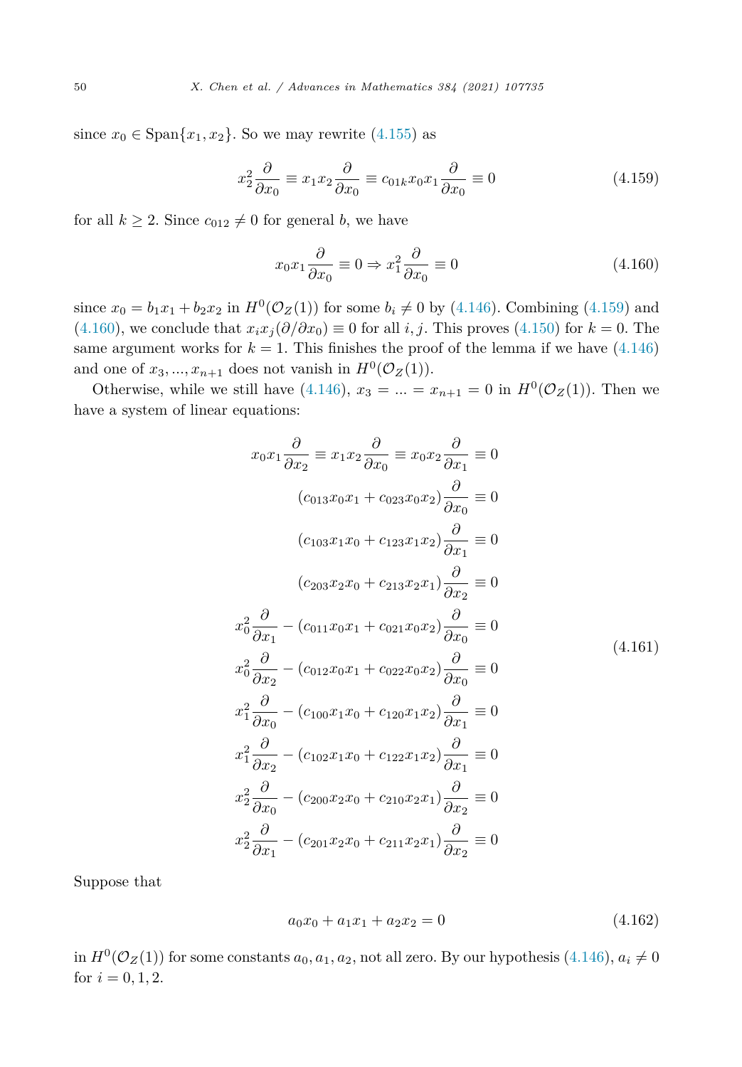since $x_0 \in \text{Span}\{x_1, x_2\}$. So we may rewrite (4.155) as

$$x_2^2 \frac{\partial}{\partial x_0} \equiv x_1 x_2 \frac{\partial}{\partial x_0} \equiv c_{01k} x_0 x_1 \frac{\partial}{\partial x_0} \equiv 0 \tag{4.159}$$

for all $k \geq 2$. Since $c_{012} \neq 0$ for general $b$, we have

$$x_0 x_1 \frac{\partial}{\partial x_0} \equiv 0 \Rightarrow x_1^2 \frac{\partial}{\partial x_0} \equiv 0 \tag{4.160}$$

since $x_0 = b_1 x_1 + b_2 x_2$ in $H^0(\mathcal{O}_Z(1))$ for some $b_i \neq 0$ by (4.146). Combining (4.159) and (4.160), we conclude that $x_i x_j (\partial/\partial x_0) \equiv 0$ for all $i, j$. This proves (4.150) for $k = 0$. The same argument works for $k = 1$. This finishes the proof of the lemma if we have (4.146) and one of $x_3, ..., x_{n+1}$ does not vanish in $H^0(\mathcal{O}_Z(1))$.

Otherwise, while we still have (4.146), $x_3 = ... = x_{n+1} = 0$ in $H^0(\mathcal{O}_Z(1))$. Then we have a system of linear equations:

$$\begin{gathered}
x_0 x_1 \frac{\partial}{\partial x_2} \equiv x_1 x_2 \frac{\partial}{\partial x_0} \equiv x_0 x_2 \frac{\partial}{\partial x_1} \equiv 0 \\
(c_{013} x_0 x_1 + c_{023} x_0 x_2) \frac{\partial}{\partial x_0} \equiv 0 \\
(c_{103} x_1 x_0 + c_{123} x_1 x_2) \frac{\partial}{\partial x_1} \equiv 0 \\
(c_{203} x_2 x_0 + c_{213} x_2 x_1) \frac{\partial}{\partial x_2} \equiv 0 \\
x_0^2 \frac{\partial}{\partial x_1} - (c_{011} x_0 x_1 + c_{021} x_0 x_2) \frac{\partial}{\partial x_0} \equiv 0 \\
x_0^2 \frac{\partial}{\partial x_2} - (c_{012} x_0 x_1 + c_{022} x_0 x_2) \frac{\partial}{\partial x_0} \equiv 0 \\
x_1^2 \frac{\partial}{\partial x_0} - (c_{100} x_1 x_0 + c_{120} x_1 x_2) \frac{\partial}{\partial x_1} \equiv 0 \\
x_1^2 \frac{\partial}{\partial x_2} - (c_{102} x_1 x_0 + c_{122} x_1 x_2) \frac{\partial}{\partial x_1} \equiv 0 \\
x_2^2 \frac{\partial}{\partial x_0} - (c_{200} x_2 x_0 + c_{210} x_2 x_1) \frac{\partial}{\partial x_2} \equiv 0 \\
x_2^2 \frac{\partial}{\partial x_1} - (c_{201} x_2 x_0 + c_{211} x_2 x_1) \frac{\partial}{\partial x_2} \equiv 0
\end{gathered} \tag{4.161}$$

Suppose that

$$a_0 x_0 + a_1 x_1 + a_2 x_2 = 0 \tag{4.162}$$

in $H^0(\mathcal{O}_Z(1))$ for some constants $a_0, a_1, a_2$, not all zero. By our hypothesis (4.146), $a_i \neq 0$ for $i = 0, 1, 2$.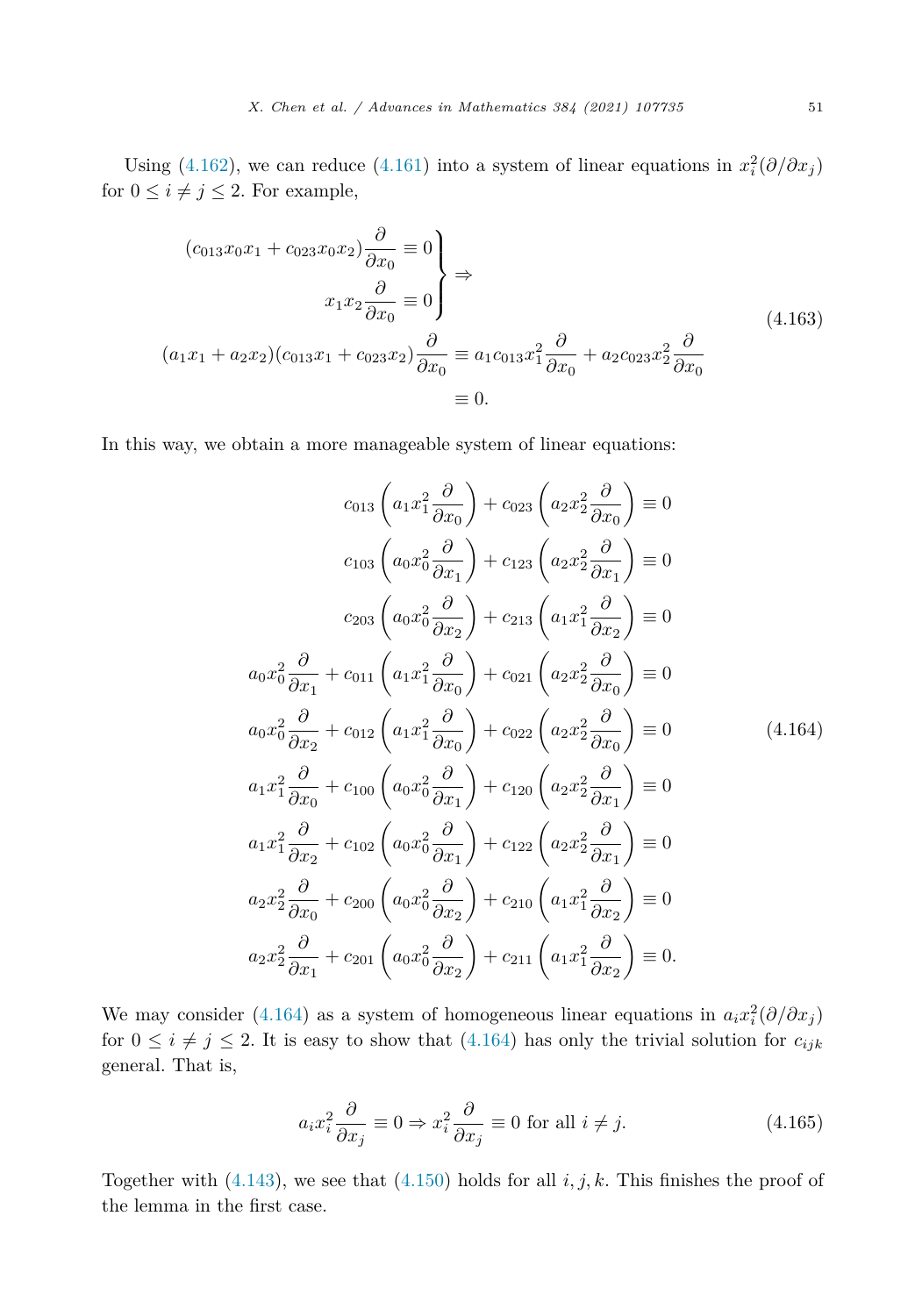Using (4.162), we can reduce (4.161) into a system of linear equations in $x_i^2(\partial/\partial x_j)$ for $0 \le i \ne j \le 2$. For example,

$$
\left.\begin{aligned}
(c_{013}x_0x_1 + c_{023}x_0x_2)\frac{\partial}{\partial x_0} \equiv 0 \\
x_1x_2\frac{\partial}{\partial x_0} \equiv 0
\end{aligned}\right\} \Rightarrow
$$

$$
\begin{aligned}
(a_1x_1 + a_2x_2)(c_{013}x_1 + c_{023}x_2)\frac{\partial}{\partial x_0} &\equiv a_1c_{013}x_1^2\frac{\partial}{\partial x_0} + a_2c_{023}x_2^2\frac{\partial}{\partial x_0} \\
&\equiv 0.
\end{aligned} \tag{4.163}
$$

In this way, we obtain a more manageable system of linear equations:

$$
\begin{aligned}
c_{013}\left(a_1x_1^2\frac{\partial}{\partial x_0}\right) + c_{023}\left(a_2x_2^2\frac{\partial}{\partial x_0}\right) &\equiv 0 \\
c_{103}\left(a_0x_0^2\frac{\partial}{\partial x_1}\right) + c_{123}\left(a_2x_2^2\frac{\partial}{\partial x_1}\right) &\equiv 0 \\
c_{203}\left(a_0x_0^2\frac{\partial}{\partial x_2}\right) + c_{213}\left(a_1x_1^2\frac{\partial}{\partial x_2}\right) &\equiv 0 \\
a_0x_0^2\frac{\partial}{\partial x_1} + c_{011}\left(a_1x_1^2\frac{\partial}{\partial x_0}\right) + c_{021}\left(a_2x_2^2\frac{\partial}{\partial x_0}\right) &\equiv 0 \\
a_0x_0^2\frac{\partial}{\partial x_2} + c_{012}\left(a_1x_1^2\frac{\partial}{\partial x_0}\right) + c_{022}\left(a_2x_2^2\frac{\partial}{\partial x_0}\right) &\equiv 0 \\
a_1x_1^2\frac{\partial}{\partial x_0} + c_{100}\left(a_0x_0^2\frac{\partial}{\partial x_1}\right) + c_{120}\left(a_2x_2^2\frac{\partial}{\partial x_1}\right) &\equiv 0 \\
a_1x_1^2\frac{\partial}{\partial x_2} + c_{102}\left(a_0x_0^2\frac{\partial}{\partial x_1}\right) + c_{122}\left(a_2x_2^2\frac{\partial}{\partial x_1}\right) &\equiv 0 \\
a_2x_2^2\frac{\partial}{\partial x_0} + c_{200}\left(a_0x_0^2\frac{\partial}{\partial x_2}\right) + c_{210}\left(a_1x_1^2\frac{\partial}{\partial x_2}\right) &\equiv 0 \\
a_2x_2^2\frac{\partial}{\partial x_1} + c_{201}\left(a_0x_0^2\frac{\partial}{\partial x_2}\right) + c_{211}\left(a_1x_1^2\frac{\partial}{\partial x_2}\right) &\equiv 0.
\end{aligned} \tag{4.164}
$$

We may consider (4.164) as a system of homogeneous linear equations in $a_ix_i^2(\partial/\partial x_j)$ for $0 \le i \ne j \le 2$. It is easy to show that (4.164) has only the trivial solution for $c_{ijk}$ general. That is,

$$
a_ix_i^2\frac{\partial}{\partial x_j} \equiv 0 \Rightarrow x_i^2\frac{\partial}{\partial x_j} \equiv 0 \text{ for all } i \ne j. \tag{4.165}
$$

Together with (4.143), we see that (4.150) holds for all $i, j, k$. This finishes the proof of the lemma in the first case.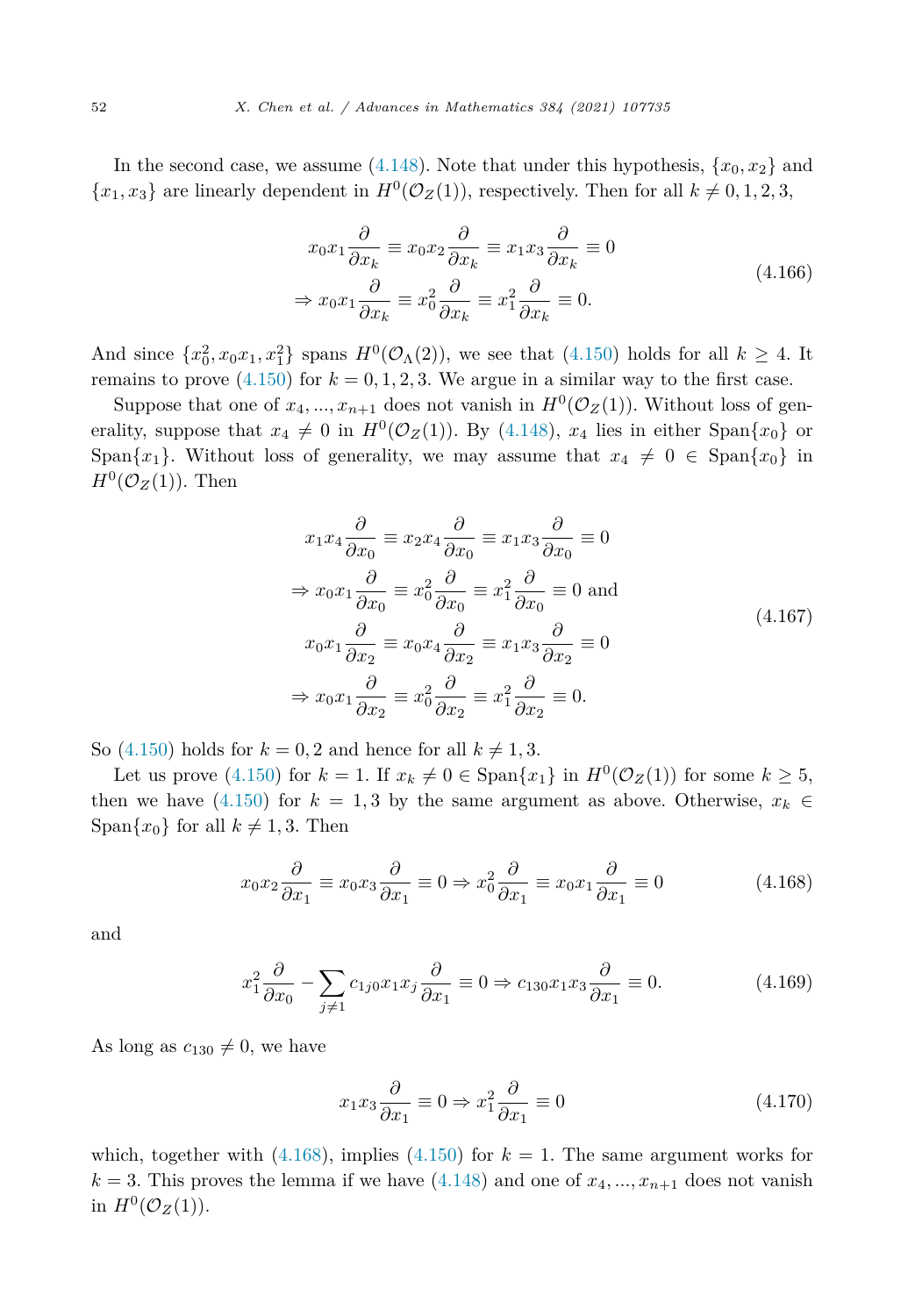In the second case, we assume (4.148). Note that under this hypothesis, $\{x_0, x_2\}$ and $\{x_1, x_3\}$ are linearly dependent in $H^0(\mathcal{O}_Z(1))$, respectively. Then for all $k \neq 0, 1, 2, 3$,

$$
\begin{aligned}
& x_0 x_1 \frac{\partial}{\partial x_k} \equiv x_0 x_2 \frac{\partial}{\partial x_k} \equiv x_1 x_3 \frac{\partial}{\partial x_k} \equiv 0 \\
\Rightarrow\ & x_0 x_1 \frac{\partial}{\partial x_k} \equiv x_0^2 \frac{\partial}{\partial x_k} \equiv x_1^2 \frac{\partial}{\partial x_k} \equiv 0.
\end{aligned}
\tag{4.166}
$$

And since $\{x_0^2, x_0 x_1, x_1^2\}$ spans $H^0(\mathcal{O}_\Lambda(2))$, we see that (4.150) holds for all $k \geq 4$. It remains to prove (4.150) for $k = 0, 1, 2, 3$. We argue in a similar way to the first case.

Suppose that one of $x_4, ..., x_{n+1}$ does not vanish in $H^0(\mathcal{O}_Z(1))$. Without loss of generality, suppose that $x_4 \neq 0$ in $H^0(\mathcal{O}_Z(1))$. By (4.148), $x_4$ lies in either $\mathrm{Span}\{x_0\}$ or $\mathrm{Span}\{x_1\}$. Without loss of generality, we may assume that $x_4 \neq 0 \in \mathrm{Span}\{x_0\}$ in $H^0(\mathcal{O}_Z(1))$. Then

$$
\begin{aligned}
& x_1 x_4 \frac{\partial}{\partial x_0} \equiv x_2 x_4 \frac{\partial}{\partial x_0} \equiv x_1 x_3 \frac{\partial}{\partial x_0} \equiv 0 \\
\Rightarrow\ & x_0 x_1 \frac{\partial}{\partial x_0} \equiv x_0^2 \frac{\partial}{\partial x_0} \equiv x_1^2 \frac{\partial}{\partial x_0} \equiv 0 \text{ and} \\
& x_0 x_1 \frac{\partial}{\partial x_2} \equiv x_0 x_4 \frac{\partial}{\partial x_2} \equiv x_1 x_3 \frac{\partial}{\partial x_2} \equiv 0 \\
\Rightarrow\ & x_0 x_1 \frac{\partial}{\partial x_2} \equiv x_0^2 \frac{\partial}{\partial x_2} \equiv x_1^2 \frac{\partial}{\partial x_2} \equiv 0.
\end{aligned}
\tag{4.167}
$$

So (4.150) holds for $k = 0, 2$ and hence for all $k \neq 1, 3$.

Let us prove (4.150) for $k = 1$. If $x_k \neq 0 \in \mathrm{Span}\{x_1\}$ in $H^0(\mathcal{O}_Z(1))$ for some $k \geq 5$, then we have (4.150) for $k = 1, 3$ by the same argument as above. Otherwise, $x_k \in \mathrm{Span}\{x_0\}$ for all $k \neq 1, 3$. Then

$$
x_0 x_2 \frac{\partial}{\partial x_1} \equiv x_0 x_3 \frac{\partial}{\partial x_1} \equiv 0 \Rightarrow x_0^2 \frac{\partial}{\partial x_1} \equiv x_0 x_1 \frac{\partial}{\partial x_1} \equiv 0
\tag{4.168}
$$

and

$$
x_1^2 \frac{\partial}{\partial x_0} - \sum_{j \neq 1} c_{1j0} x_1 x_j \frac{\partial}{\partial x_1} \equiv 0 \Rightarrow c_{130} x_1 x_3 \frac{\partial}{\partial x_1} \equiv 0.
\tag{4.169}
$$

As long as $c_{130} \neq 0$, we have

$$
x_1 x_3 \frac{\partial}{\partial x_1} \equiv 0 \Rightarrow x_1^2 \frac{\partial}{\partial x_1} \equiv 0
\tag{4.170}
$$

which, together with (4.168), implies (4.150) for $k = 1$. The same argument works for $k = 3$. This proves the lemma if we have (4.148) and one of $x_4, ..., x_{n+1}$ does not vanish in $H^0(\mathcal{O}_Z(1))$.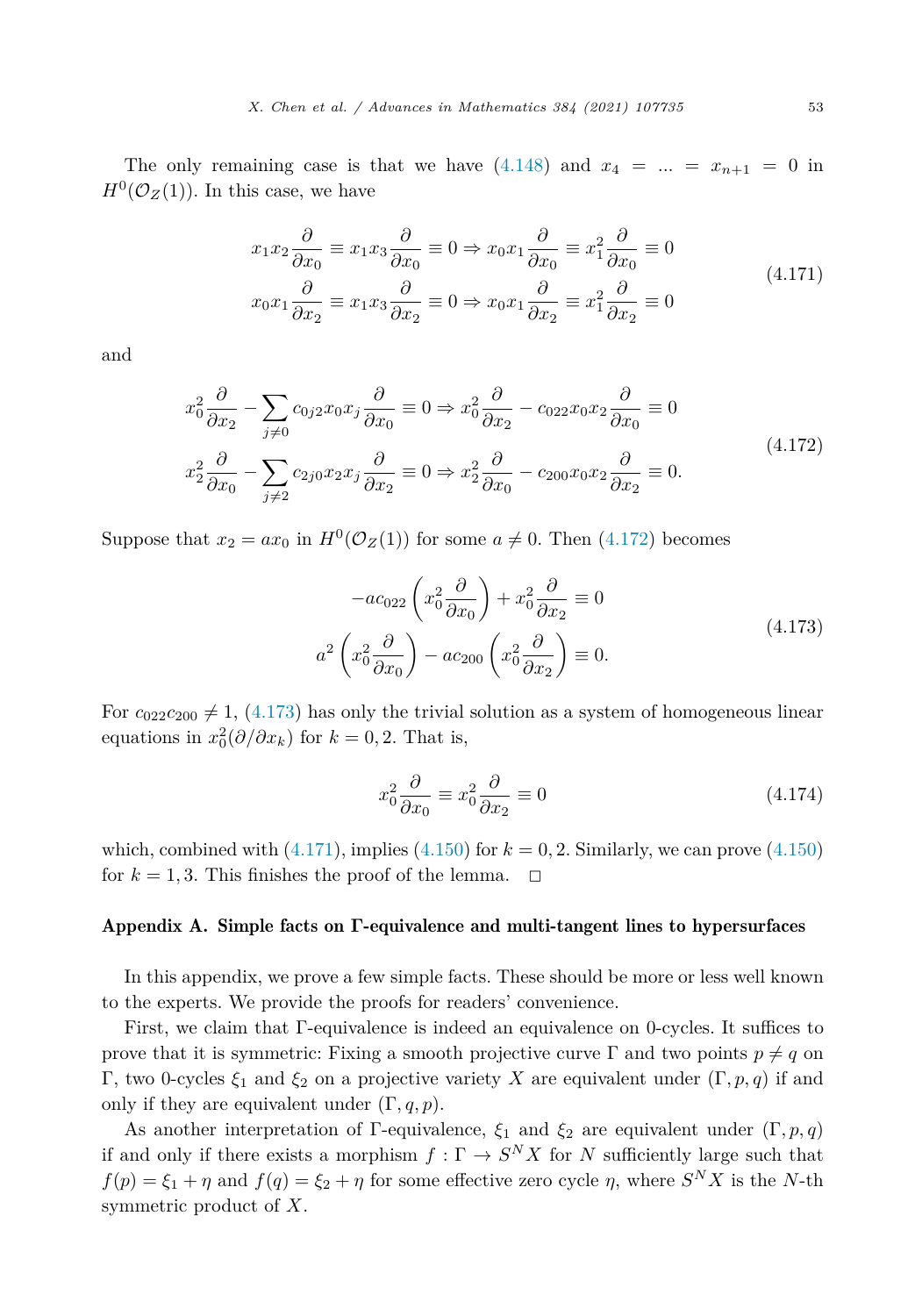The only remaining case is that we have (4.148) and $x_4 = ... = x_{n+1} = 0$ in $H^0(\mathcal{O}_Z(1))$. In this case, we have

$$
\begin{aligned}
x_1 x_2 \frac{\partial}{\partial x_0} \equiv x_1 x_3 \frac{\partial}{\partial x_0} \equiv 0 &\Rightarrow x_0 x_1 \frac{\partial}{\partial x_0} \equiv x_1^2 \frac{\partial}{\partial x_0} \equiv 0 \\
x_0 x_1 \frac{\partial}{\partial x_2} \equiv x_1 x_3 \frac{\partial}{\partial x_2} \equiv 0 &\Rightarrow x_0 x_1 \frac{\partial}{\partial x_2} \equiv x_1^2 \frac{\partial}{\partial x_2} \equiv 0
\end{aligned}
\tag{4.171}
$$

and

$$
\begin{aligned}
x_0^2 \frac{\partial}{\partial x_2} - \sum_{j \neq 0} c_{0j2} x_0 x_j \frac{\partial}{\partial x_0} \equiv 0 &\Rightarrow x_0^2 \frac{\partial}{\partial x_2} - c_{022} x_0 x_2 \frac{\partial}{\partial x_0} \equiv 0 \\
x_2^2 \frac{\partial}{\partial x_0} - \sum_{j \neq 2} c_{2j0} x_2 x_j \frac{\partial}{\partial x_2} \equiv 0 &\Rightarrow x_2^2 \frac{\partial}{\partial x_0} - c_{200} x_0 x_2 \frac{\partial}{\partial x_2} \equiv 0.
\end{aligned}
\tag{4.172}
$$

Suppose that $x_2 = a x_0$ in $H^0(\mathcal{O}_Z(1))$ for some $a \neq 0$. Then (4.172) becomes

$$
\begin{aligned}
-a c_{022} \left( x_0^2 \frac{\partial}{\partial x_0} \right) + x_0^2 \frac{\partial}{\partial x_2} \equiv 0 \\
a^2 \left( x_0^2 \frac{\partial}{\partial x_0} \right) - a c_{200} \left( x_0^2 \frac{\partial}{\partial x_2} \right) \equiv 0.
\end{aligned}
\tag{4.173}
$$

For $c_{022} c_{200} \neq 1$, (4.173) has only the trivial solution as a system of homogeneous linear equations in $x_0^2 (\partial / \partial x_k)$ for $k = 0, 2$. That is,

$$
x_0^2 \frac{\partial}{\partial x_0} \equiv x_0^2 \frac{\partial}{\partial x_2} \equiv 0 \tag{4.174}
$$

which, combined with (4.171), implies (4.150) for $k = 0, 2$. Similarly, we can prove (4.150) for $k = 1, 3$. This finishes the proof of the lemma. □

## Appendix A. Simple facts on Γ-equivalence and multi-tangent lines to hypersurfaces

In this appendix, we prove a few simple facts. These should be more or less well known to the experts. We provide the proofs for readers' convenience.

First, we claim that Γ-equivalence is indeed an equivalence on 0-cycles. It suffices to prove that it is symmetric: Fixing a smooth projective curve $\Gamma$ and two points $p \neq q$ on $\Gamma$, two 0-cycles $\xi_1$ and $\xi_2$ on a projective variety $X$ are equivalent under $(\Gamma, p, q)$ if and only if they are equivalent under $(\Gamma, q, p)$.

As another interpretation of Γ-equivalence, $\xi_1$ and $\xi_2$ are equivalent under $(\Gamma, p, q)$ if and only if there exists a morphism $f : \Gamma \to S^N X$ for $N$ sufficiently large such that $f(p) = \xi_1 + \eta$ and $f(q) = \xi_2 + \eta$ for some effective zero cycle $\eta$, where $S^N X$ is the $N$-th symmetric product of $X$.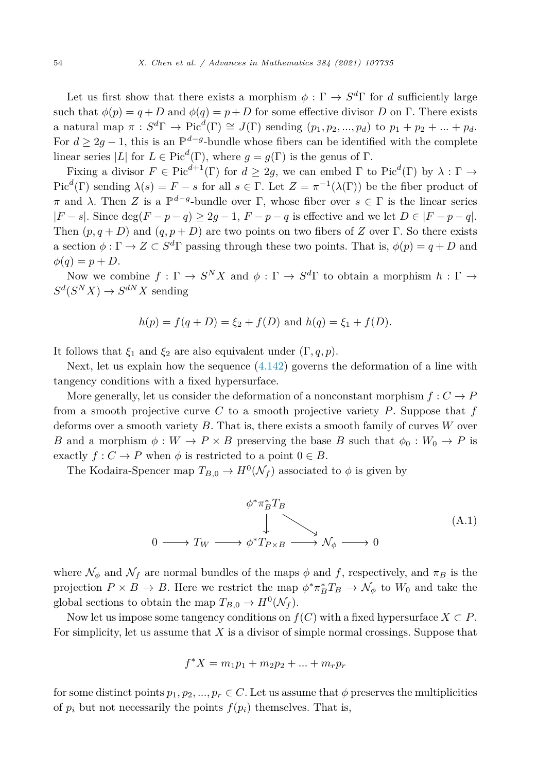Let us first show that there exists a morphism $\phi : \Gamma \to S^d\Gamma$ for $d$ sufficiently large such that $\phi(p) = q + D$ and $\phi(q) = p + D$ for some effective divisor $D$ on $\Gamma$. There exists a natural map $\pi : S^d\Gamma \to \operatorname{Pic}^d(\Gamma) \cong J(\Gamma)$ sending $(p_1, p_2, ..., p_d)$ to $p_1 + p_2 + ... + p_d$. For $d \geq 2g - 1$, this is an $\mathbb{P}^{d-g}$-bundle whose fibers can be identified with the complete linear series $|L|$ for $L \in \operatorname{Pic}^d(\Gamma)$, where $g = g(\Gamma)$ is the genus of $\Gamma$.

Fixing a divisor $F \in \operatorname{Pic}^{d+1}(\Gamma)$ for $d \geq 2g$, we can embed $\Gamma$ to $\operatorname{Pic}^d(\Gamma)$ by $\lambda : \Gamma \to \operatorname{Pic}^d(\Gamma)$ sending $\lambda(s) = F - s$ for all $s \in \Gamma$. Let $Z = \pi^{-1}(\lambda(\Gamma))$ be the fiber product of $\pi$ and $\lambda$. Then $Z$ is a $\mathbb{P}^{d-g}$-bundle over $\Gamma$, whose fiber over $s \in \Gamma$ is the linear series $|F - s|$. Since $\deg(F - p - q) \geq 2g - 1$, $F - p - q$ is effective and we let $D \in |F - p - q|$. Then $(p, q + D)$ and $(q, p + D)$ are two points on two fibers of $Z$ over $\Gamma$. So there exists a section $\phi : \Gamma \to Z \subset S^d\Gamma$ passing through these two points. That is, $\phi(p) = q + D$ and $\phi(q) = p + D$.

Now we combine $f : \Gamma \to S^N X$ and $\phi : \Gamma \to S^d\Gamma$ to obtain a morphism $h : \Gamma \to S^d(S^N X) \to S^{dN} X$ sending

$$h(p) = f(q + D) = \xi_2 + f(D) \text{ and } h(q) = \xi_1 + f(D).$$

It follows that $\xi_1$ and $\xi_2$ are also equivalent under $(\Gamma, q, p)$.

Next, let us explain how the sequence (4.142) governs the deformation of a line with tangency conditions with a fixed hypersurface.

More generally, let us consider the deformation of a nonconstant morphism $f : C \to P$ from a smooth projective curve $C$ to a smooth projective variety $P$. Suppose that $f$ deforms over a smooth variety $B$. That is, there exists a smooth family of curves $W$ over $B$ and a morphism $\phi : W \to P \times B$ preserving the base $B$ such that $\phi_0 : W_0 \to P$ is exactly $f : C \to P$ when $\phi$ is restricted to a point $0 \in B$.

The Kodaira-Spencer map $T_{B,0} \to H^0(\mathcal{N}_f)$ associated to $\phi$ is given by

$$\begin{array}{ccccccc} & & \phi^*\pi_B^*T_B & & & & \\ & & \downarrow & \searrow & & & \\ 0 \longrightarrow & T_W & \longrightarrow \phi^*T_{P\times B} & \longrightarrow & \mathcal{N}_\phi & \longrightarrow 0 \end{array} \tag{A.1}$$

where $\mathcal{N}_\phi$ and $\mathcal{N}_f$ are normal bundles of the maps $\phi$ and $f$, respectively, and $\pi_B$ is the projection $P \times B \to B$. Here we restrict the map $\phi^*\pi_B^*T_B \to \mathcal{N}_\phi$ to $W_0$ and take the global sections to obtain the map $T_{B,0} \to H^0(\mathcal{N}_f)$.

Now let us impose some tangency conditions on $f(C)$ with a fixed hypersurface $X \subset P$. For simplicity, let us assume that $X$ is a divisor of simple normal crossings. Suppose that

$$f^*X = m_1p_1 + m_2p_2 + ... + m_rp_r$$

for some distinct points $p_1, p_2, ..., p_r \in C$. Let us assume that $\phi$ preserves the multiplicities of $p_i$ but not necessarily the points $f(p_i)$ themselves. That is,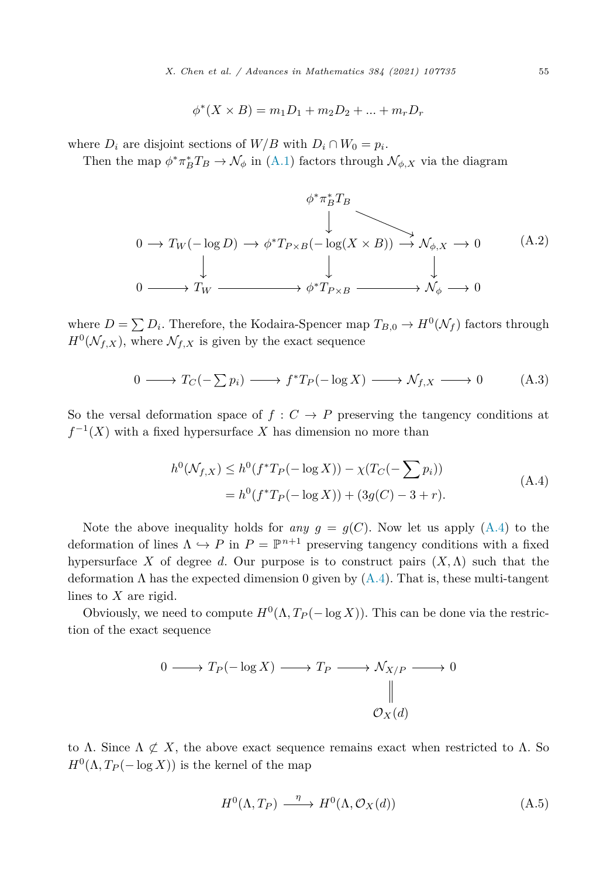$$\phi^*(X \times B) = m_1 D_1 + m_2 D_2 + ... + m_r D_r$$

where $D_i$ are disjoint sections of $W/B$ with $D_i \cap W_0 = p_i$.

Then the map $\phi^* \pi_B^* T_B \to \mathcal{N}_\phi$ in (A.1) factors through $\mathcal{N}_{\phi,X}$ via the diagram

$$\begin{array}{ccccccccc}
 & & & & \phi^*\pi_B^* T_B & \searrow & & & \\
 & & & & \downarrow & & & & \\
0 & \longrightarrow & T_W(-\log D) & \longrightarrow & \phi^* T_{P\times B}(-\log(X\times B)) & \longrightarrow & \mathcal{N}_{\phi,X} & \longrightarrow & 0 \\
 & & \downarrow & & \downarrow & & \downarrow & & \\
0 & \longrightarrow & T_W & \longrightarrow & \phi^* T_{P\times B} & \longrightarrow & \mathcal{N}_\phi & \longrightarrow & 0
\end{array} \tag{A.2}$$

where $D = \sum D_i$. Therefore, the Kodaira-Spencer map $T_{B,0} \to H^0(\mathcal{N}_f)$ factors through $H^0(\mathcal{N}_{f,X})$, where $\mathcal{N}_{f,X}$ is given by the exact sequence

$$0 \longrightarrow T_C(-\textstyle\sum p_i) \longrightarrow f^* T_P(-\log X) \longrightarrow \mathcal{N}_{f,X} \longrightarrow 0 \tag{A.3}$$

So the versal deformation space of $f : C \to P$ preserving the tangency conditions at $f^{-1}(X)$ with a fixed hypersurface $X$ has dimension no more than

$$\begin{aligned}
h^0(\mathcal{N}_{f,X}) &\leq h^0(f^* T_P(-\log X)) - \chi(T_C(-\sum p_i)) \\
&= h^0(f^* T_P(-\log X)) + (3g(C) - 3 + r).
\end{aligned} \tag{A.4}$$

Note the above inequality holds for *any* $g = g(C)$. Now let us apply (A.4) to the deformation of lines $\Lambda \hookrightarrow P$ in $P = \mathbb{P}^{n+1}$ preserving tangency conditions with a fixed hypersurface $X$ of degree $d$. Our purpose is to construct pairs $(X, \Lambda)$ such that the deformation $\Lambda$ has the expected dimension 0 given by (A.4). That is, these multi-tangent lines to $X$ are rigid.

Obviously, we need to compute $H^0(\Lambda, T_P(-\log X))$. This can be done via the restriction of the exact sequence

$$\begin{array}{ccccccccc}
0 & \longrightarrow & T_P(-\log X) & \longrightarrow & T_P & \longrightarrow & \mathcal{N}_{X/P} & \longrightarrow & 0 \\
 & & & & & & \| & & \\
 & & & & & & \mathcal{O}_X(d) & &
\end{array}$$

to $\Lambda$. Since $\Lambda \not\subset X$, the above exact sequence remains exact when restricted to $\Lambda$. So $H^0(\Lambda, T_P(-\log X))$ is the kernel of the map

$$H^0(\Lambda, T_P) \xrightarrow{\ \eta\ } H^0(\Lambda, \mathcal{O}_X(d)) \tag{A.5}$$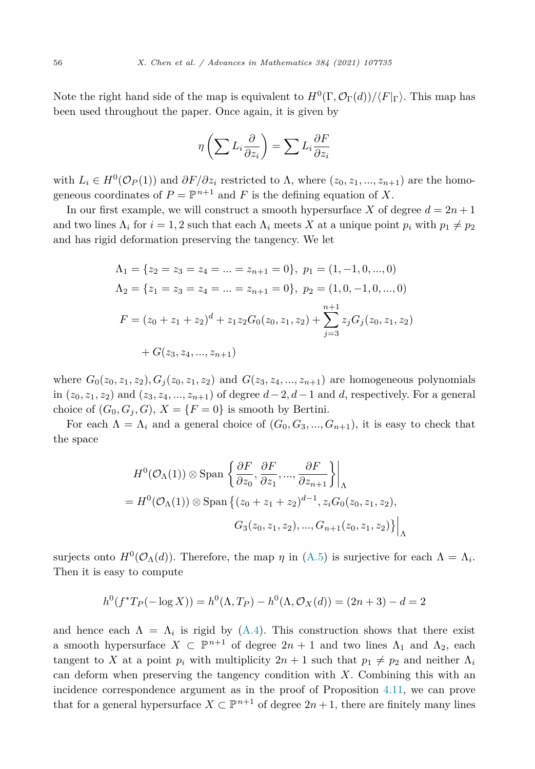Note the right hand side of the map is equivalent to $H^0(\Gamma, \mathcal{O}_\Gamma(d))/\langle F|_\Gamma \rangle$. This map has been used throughout the paper. Once again, it is given by

$$\eta\left(\sum L_i \frac{\partial}{\partial z_i}\right) = \sum L_i \frac{\partial F}{\partial z_i}$$

with $L_i \in H^0(\mathcal{O}_P(1))$ and $\partial F/\partial z_i$ restricted to $\Lambda$, where $(z_0, z_1, ..., z_{n+1})$ are the homogeneous coordinates of $P = \mathbb{P}^{n+1}$ and $F$ is the defining equation of $X$.

In our first example, we will construct a smooth hypersurface $X$ of degree $d = 2n+1$ and two lines $\Lambda_i$ for $i = 1, 2$ such that each $\Lambda_i$ meets $X$ at a unique point $p_i$ with $p_1 \neq p_2$ and has rigid deformation preserving the tangency. We let

$$\begin{aligned}
\Lambda_1 &= \{z_2 = z_3 = z_4 = ... = z_{n+1} = 0\},\ p_1 = (1, -1, 0, ..., 0)\\
\Lambda_2 &= \{z_1 = z_3 = z_4 = ... = z_{n+1} = 0\},\ p_2 = (1, 0, -1, 0, ..., 0)\\
F &= (z_0 + z_1 + z_2)^d + z_1 z_2 G_0(z_0, z_1, z_2) + \sum_{j=3}^{n+1} z_j G_j(z_0, z_1, z_2)\\
&\quad + G(z_3, z_4, ..., z_{n+1})
\end{aligned}$$

where $G_0(z_0, z_1, z_2), G_j(z_0, z_1, z_2)$ and $G(z_3, z_4, ..., z_{n+1})$ are homogeneous polynomials in $(z_0, z_1, z_2)$ and $(z_3, z_4, ..., z_{n+1})$ of degree $d-2, d-1$ and $d$, respectively. For a general choice of $(G_0, G_j, G)$, $X = \{F = 0\}$ is smooth by Bertini.

For each $\Lambda = \Lambda_i$ and a general choice of $(G_0, G_3, ..., G_{n+1})$, it is easy to check that the space

$$\begin{aligned}
&H^0(\mathcal{O}_\Lambda(1)) \otimes \operatorname{Span}\left\{\frac{\partial F}{\partial z_0}, \frac{\partial F}{\partial z_1}, ..., \frac{\partial F}{\partial z_{n+1}}\right\}\Bigg|_\Lambda\\
&= H^0(\mathcal{O}_\Lambda(1)) \otimes \operatorname{Span}\big\{(z_0 + z_1 + z_2)^{d-1}, z_i G_0(z_0, z_1, z_2),\\
&\qquad\qquad G_3(z_0, z_1, z_2), ..., G_{n+1}(z_0, z_1, z_2)\big\}\Big|_\Lambda
\end{aligned}$$

surjects onto $H^0(\mathcal{O}_\Lambda(d))$. Therefore, the map $\eta$ in (A.5) is surjective for each $\Lambda = \Lambda_i$. Then it is easy to compute

$$h^0(f^* T_P(-\log X)) = h^0(\Lambda, T_P) - h^0(\Lambda, \mathcal{O}_X(d)) = (2n+3) - d = 2$$

and hence each $\Lambda = \Lambda_i$ is rigid by (A.4). This construction shows that there exist a smooth hypersurface $X \subset \mathbb{P}^{n+1}$ of degree $2n+1$ and two lines $\Lambda_1$ and $\Lambda_2$, each tangent to $X$ at a point $p_i$ with multiplicity $2n+1$ such that $p_1 \neq p_2$ and neither $\Lambda_i$ can deform when preserving the tangency condition with $X$. Combining this with an incidence correspondence argument as in the proof of Proposition 4.11, we can prove that for a general hypersurface $X \subset \mathbb{P}^{n+1}$ of degree $2n+1$, there are finitely many lines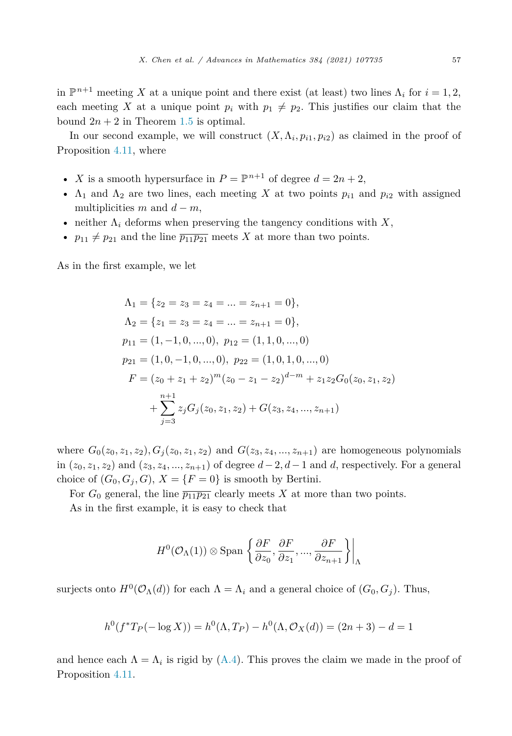in $\mathbb{P}^{n+1}$ meeting $X$ at a unique point and there exist (at least) two lines $\Lambda_i$ for $i = 1, 2$, each meeting $X$ at a unique point $p_i$ with $p_1 \neq p_2$. This justifies our claim that the bound $2n + 2$ in Theorem 1.5 is optimal.

In our second example, we will construct $(X, \Lambda_i, p_{i1}, p_{i2})$ as claimed in the proof of Proposition 4.11, where

- $X$ is a smooth hypersurface in $P = \mathbb{P}^{n+1}$ of degree $d = 2n + 2$,
- $\Lambda_1$ and $\Lambda_2$ are two lines, each meeting $X$ at two points $p_{i1}$ and $p_{i2}$ with assigned multiplicities $m$ and $d - m$,
- neither $\Lambda_i$ deforms when preserving the tangency conditions with $X$,
- $p_{11} \neq p_{21}$ and the line $\overline{p_{11}p_{21}}$ meets $X$ at more than two points.

As in the first example, we let

$$
\begin{aligned}
\Lambda_1 &= \{z_2 = z_3 = z_4 = ... = z_{n+1} = 0\}, \\
\Lambda_2 &= \{z_1 = z_3 = z_4 = ... = z_{n+1} = 0\}, \\
p_{11} &= (1, -1, 0, ..., 0),\ p_{12} = (1, 1, 0, ..., 0) \\
p_{21} &= (1, 0, -1, 0, ..., 0),\ p_{22} = (1, 0, 1, 0, ..., 0) \\
F &= (z_0 + z_1 + z_2)^m (z_0 - z_1 - z_2)^{d-m} + z_1 z_2 G_0(z_0, z_1, z_2) \\
&\quad + \sum_{j=3}^{n+1} z_j G_j(z_0, z_1, z_2) + G(z_3, z_4, ..., z_{n+1})
\end{aligned}
$$

where $G_0(z_0, z_1, z_2), G_j(z_0, z_1, z_2)$ and $G(z_3, z_4, ..., z_{n+1})$ are homogeneous polynomials in $(z_0, z_1, z_2)$ and $(z_3, z_4, ..., z_{n+1})$ of degree $d-2, d-1$ and $d$, respectively. For a general choice of $(G_0, G_j, G)$, $X = \{F = 0\}$ is smooth by Bertini.

For $G_0$ general, the line $\overline{p_{11}p_{21}}$ clearly meets $X$ at more than two points.

As in the first example, it is easy to check that

$$
H^0(\mathcal{O}_\Lambda(1)) \otimes \operatorname{Span}\left\{\frac{\partial F}{\partial z_0}, \frac{\partial F}{\partial z_1}, ..., \frac{\partial F}{\partial z_{n+1}}\right\}\bigg|_\Lambda
$$

surjects onto $H^0(\mathcal{O}_\Lambda(d))$ for each $\Lambda = \Lambda_i$ and a general choice of $(G_0, G_j)$. Thus,

$$
h^0(f^* T_P(-\log X)) = h^0(\Lambda, T_P) - h^0(\Lambda, \mathcal{O}_X(d)) = (2n + 3) - d = 1
$$

and hence each $\Lambda = \Lambda_i$ is rigid by (A.4). This proves the claim we made in the proof of Proposition 4.11.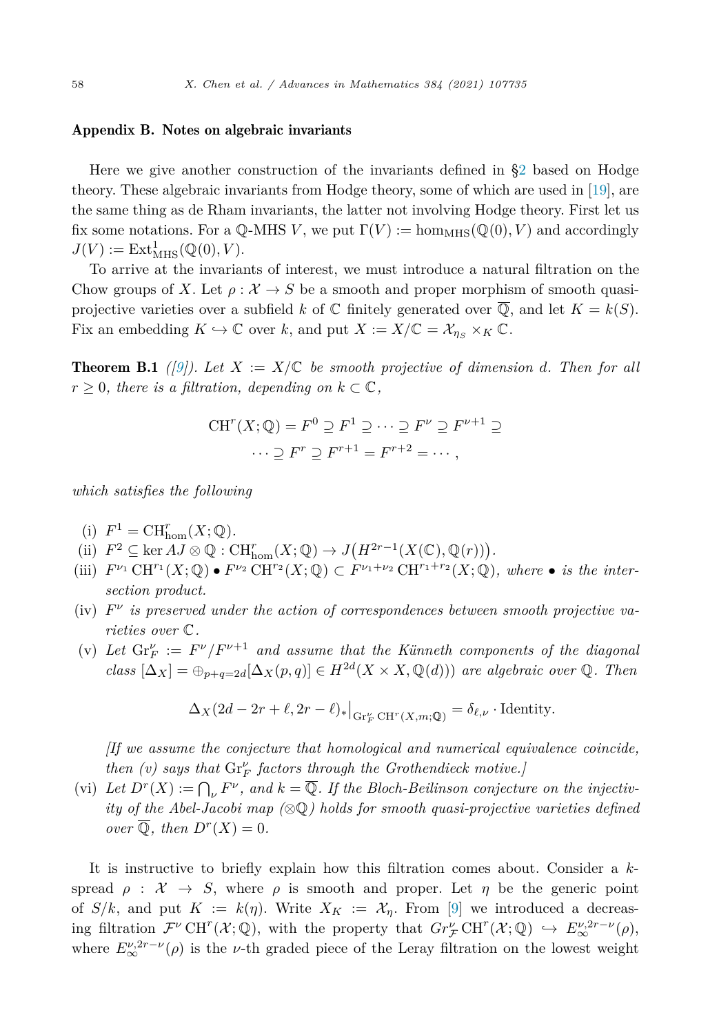## Appendix B. Notes on algebraic invariants

Here we give another construction of the invariants defined in §2 based on Hodge theory. These algebraic invariants from Hodge theory, some of which are used in [19], are the same thing as de Rham invariants, the latter not involving Hodge theory. First let us fix some notations. For a $\mathbb{Q}$-MHS $V$, we put $\Gamma(V) := \hom_{\mathrm{MHS}}(\mathbb{Q}(0), V)$ and accordingly $J(V) := \mathrm{Ext}^1_{\mathrm{MHS}}(\mathbb{Q}(0), V)$.

To arrive at the invariants of interest, we must introduce a natural filtration on the Chow groups of $X$. Let $\rho : \mathcal{X} \to S$ be a smooth and proper morphism of smooth quasi-projective varieties over a subfield $k$ of $\mathbb{C}$ finitely generated over $\overline{\mathbb{Q}}$, and let $K = k(S)$. Fix an embedding $K \hookrightarrow \mathbb{C}$ over $k$, and put $X := X/\mathbb{C} = \mathcal{X}_{\eta_S} \times_K \mathbb{C}$.

**Theorem B.1** *([9]). Let $X := X/\mathbb{C}$ be smooth projective of dimension $d$. Then for all $r \geq 0$, there is a filtration, depending on $k \subset \mathbb{C}$,*

$$\mathrm{CH}^r(X;\mathbb{Q}) = F^0 \supseteq F^1 \supseteq \cdots \supseteq F^\nu \supseteq F^{\nu+1} \supseteq \\ \cdots \supseteq F^r \supseteq F^{r+1} = F^{r+2} = \cdots,$$

*which satisfies the following*

- (i) $F^1 = \mathrm{CH}^r_{\mathrm{hom}}(X;\mathbb{Q})$.
- (ii) $F^2 \subseteq \ker AJ \otimes \mathbb{Q} : \mathrm{CH}^r_{\mathrm{hom}}(X;\mathbb{Q}) \to J\big(H^{2r-1}(X(\mathbb{C}),\mathbb{Q}(r))\big)$.
- (iii) $F^{\nu_1}\mathrm{CH}^{r_1}(X;\mathbb{Q}) \bullet F^{\nu_2}\mathrm{CH}^{r_2}(X;\mathbb{Q}) \subset F^{\nu_1+\nu_2}\mathrm{CH}^{r_1+r_2}(X;\mathbb{Q})$*, where $\bullet$ is the intersection product.*
- (iv) *$F^\nu$ is preserved under the action of correspondences between smooth projective varieties over $\mathbb{C}$.*
- (v) *Let $\mathrm{Gr}_F^\nu := F^\nu/F^{\nu+1}$ and assume that the Künneth components of the diagonal class $[\Delta_X] = \oplus_{p+q=2d}[\Delta_X(p,q)] \in H^{2d}(X\times X,\mathbb{Q}(d))$ are algebraic over $\mathbb{Q}$. Then*

$$\Delta_X(2d-2r+\ell, 2r-\ell)_*\big|_{\mathrm{Gr}_F^\nu \mathrm{CH}^r(X,m;\mathbb{Q})} = \delta_{\ell,\nu}\cdot \mathrm{Identity}.$$

  *[If we assume the conjecture that homological and numerical equivalence coincide, then (v) says that $\mathrm{Gr}_F^\nu$ factors through the Grothendieck motive.]*
- (vi) *Let $D^r(X) := \bigcap_\nu F^\nu$, and $k = \overline{\mathbb{Q}}$. If the Bloch-Beilinson conjecture on the injectivity of the Abel-Jacobi map ($\otimes\mathbb{Q}$) holds for smooth quasi-projective varieties defined over $\overline{\mathbb{Q}}$, then $D^r(X) = 0$.*

It is instructive to briefly explain how this filtration comes about. Consider a $k$-spread $\rho : \mathcal{X} \to S$, where $\rho$ is smooth and proper. Let $\eta$ be the generic point of $S/k$, and put $K := k(\eta)$. Write $X_K := \mathcal{X}_\eta$. From [9] we introduced a decreasing filtration $\mathcal{F}^\nu\mathrm{CH}^r(\mathcal{X};\mathbb{Q})$, with the property that $Gr_{\mathcal{F}}^\nu \mathrm{CH}^r(\mathcal{X};\mathbb{Q}) \hookrightarrow E_\infty^{\nu,2r-\nu}(\rho)$, where $E_\infty^{\nu,2r-\nu}(\rho)$ is the $\nu$-th graded piece of the Leray filtration on the lowest weight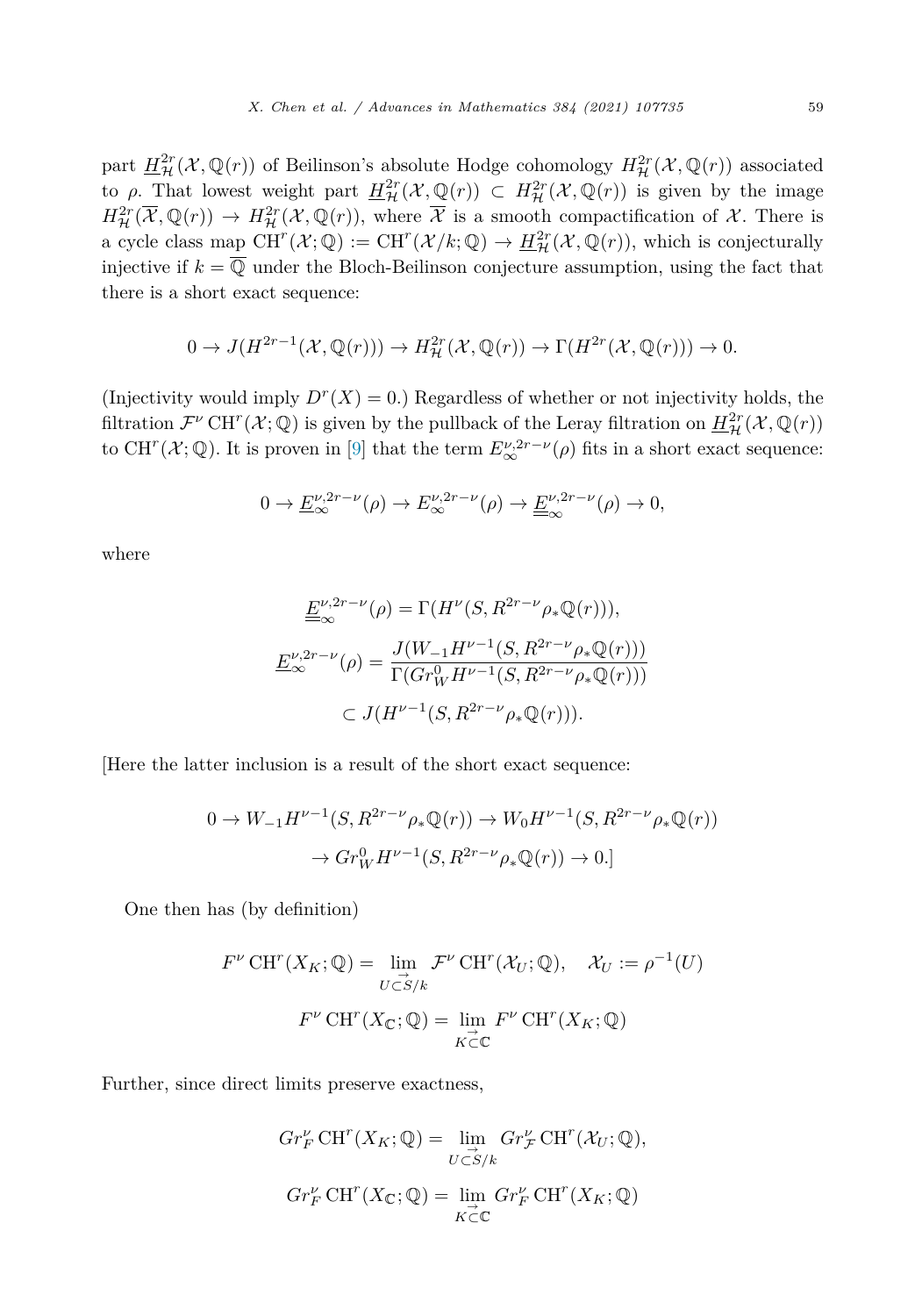part $\underline{H}^{2r}_{\mathcal{H}}(\mathcal{X}, \mathbb{Q}(r))$ of Beilinson's absolute Hodge cohomology $H^{2r}_{\mathcal{H}}(\mathcal{X}, \mathbb{Q}(r))$ associated to $\rho$. That lowest weight part $\underline{H}^{2r}_{\mathcal{H}}(\mathcal{X}, \mathbb{Q}(r)) \subset H^{2r}_{\mathcal{H}}(\mathcal{X}, \mathbb{Q}(r))$ is given by the image $H^{2r}_{\mathcal{H}}(\overline{\mathcal{X}}, \mathbb{Q}(r)) \to H^{2r}_{\mathcal{H}}(\mathcal{X}, \mathbb{Q}(r))$, where $\overline{\mathcal{X}}$ is a smooth compactification of $\mathcal{X}$. There is a cycle class map $\mathrm{CH}^r(\mathcal{X}; \mathbb{Q}) := \mathrm{CH}^r(\mathcal{X}/k; \mathbb{Q}) \to \underline{H}^{2r}_{\mathcal{H}}(\mathcal{X}, \mathbb{Q}(r))$, which is conjecturally injective if $k = \overline{\mathbb{Q}}$ under the Bloch-Beilinson conjecture assumption, using the fact that there is a short exact sequence:

$$0 \to J(H^{2r-1}(\mathcal{X}, \mathbb{Q}(r))) \to H^{2r}_{\mathcal{H}}(\mathcal{X}, \mathbb{Q}(r)) \to \Gamma(H^{2r}(\mathcal{X}, \mathbb{Q}(r))) \to 0.$$

(Injectivity would imply $D^r(X) = 0$.) Regardless of whether or not injectivity holds, the filtration $\mathcal{F}^\nu \mathrm{CH}^r(\mathcal{X}; \mathbb{Q})$ is given by the pullback of the Leray filtration on $\underline{H}^{2r}_{\mathcal{H}}(\mathcal{X}, \mathbb{Q}(r))$ to $\mathrm{CH}^r(\mathcal{X}; \mathbb{Q})$. It is proven in [9] that the term $E^{\nu, 2r-\nu}_\infty(\rho)$ fits in a short exact sequence:

$$0 \to \underline{E}^{\nu, 2r-\nu}_\infty(\rho) \to E^{\nu, 2r-\nu}_\infty(\rho) \to \underline{\underline{E}}^{\nu, 2r-\nu}_\infty(\rho) \to 0,$$

where

$$\underline{\underline{E}}^{\nu, 2r-\nu}_\infty(\rho) = \Gamma(H^\nu(S, R^{2r-\nu}\rho_*\mathbb{Q}(r))),$$

$$\underline{E}^{\nu, 2r-\nu}_\infty(\rho) = \frac{J(W_{-1}H^{\nu-1}(S, R^{2r-\nu}\rho_*\mathbb{Q}(r)))}{\Gamma(Gr^0_W H^{\nu-1}(S, R^{2r-\nu}\rho_*\mathbb{Q}(r)))}$$

$$\subset J(H^{\nu-1}(S, R^{2r-\nu}\rho_*\mathbb{Q}(r))).$$

[Here the latter inclusion is a result of the short exact sequence:

$$0 \to W_{-1}H^{\nu-1}(S, R^{2r-\nu}\rho_*\mathbb{Q}(r)) \to W_0 H^{\nu-1}(S, R^{2r-\nu}\rho_*\mathbb{Q}(r))$$
$$\to Gr^0_W H^{\nu-1}(S, R^{2r-\nu}\rho_*\mathbb{Q}(r)) \to 0.]$$

One then has (by definition)

$$F^\nu \mathrm{CH}^r(X_K; \mathbb{Q}) = \lim_{\substack{\to \\ U \subset S/k}} \mathcal{F}^\nu \mathrm{CH}^r(\mathcal{X}_U; \mathbb{Q}), \quad \mathcal{X}_U := \rho^{-1}(U)$$

$$F^\nu \mathrm{CH}^r(X_\mathbb{C}; \mathbb{Q}) = \lim_{\substack{\to \\ K \subset \mathbb{C}}} F^\nu \mathrm{CH}^r(X_K; \mathbb{Q})$$

Further, since direct limits preserve exactness,

$$Gr^\nu_F \mathrm{CH}^r(X_K; \mathbb{Q}) = \lim_{\substack{\to \\ U \subset S/k}} Gr^\nu_{\mathcal{F}} \mathrm{CH}^r(\mathcal{X}_U; \mathbb{Q}),$$

$$Gr^\nu_F \mathrm{CH}^r(X_\mathbb{C}; \mathbb{Q}) = \lim_{\substack{\to \\ K \subset \mathbb{C}}} Gr^\nu_F \mathrm{CH}^r(X_K; \mathbb{Q})$$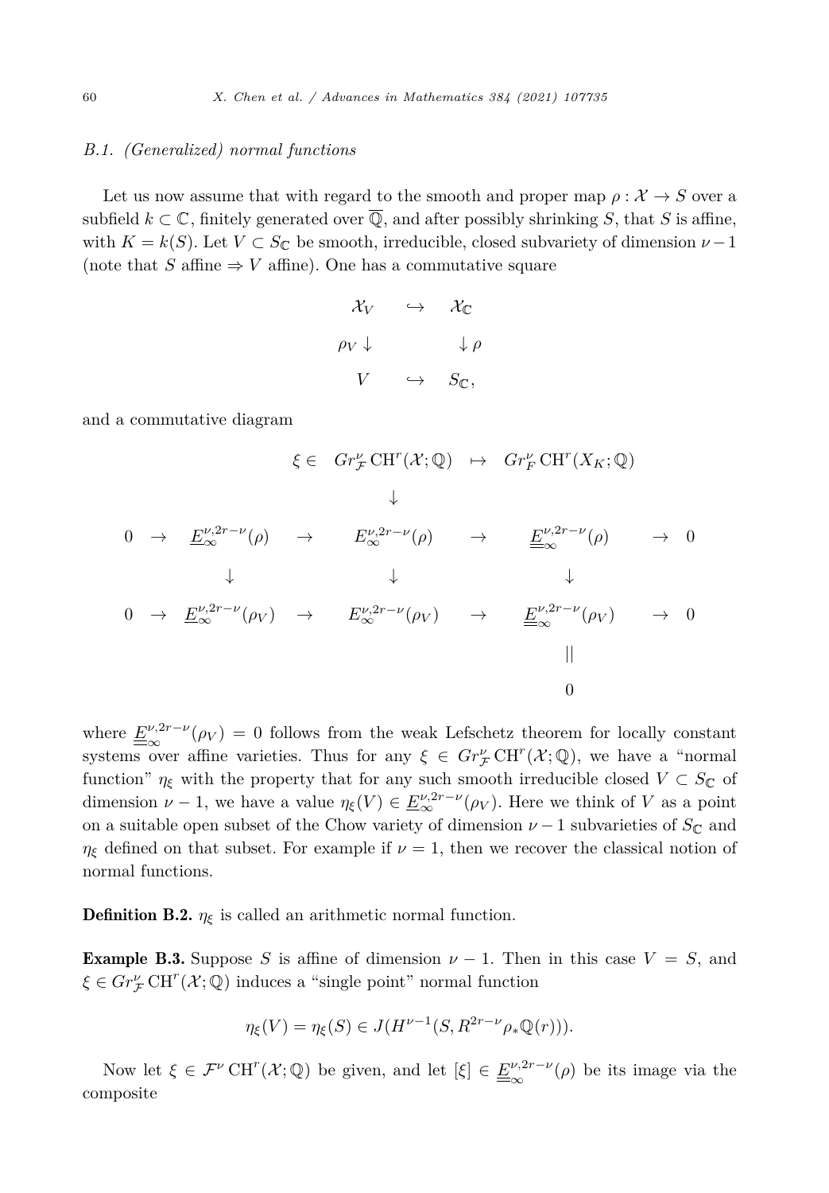*B.1. (Generalized) normal functions*

Let us now assume that with regard to the smooth and proper map $\rho : \mathcal{X} \to S$ over a subfield $k \subset \mathbb{C}$, finitely generated over $\overline{\mathbb{Q}}$, and after possibly shrinking $S$, that $S$ is affine, with $K = k(S)$. Let $V \subset S_{\mathbb{C}}$ be smooth, irreducible, closed subvariety of dimension $\nu - 1$ (note that $S$ affine $\Rightarrow V$ affine). One has a commutative square

$$\begin{array}{ccc} \mathcal{X}_V & \hookrightarrow & \mathcal{X}_{\mathbb{C}} \\ \rho_V \downarrow & & \downarrow \rho \\ V & \hookrightarrow & S_{\mathbb{C}}, \end{array}$$

and a commutative diagram

$$\begin{array}{ccccccccc} & & & \xi \in & Gr^{\nu}_{\mathcal{F}} \operatorname{CH}^r(\mathcal{X}; \mathbb{Q}) & \mapsto & Gr^{\nu}_{F} \operatorname{CH}^r(X_K; \mathbb{Q}) & & \\ & & & & \downarrow & & & & \\ 0 & \to & \underline{E}^{\nu,2r-\nu}_{\infty}(\rho) & \to & E^{\nu,2r-\nu}_{\infty}(\rho) & \to & \underline{\underline{E}}^{\nu,2r-\nu}_{\infty}(\rho) & \to & 0 \\ & & \downarrow & & \downarrow & & \downarrow & & \\ 0 & \to & \underline{E}^{\nu,2r-\nu}_{\infty}(\rho_V) & \to & E^{\nu,2r-\nu}_{\infty}(\rho_V) & \to & \underline{\underline{E}}^{\nu,2r-\nu}_{\infty}(\rho_V) & \to & 0 \\ & & & & & & || & & \\ & & & & & & 0 & & \end{array}$$

where $\underline{\underline{E}}^{\nu,2r-\nu}_{\infty}(\rho_V) = 0$ follows from the weak Lefschetz theorem for locally constant systems over affine varieties. Thus for any $\xi \in Gr^{\nu}_{\mathcal{F}} \operatorname{CH}^r(\mathcal{X}; \mathbb{Q})$, we have a "normal function" $\eta_\xi$ with the property that for any such smooth irreducible closed $V \subset S_{\mathbb{C}}$ of dimension $\nu - 1$, we have a value $\eta_\xi(V) \in \underline{E}^{\nu,2r-\nu}_{\infty}(\rho_V)$. Here we think of $V$ as a point on a suitable open subset of the Chow variety of dimension $\nu - 1$ subvarieties of $S_{\mathbb{C}}$ and $\eta_\xi$ defined on that subset. For example if $\nu = 1$, then we recover the classical notion of normal functions.

**Definition B.2.** $\eta_\xi$ is called an arithmetic normal function.

**Example B.3.** Suppose $S$ is affine of dimension $\nu - 1$. Then in this case $V = S$, and $\xi \in Gr^{\nu}_{\mathcal{F}} \operatorname{CH}^r(\mathcal{X}; \mathbb{Q})$ induces a "single point" normal function

$$\eta_\xi(V) = \eta_\xi(S) \in J(H^{\nu-1}(S, R^{2r-\nu}\rho_*\mathbb{Q}(r))).$$

Now let $\xi \in \mathcal{F}^{\nu} \operatorname{CH}^r(\mathcal{X}; \mathbb{Q})$ be given, and let $[\xi] \in \underline{\underline{E}}^{\nu,2r-\nu}_{\infty}(\rho)$ be its image via the composite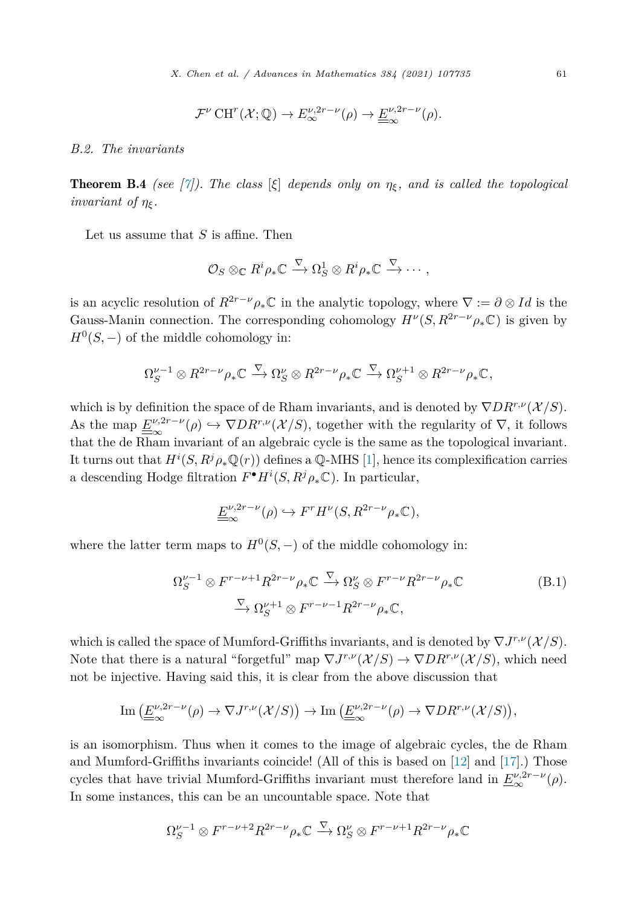$$\mathcal{F}^{\nu}\operatorname{CH}^r(\mathcal{X};\mathbb{Q}) \to E_{\infty}^{\nu,2r-\nu}(\rho) \to \underline{\underline{E}}_{\infty}^{\nu,2r-\nu}(\rho).$$

*B.2. The invariants*

**Theorem B.4** *(see [7]). The class $[\xi]$ depends only on $\eta_\xi$, and is called the topological invariant of $\eta_\xi$.*

Let us assume that $S$ is affine. Then

$$\mathcal{O}_S \otimes_{\mathbb{C}} R^i\rho_*\mathbb{C} \xrightarrow{\nabla} \Omega_S^1 \otimes R^i\rho_*\mathbb{C} \xrightarrow{\nabla} \cdots,$$

is an acyclic resolution of $R^{2r-\nu}\rho_*\mathbb{C}$ in the analytic topology, where $\nabla := \partial \otimes Id$ is the Gauss-Manin connection. The corresponding cohomology $H^{\nu}(S, R^{2r-\nu}\rho_*\mathbb{C})$ is given by $H^0(S,-)$ of the middle cohomology in:

$$\Omega_S^{\nu-1} \otimes R^{2r-\nu}\rho_*\mathbb{C} \xrightarrow{\nabla} \Omega_S^{\nu} \otimes R^{2r-\nu}\rho_*\mathbb{C} \xrightarrow{\nabla} \Omega_S^{\nu+1} \otimes R^{2r-\nu}\rho_*\mathbb{C},$$

which is by definition the space of de Rham invariants, and is denoted by $\nabla DR^{r,\nu}(\mathcal{X}/S)$. As the map $\underline{\underline{E}}_{\infty}^{\nu,2r-\nu}(\rho) \hookrightarrow \nabla DR^{r,\nu}(\mathcal{X}/S)$, together with the regularity of $\nabla$, it follows that the de Rham invariant of an algebraic cycle is the same as the topological invariant. It turns out that $H^i(S, R^j\rho_*\mathbb{Q}(r))$ defines a $\mathbb{Q}$-MHS [1], hence its complexification carries a descending Hodge filtration $F^{\bullet}H^i(S, R^j\rho_*\mathbb{C})$. In particular,

$$\underline{\underline{E}}_{\infty}^{\nu,2r-\nu}(\rho) \hookrightarrow F^rH^{\nu}(S, R^{2r-\nu}\rho_*\mathbb{C}),$$

where the latter term maps to $H^0(S,-)$ of the middle cohomology in:

$$\begin{aligned}\Omega_S^{\nu-1} \otimes F^{r-\nu+1}R^{2r-\nu}\rho_*\mathbb{C} &\xrightarrow{\nabla} \Omega_S^{\nu} \otimes F^{r-\nu}R^{2r-\nu}\rho_*\mathbb{C} \\ &\xrightarrow{\nabla} \Omega_S^{\nu+1} \otimes F^{r-\nu-1}R^{2r-\nu}\rho_*\mathbb{C},\end{aligned} \tag{B.1}$$

which is called the space of Mumford-Griffiths invariants, and is denoted by $\nabla J^{r,\nu}(\mathcal{X}/S)$. Note that there is a natural "forgetful" map $\nabla J^{r,\nu}(\mathcal{X}/S) \to \nabla DR^{r,\nu}(\mathcal{X}/S)$, which need not be injective. Having said this, it is clear from the above discussion that

$$\operatorname{Im}\big(\underline{\underline{E}}_{\infty}^{\nu,2r-\nu}(\rho) \to \nabla J^{r,\nu}(\mathcal{X}/S)\big) \to \operatorname{Im}\big(\underline{\underline{E}}_{\infty}^{\nu,2r-\nu}(\rho) \to \nabla DR^{r,\nu}(\mathcal{X}/S)\big),$$

is an isomorphism. Thus when it comes to the image of algebraic cycles, the de Rham and Mumford-Griffiths invariants coincide! (All of this is based on [12] and [17].) Those cycles that have trivial Mumford-Griffiths invariant must therefore land in $\underline{E}_{\infty}^{\nu,2r-\nu}(\rho)$. In some instances, this can be an uncountable space. Note that

$$\Omega_S^{\nu-1} \otimes F^{r-\nu+2}R^{2r-\nu}\rho_*\mathbb{C} \xrightarrow{\nabla} \Omega_S^{\nu} \otimes F^{r-\nu+1}R^{2r-\nu}\rho_*\mathbb{C}$$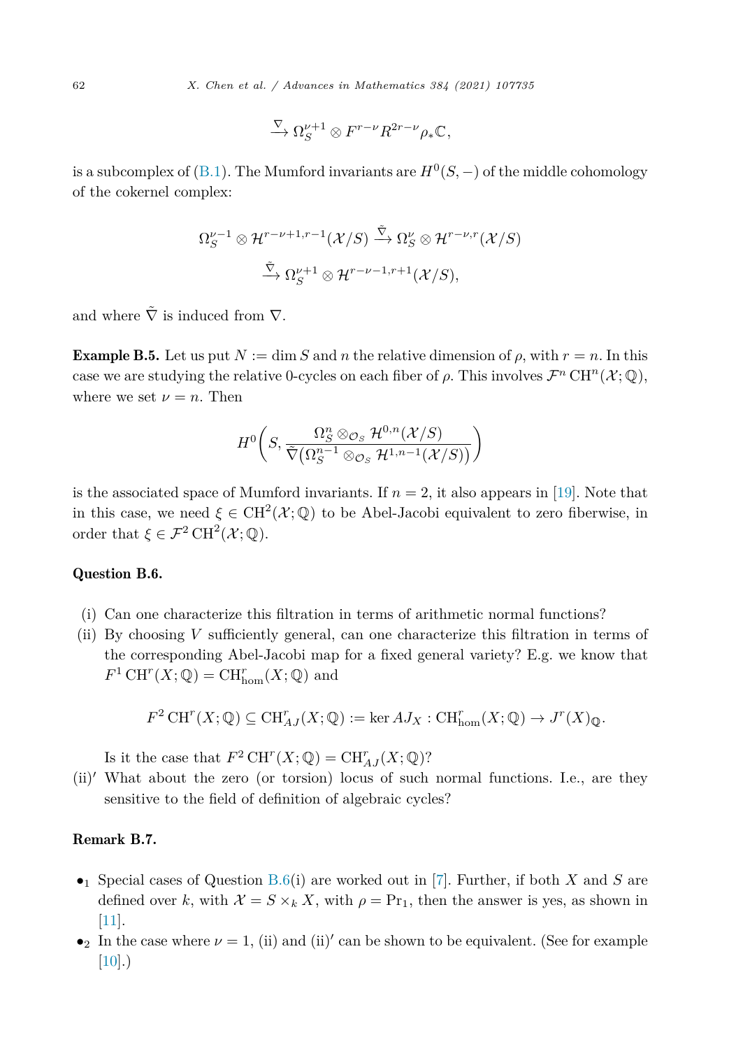$$\xrightarrow{\nabla} \Omega_S^{\nu+1} \otimes F^{r-\nu} R^{2r-\nu} \rho_* \mathbb{C},$$

is a subcomplex of (B.1). The Mumford invariants are $H^0(S,-)$ of the middle cohomology of the cokernel complex:

$$\Omega_S^{\nu-1} \otimes \mathcal{H}^{r-\nu+1,r-1}(\mathcal{X}/S) \xrightarrow{\tilde{\nabla}} \Omega_S^{\nu} \otimes \mathcal{H}^{r-\nu,r}(\mathcal{X}/S)$$
$$\xrightarrow{\tilde{\nabla}} \Omega_S^{\nu+1} \otimes \mathcal{H}^{r-\nu-1,r+1}(\mathcal{X}/S),$$

and where $\tilde{\nabla}$ is induced from $\nabla$.

**Example B.5.** Let us put $N := \dim S$ and $n$ the relative dimension of $\rho$, with $r = n$. In this case we are studying the relative 0-cycles on each fiber of $\rho$. This involves $\mathcal{F}^n \operatorname{CH}^n(\mathcal{X};\mathbb{Q})$, where we set $\nu = n$. Then

$$H^0\left(S, \frac{\Omega_S^n \otimes_{\mathcal{O}_S} \mathcal{H}^{0,n}(\mathcal{X}/S)}{\tilde{\nabla}\big(\Omega_S^{n-1} \otimes_{\mathcal{O}_S} \mathcal{H}^{1,n-1}(\mathcal{X}/S)\big)}\right)$$

is the associated space of Mumford invariants. If $n = 2$, it also appears in [19]. Note that in this case, we need $\xi \in \operatorname{CH}^2(\mathcal{X};\mathbb{Q})$ to be Abel-Jacobi equivalent to zero fiberwise, in order that $\xi \in \mathcal{F}^2 \operatorname{CH}^2(\mathcal{X};\mathbb{Q})$.

**Question B.6.**

- (i) Can one characterize this filtration in terms of arithmetic normal functions?
- (ii) By choosing $V$ sufficiently general, can one characterize this filtration in terms of the corresponding Abel-Jacobi map for a fixed general variety? E.g. we know that $F^1 \operatorname{CH}^r(X;\mathbb{Q}) = \operatorname{CH}^r_{\text{hom}}(X;\mathbb{Q})$ and

$$F^2 \operatorname{CH}^r(X;\mathbb{Q}) \subseteq \operatorname{CH}^r_{AJ}(X;\mathbb{Q}) := \ker AJ_X : \operatorname{CH}^r_{\text{hom}}(X;\mathbb{Q}) \to J^r(X)_{\mathbb{Q}}.$$

  Is it the case that $F^2 \operatorname{CH}^r(X;\mathbb{Q}) = \operatorname{CH}^r_{AJ}(X;\mathbb{Q})$?
- (ii)$'$ What about the zero (or torsion) locus of such normal functions. I.e., are they sensitive to the field of definition of algebraic cycles?

**Remark B.7.**

- $\bullet_1$ Special cases of Question B.6(i) are worked out in [7]. Further, if both $X$ and $S$ are defined over $k$, with $\mathcal{X} = S \times_k X$, with $\rho = \mathrm{Pr}_1$, then the answer is yes, as shown in [11].
- $\bullet_2$ In the case where $\nu = 1$, (ii) and (ii)$'$ can be shown to be equivalent. (See for example [10].)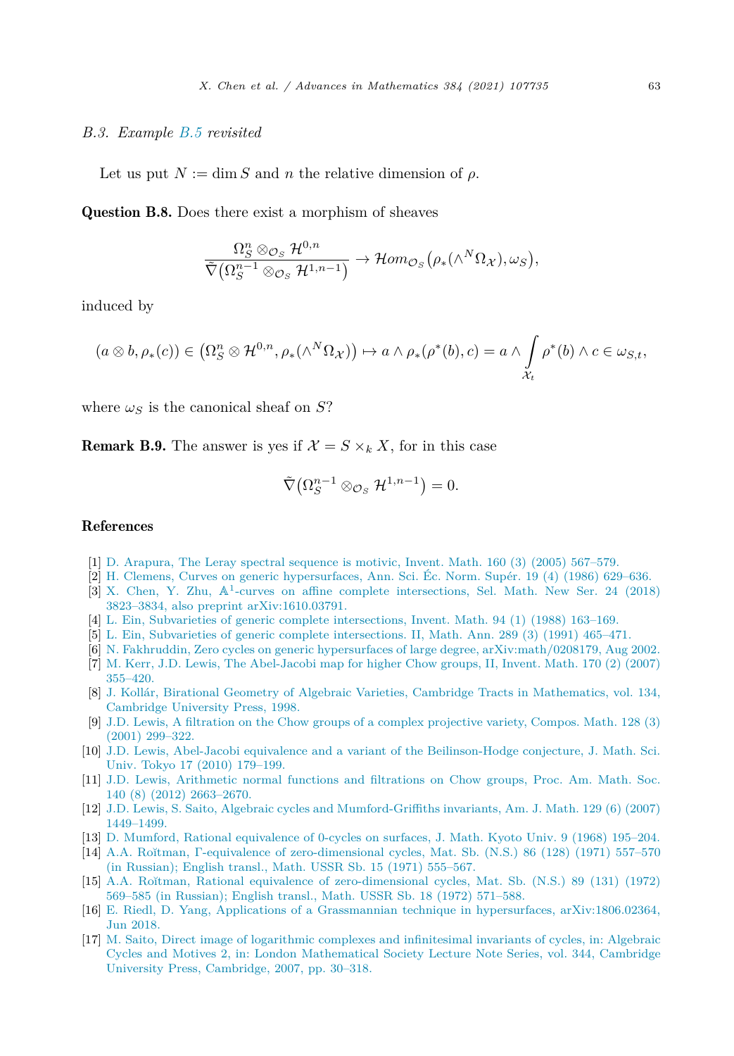### B.3. *Example B.5 revisited*

Let us put $N := \dim S$ and $n$ the relative dimension of $\rho$.

**Question B.8.** Does there exist a morphism of sheaves

$$\frac{\Omega_S^n \otimes_{\mathcal{O}_S} \mathcal{H}^{0,n}}{\tilde{\nabla}\big(\Omega_S^{n-1} \otimes_{\mathcal{O}_S} \mathcal{H}^{1,n-1}\big)} \to \mathcal{H}om_{\mathcal{O}_S}\big(\rho_*(\wedge^N \Omega_{\mathcal{X}}), \omega_S\big),$$

induced by

$$(a \otimes b, \rho_*(c)) \in \big(\Omega_S^n \otimes \mathcal{H}^{0,n}, \rho_*(\wedge^N \Omega_{\mathcal{X}})\big) \mapsto a \wedge \rho_*(\rho^*(b), c) = a \wedge \int_{\mathcal{X}_t} \rho^*(b) \wedge c \in \omega_{S,t},$$

where $\omega_S$ is the canonical sheaf on $S$?

**Remark B.9.** The answer is yes if $\mathcal{X} = S \times_k X$, for in this case

$$\tilde{\nabla}\big(\Omega_S^{n-1} \otimes_{\mathcal{O}_S} \mathcal{H}^{1,n-1}\big) = 0.$$

## References

[1] D. Arapura, The Leray spectral sequence is motivic, Invent. Math. 160 (3) (2005) 567–579.
[2] H. Clemens, Curves on generic hypersurfaces, Ann. Sci. Éc. Norm. Supér. 19 (4) (1986) 629–636.
[3] X. Chen, Y. Zhu, $\mathbb{A}^1$-curves on affine complete intersections, Sel. Math. New Ser. 24 (2018) 3823–3834, also preprint arXiv:1610.03791.
[4] L. Ein, Subvarieties of generic complete intersections, Invent. Math. 94 (1) (1988) 163–169.
[5] L. Ein, Subvarieties of generic complete intersections. II, Math. Ann. 289 (3) (1991) 465–471.
[6] N. Fakhruddin, Zero cycles on generic hypersurfaces of large degree, arXiv:math/0208179, Aug 2002.
[7] M. Kerr, J.D. Lewis, The Abel-Jacobi map for higher Chow groups, II, Invent. Math. 170 (2) (2007) 355–420.
[8] J. Kollár, Birational Geometry of Algebraic Varieties, Cambridge Tracts in Mathematics, vol. 134, Cambridge University Press, 1998.
[9] J.D. Lewis, A filtration on the Chow groups of a complex projective variety, Compos. Math. 128 (3) (2001) 299–322.
[10] J.D. Lewis, Abel-Jacobi equivalence and a variant of the Beilinson-Hodge conjecture, J. Math. Sci. Univ. Tokyo 17 (2010) 179–199.
[11] J.D. Lewis, Arithmetic normal functions and filtrations on Chow groups, Proc. Am. Math. Soc. 140 (8) (2012) 2663–2670.
[12] J.D. Lewis, S. Saito, Algebraic cycles and Mumford-Griffiths invariants, Am. J. Math. 129 (6) (2007) 1449–1499.
[13] D. Mumford, Rational equivalence of 0-cycles on surfaces, J. Math. Kyoto Univ. 9 (1968) 195–204.
[14] A.A. Roĭtman, Γ-equivalence of zero-dimensional cycles, Mat. Sb. (N.S.) 86 (128) (1971) 557–570 (in Russian); English transl., Math. USSR Sb. 15 (1971) 555–567.
[15] A.A. Roĭtman, Rational equivalence of zero-dimensional cycles, Mat. Sb. (N.S.) 89 (131) (1972) 569–585 (in Russian); English transl., Math. USSR Sb. 18 (1972) 571–588.
[16] E. Riedl, D. Yang, Applications of a Grassmannian technique in hypersurfaces, arXiv:1806.02364, Jun 2018.
[17] M. Saito, Direct image of logarithmic complexes and infinitesimal invariants of cycles, in: Algebraic Cycles and Motives 2, in: London Mathematical Society Lecture Note Series, vol. 344, Cambridge University Press, Cambridge, 2007, pp. 30–318.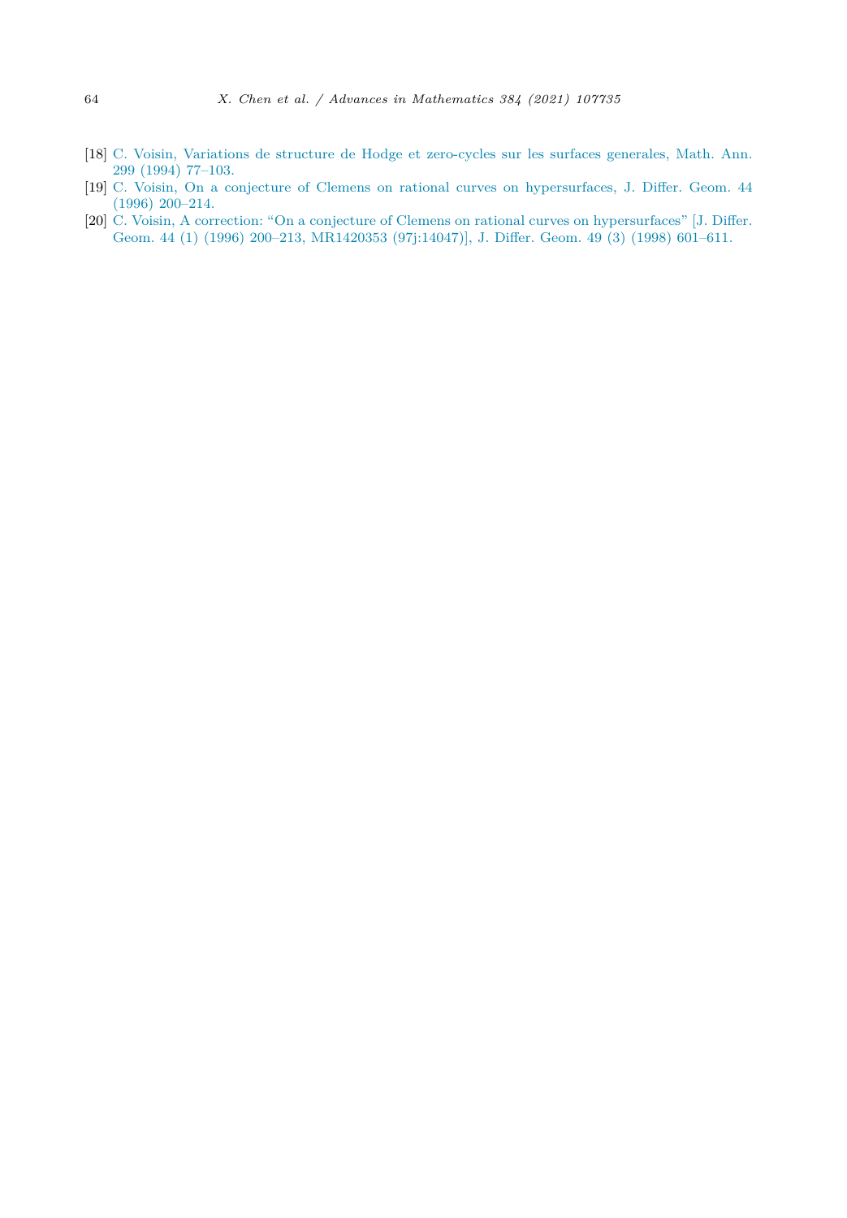[18] C. Voisin, Variations de structure de Hodge et zero-cycles sur les surfaces generales, Math. Ann. 299 (1994) 77–103.

[19] C. Voisin, On a conjecture of Clemens on rational curves on hypersurfaces, J. Differ. Geom. 44 (1996) 200–214.

[20] C. Voisin, A correction: "On a conjecture of Clemens on rational curves on hypersurfaces" [J. Differ. Geom. 44 (1) (1996) 200–213, MR1420353 (97j:14047)], J. Differ. Geom. 49 (3) (1998) 601–611.